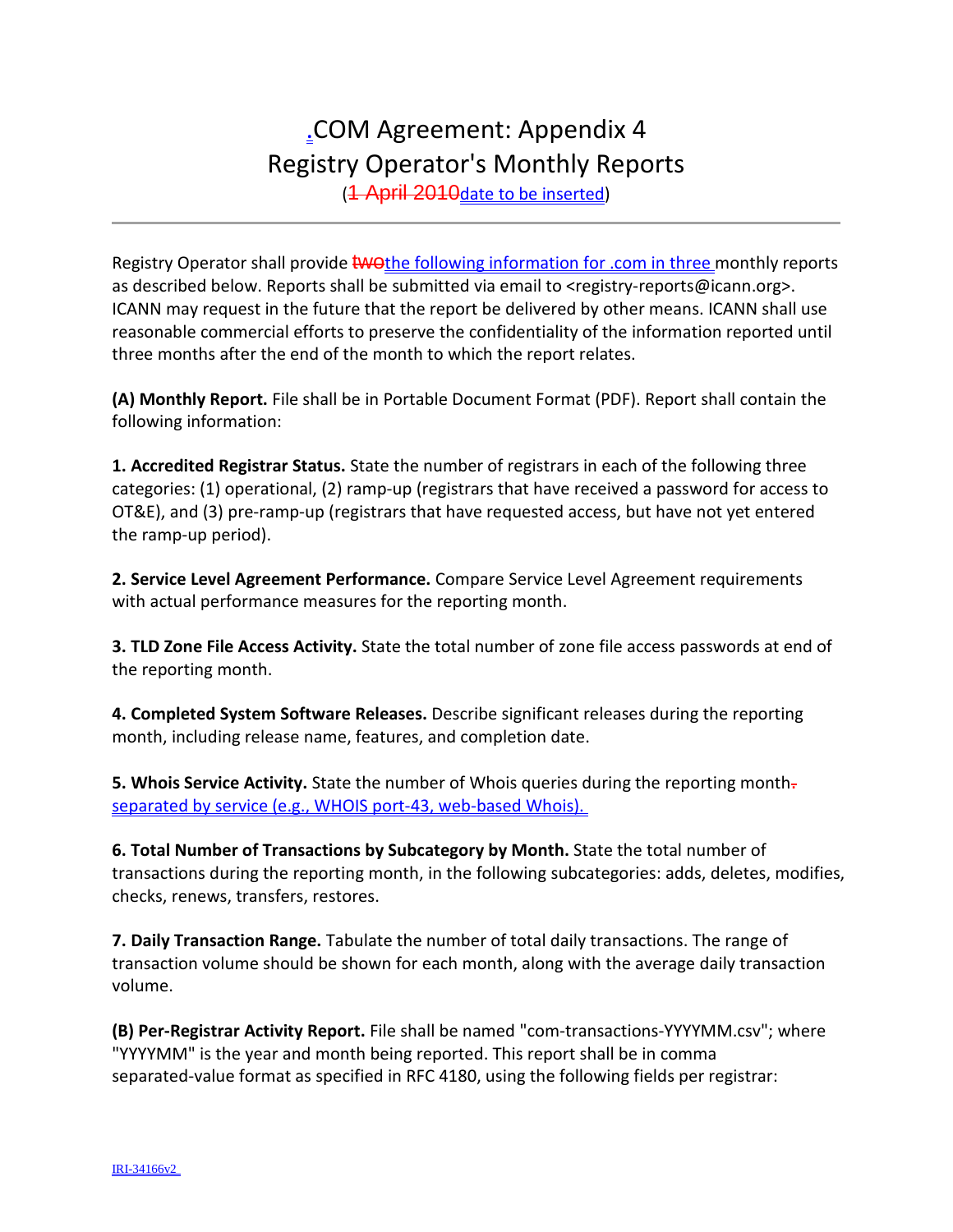# .COM Agreement: Appendix 4
# Registry Operator's Monthly Reports

(~~1 April 2010~~date to be inserted)

---

Registry Operator shall provide ~~two~~the following information for .com in three monthly reports as described below. Reports shall be submitted via email to <registry-reports@icann.org>. ICANN may request in the future that the report be delivered by other means. ICANN shall use reasonable commercial efforts to preserve the confidentiality of the information reported until three months after the end of the month to which the report relates.

**(A) Monthly Report.** File shall be in Portable Document Format (PDF). Report shall contain the following information:

**1. Accredited Registrar Status.** State the number of registrars in each of the following three categories: (1) operational, (2) ramp-up (registrars that have received a password for access to OT&E), and (3) pre-ramp-up (registrars that have requested access, but have not yet entered the ramp-up period).

**2. Service Level Agreement Performance.** Compare Service Level Agreement requirements with actual performance measures for the reporting month.

**3. TLD Zone File Access Activity.** State the total number of zone file access passwords at end of the reporting month.

**4. Completed System Software Releases.** Describe significant releases during the reporting month, including release name, features, and completion date.

**5. Whois Service Activity.** State the number of Whois queries during the reporting month~~.~~ separated by service (e.g., WHOIS port-43, web-based Whois).

**6. Total Number of Transactions by Subcategory by Month.** State the total number of transactions during the reporting month, in the following subcategories: adds, deletes, modifies, checks, renews, transfers, restores.

**7. Daily Transaction Range.** Tabulate the number of total daily transactions. The range of transaction volume should be shown for each month, along with the average daily transaction volume.

**(B) Per-Registrar Activity Report.** File shall be named "com-transactions-YYYYMM.csv"; where "YYYYMM" is the year and month being reported. This report shall be in comma separated-value format as specified in RFC 4180, using the following fields per registrar: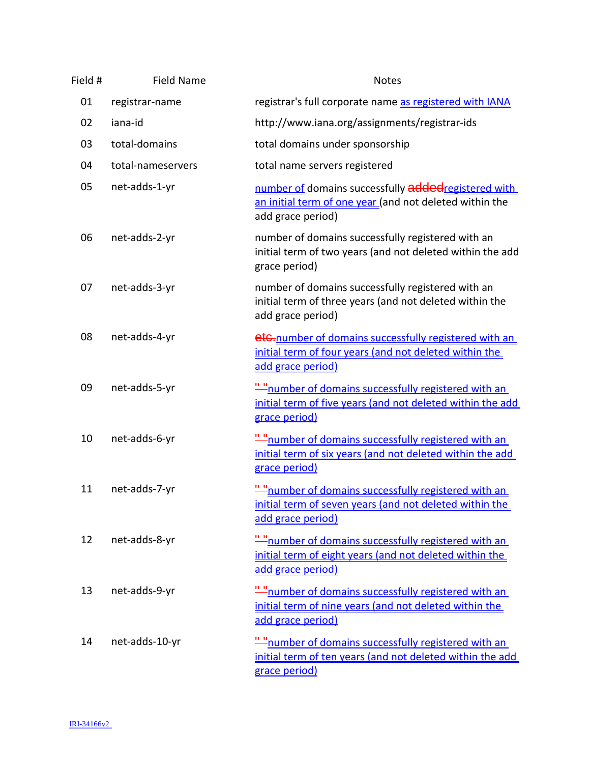| Field # | Field Name | Notes |
|---|---|---|
| 01 | registrar-name | registrar's full corporate name as registered with IANA |
| 02 | iana-id | http://www.iana.org/assignments/registrar-ids |
| 03 | total-domains | total domains under sponsorship |
| 04 | total-nameservers | total name servers registered |
| 05 | net-adds-1-yr | number of domains successfully ~~added~~registered with an initial term of one year (and not deleted within the add grace period) |
| 06 | net-adds-2-yr | number of domains successfully registered with an initial term of two years (and not deleted within the add grace period) |
| 07 | net-adds-3-yr | number of domains successfully registered with an initial term of three years (and not deleted within the add grace period) |
| 08 | net-adds-4-yr | ~~etc.~~number of domains successfully registered with an initial term of four years (and not deleted within the add grace period) |
| 09 | net-adds-5-yr | ~~" "~~number of domains successfully registered with an initial term of five years (and not deleted within the add grace period) |
| 10 | net-adds-6-yr | ~~" "~~number of domains successfully registered with an initial term of six years (and not deleted within the add grace period) |
| 11 | net-adds-7-yr | ~~" "~~number of domains successfully registered with an initial term of seven years (and not deleted within the add grace period) |
| 12 | net-adds-8-yr | ~~" "~~number of domains successfully registered with an initial term of eight years (and not deleted within the add grace period) |
| 13 | net-adds-9-yr | ~~" "~~number of domains successfully registered with an initial term of nine years (and not deleted within the add grace period) |
| 14 | net-adds-10-yr | ~~" "~~number of domains successfully registered with an initial term of ten years (and not deleted within the add grace period) |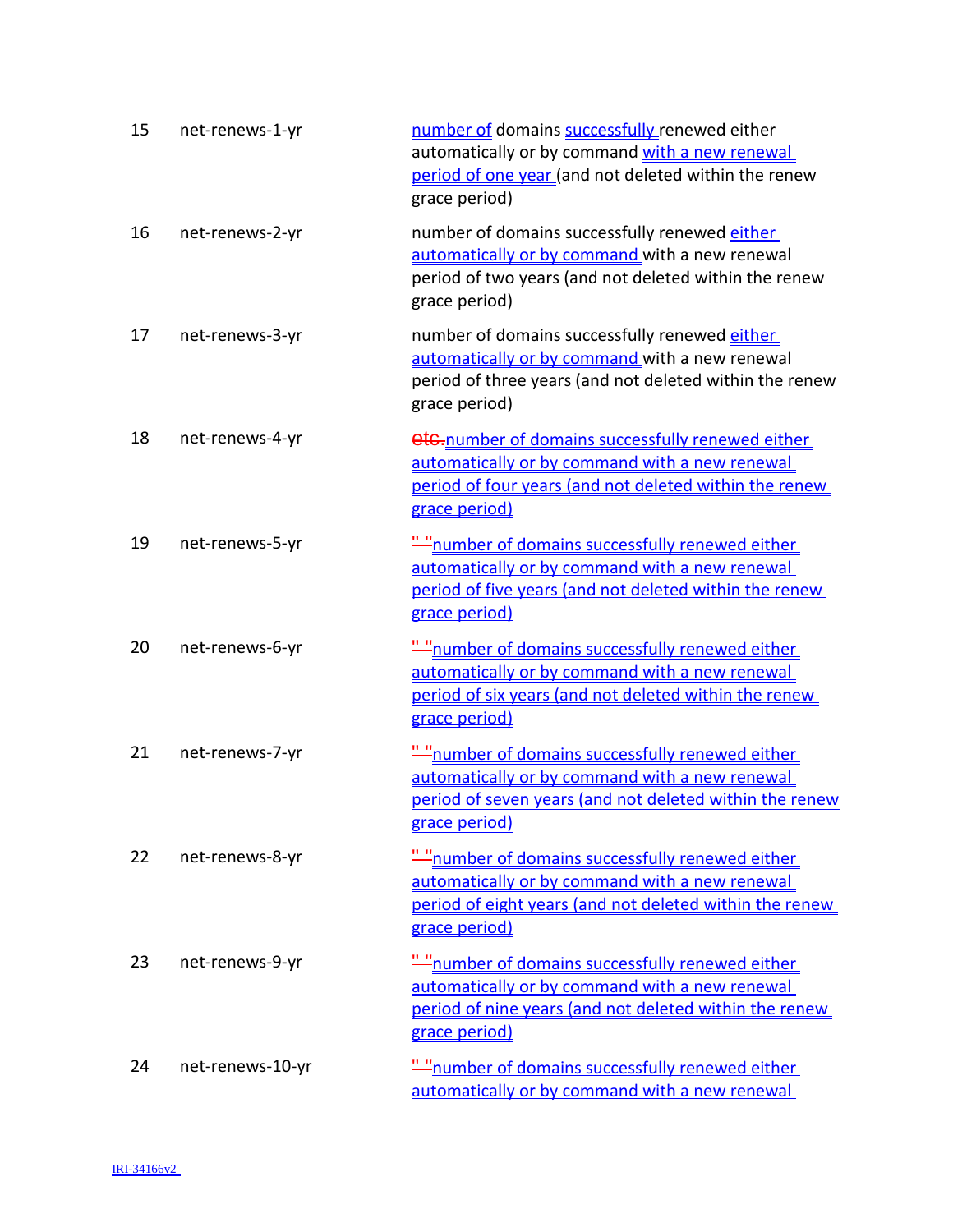| | | |
|---|---|---|
| 15 | net-renews-1-yr | number of domains successfully renewed either automatically or by command with a new renewal period of one year (and not deleted within the renew grace period) |
| 16 | net-renews-2-yr | number of domains successfully renewed either automatically or by command with a new renewal period of two years (and not deleted within the renew grace period) |
| 17 | net-renews-3-yr | number of domains successfully renewed either automatically or by command with a new renewal period of three years (and not deleted within the renew grace period) |
| 18 | net-renews-4-yr | ~~etc.~~number of domains successfully renewed either automatically or by command with a new renewal period of four years (and not deleted within the renew grace period) |
| 19 | net-renews-5-yr | ~~" "~~number of domains successfully renewed either automatically or by command with a new renewal period of five years (and not deleted within the renew grace period) |
| 20 | net-renews-6-yr | ~~" "~~number of domains successfully renewed either automatically or by command with a new renewal period of six years (and not deleted within the renew grace period) |
| 21 | net-renews-7-yr | ~~" "~~number of domains successfully renewed either automatically or by command with a new renewal period of seven years (and not deleted within the renew grace period) |
| 22 | net-renews-8-yr | ~~" "~~number of domains successfully renewed either automatically or by command with a new renewal period of eight years (and not deleted within the renew grace period) |
| 23 | net-renews-9-yr | ~~" "~~number of domains successfully renewed either automatically or by command with a new renewal period of nine years (and not deleted within the renew grace period) |
| 24 | net-renews-10-yr | ~~" "~~number of domains successfully renewed either automatically or by command with a new renewal |

IRI-34166v2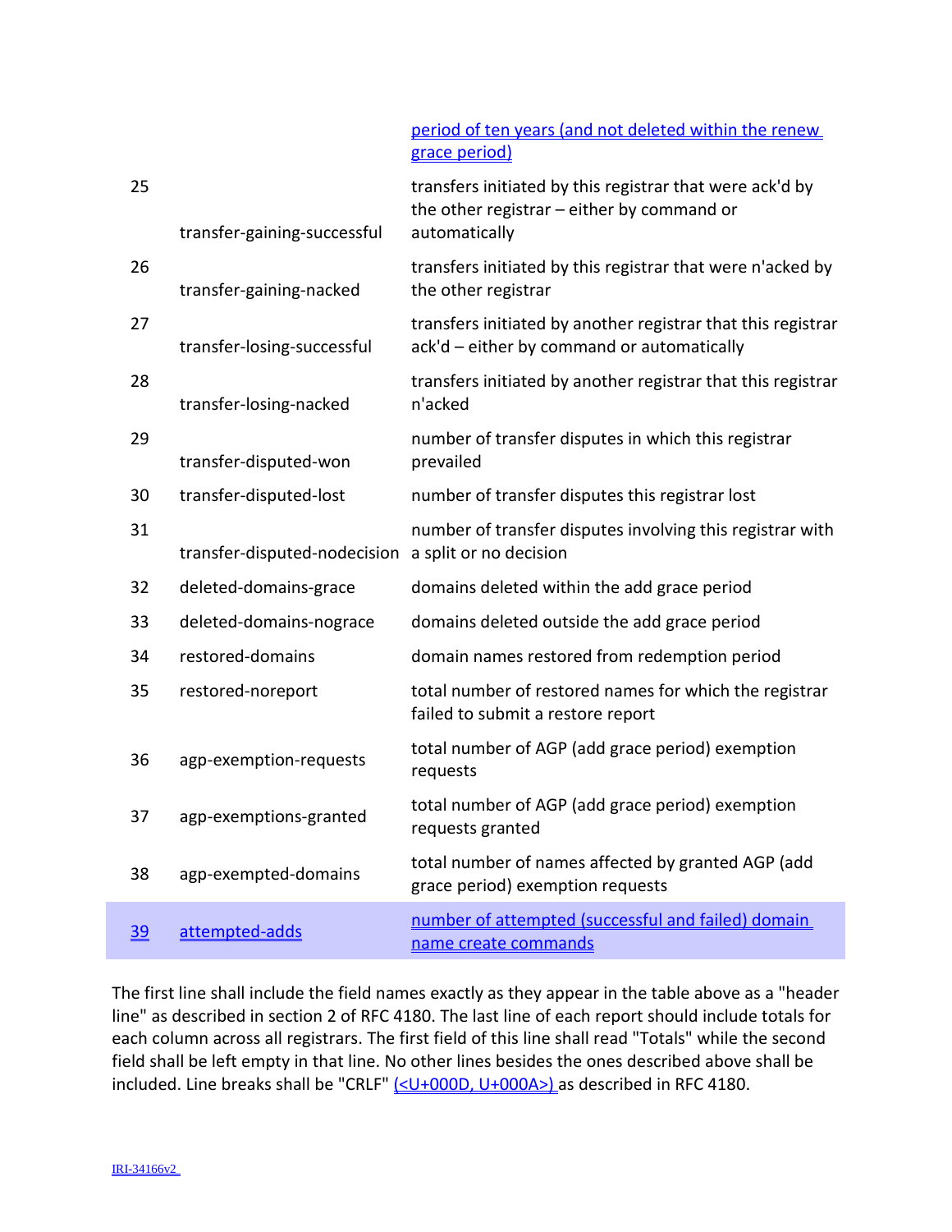| | | period of ten years (and not deleted within the renew grace period) |
|---|---|---|
| 25 | transfer-gaining-successful | transfers initiated by this registrar that were ack'd by the other registrar – either by command or automatically |
| 26 | transfer-gaining-nacked | transfers initiated by this registrar that were n'acked by the other registrar |
| 27 | transfer-losing-successful | transfers initiated by another registrar that this registrar ack'd – either by command or automatically |
| 28 | transfer-losing-nacked | transfers initiated by another registrar that this registrar n'acked |
| 29 | transfer-disputed-won | number of transfer disputes in which this registrar prevailed |
| 30 | transfer-disputed-lost | number of transfer disputes this registrar lost |
| 31 | transfer-disputed-nodecision | number of transfer disputes involving this registrar with a split or no decision |
| 32 | deleted-domains-grace | domains deleted within the add grace period |
| 33 | deleted-domains-nograce | domains deleted outside the add grace period |
| 34 | restored-domains | domain names restored from redemption period |
| 35 | restored-noreport | total number of restored names for which the registrar failed to submit a restore report |
| 36 | agp-exemption-requests | total number of AGP (add grace period) exemption requests |
| 37 | agp-exemptions-granted | total number of AGP (add grace period) exemption requests granted |
| 38 | agp-exempted-domains | total number of names affected by granted AGP (add grace period) exemption requests |
| 39 | attempted-adds | number of attempted (successful and failed) domain name create commands |

The first line shall include the field names exactly as they appear in the table above as a "header line" as described in section 2 of RFC 4180. The last line of each report should include totals for each column across all registrars. The first field of this line shall read "Totals" while the second field shall be left empty in that line. No other lines besides the ones described above shall be included. Line breaks shall be "CRLF" (<U+000D, U+000A>) as described in RFC 4180.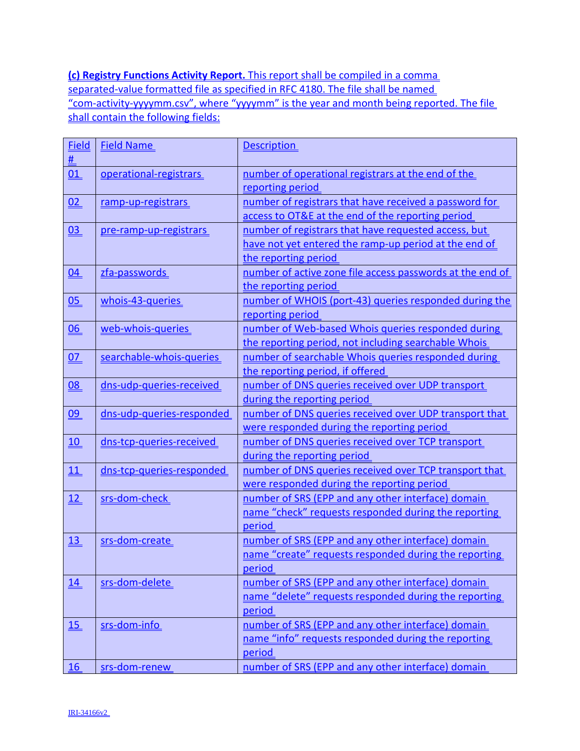**(c) Registry Functions Activity Report.** This report shall be compiled in a comma separated-value formatted file as specified in RFC 4180. The file shall be named "com-activity-yyyymm.csv", where "yyyymm" is the year and month being reported. The file shall contain the following fields:

| Field # | Field Name | Description |
|---|---|---|
| 01 | operational-registrars | number of operational registrars at the end of the reporting period |
| 02 | ramp-up-registrars | number of registrars that have received a password for access to OT&E at the end of the reporting period |
| 03 | pre-ramp-up-registrars | number of registrars that have requested access, but have not yet entered the ramp-up period at the end of the reporting period |
| 04 | zfa-passwords | number of active zone file access passwords at the end of the reporting period |
| 05 | whois-43-queries | number of WHOIS (port-43) queries responded during the reporting period |
| 06 | web-whois-queries | number of Web-based Whois queries responded during the reporting period, not including searchable Whois |
| 07 | searchable-whois-queries | number of searchable Whois queries responded during the reporting period, if offered |
| 08 | dns-udp-queries-received | number of DNS queries received over UDP transport during the reporting period |
| 09 | dns-udp-queries-responded | number of DNS queries received over UDP transport that were responded during the reporting period |
| 10 | dns-tcp-queries-received | number of DNS queries received over TCP transport during the reporting period |
| 11 | dns-tcp-queries-responded | number of DNS queries received over TCP transport that were responded during the reporting period |
| 12 | srs-dom-check | number of SRS (EPP and any other interface) domain name "check" requests responded during the reporting period |
| 13 | srs-dom-create | number of SRS (EPP and any other interface) domain name "create" requests responded during the reporting period |
| 14 | srs-dom-delete | number of SRS (EPP and any other interface) domain name "delete" requests responded during the reporting period |
| 15 | srs-dom-info | number of SRS (EPP and any other interface) domain name "info" requests responded during the reporting period |
| 16 | srs-dom-renew | number of SRS (EPP and any other interface) domain |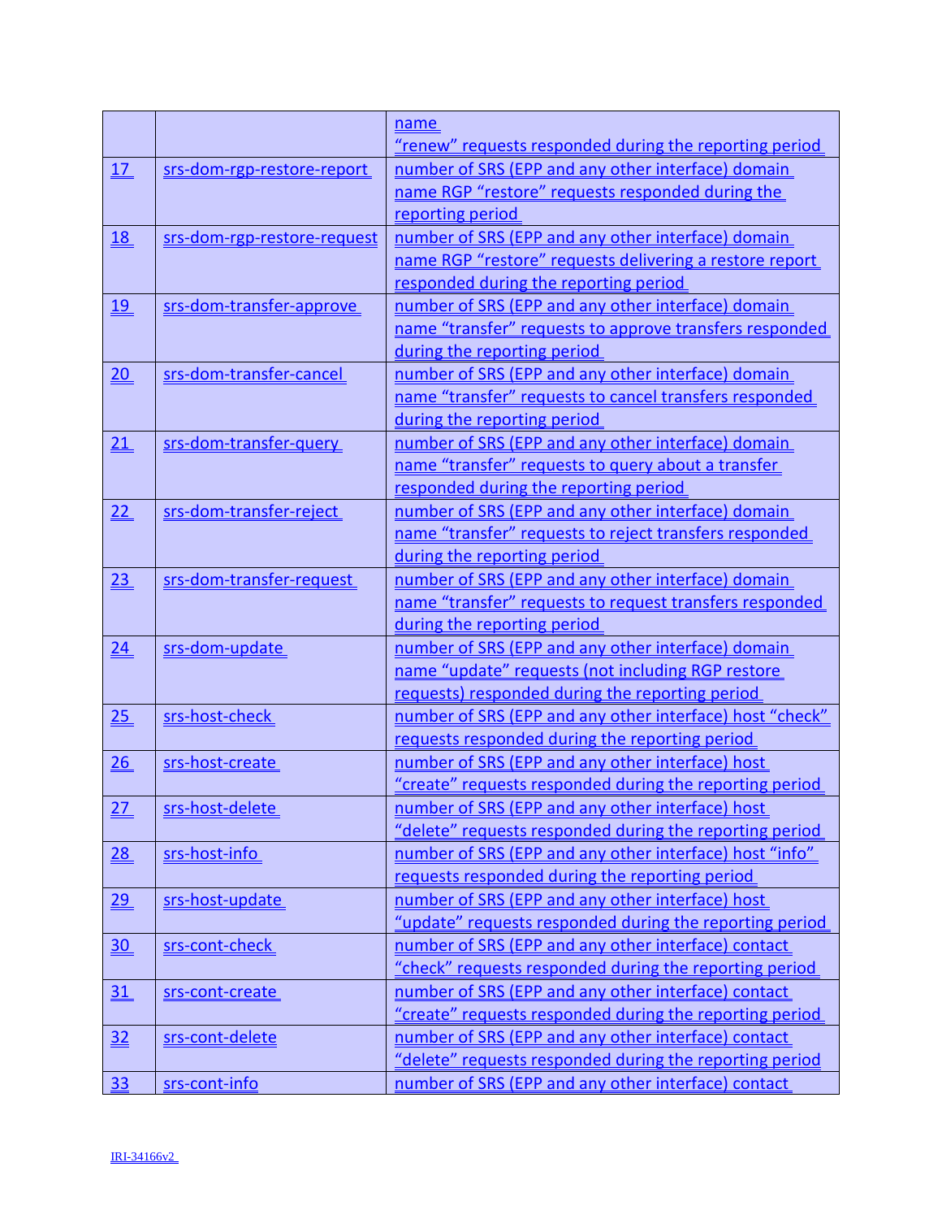| | | name "renew" requests responded during the reporting period |
|---|---|---|
| 17 | srs-dom-rgp-restore-report | number of SRS (EPP and any other interface) domain name RGP "restore" requests responded during the reporting period |
| 18 | srs-dom-rgp-restore-request | number of SRS (EPP and any other interface) domain name RGP "restore" requests delivering a restore report responded during the reporting period |
| 19 | srs-dom-transfer-approve | number of SRS (EPP and any other interface) domain name "transfer" requests to approve transfers responded during the reporting period |
| 20 | srs-dom-transfer-cancel | number of SRS (EPP and any other interface) domain name "transfer" requests to cancel transfers responded during the reporting period |
| 21 | srs-dom-transfer-query | number of SRS (EPP and any other interface) domain name "transfer" requests to query about a transfer responded during the reporting period |
| 22 | srs-dom-transfer-reject | number of SRS (EPP and any other interface) domain name "transfer" requests to reject transfers responded during the reporting period |
| 23 | srs-dom-transfer-request | number of SRS (EPP and any other interface) domain name "transfer" requests to request transfers responded during the reporting period |
| 24 | srs-dom-update | number of SRS (EPP and any other interface) domain name "update" requests (not including RGP restore requests) responded during the reporting period |
| 25 | srs-host-check | number of SRS (EPP and any other interface) host "check" requests responded during the reporting period |
| 26 | srs-host-create | number of SRS (EPP and any other interface) host "create" requests responded during the reporting period |
| 27 | srs-host-delete | number of SRS (EPP and any other interface) host "delete" requests responded during the reporting period |
| 28 | srs-host-info | number of SRS (EPP and any other interface) host "info" requests responded during the reporting period |
| 29 | srs-host-update | number of SRS (EPP and any other interface) host "update" requests responded during the reporting period |
| 30 | srs-cont-check | number of SRS (EPP and any other interface) contact "check" requests responded during the reporting period |
| 31 | srs-cont-create | number of SRS (EPP and any other interface) contact "create" requests responded during the reporting period |
| 32 | srs-cont-delete | number of SRS (EPP and any other interface) contact "delete" requests responded during the reporting period |
| 33 | srs-cont-info | number of SRS (EPP and any other interface) contact |

IRI-34166v2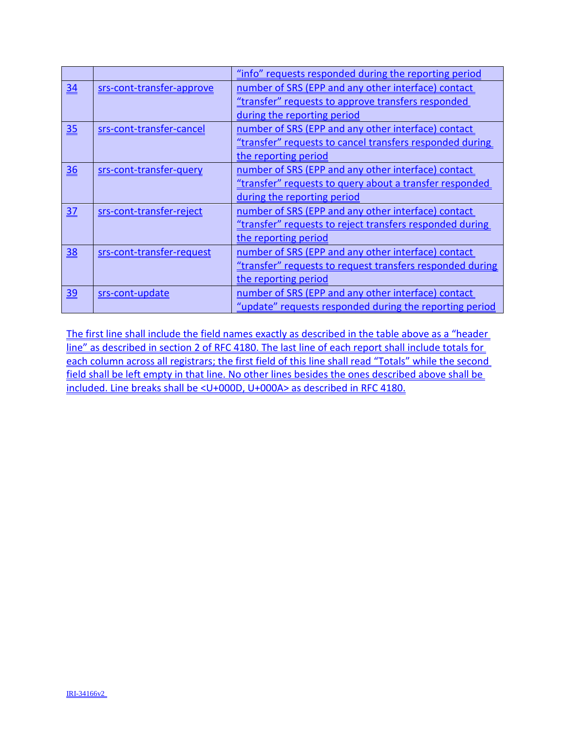| | | |
|---|---|---|
| | | "info" requests responded during the reporting period |
| 34 | srs-cont-transfer-approve | number of SRS (EPP and any other interface) contact "transfer" requests to approve transfers responded during the reporting period |
| 35 | srs-cont-transfer-cancel | number of SRS (EPP and any other interface) contact "transfer" requests to cancel transfers responded during the reporting period |
| 36 | srs-cont-transfer-query | number of SRS (EPP and any other interface) contact "transfer" requests to query about a transfer responded during the reporting period |
| 37 | srs-cont-transfer-reject | number of SRS (EPP and any other interface) contact "transfer" requests to reject transfers responded during the reporting period |
| 38 | srs-cont-transfer-request | number of SRS (EPP and any other interface) contact "transfer" requests to request transfers responded during the reporting period |
| 39 | srs-cont-update | number of SRS (EPP and any other interface) contact "update" requests responded during the reporting period |

The first line shall include the field names exactly as described in the table above as a "header line" as described in section 2 of RFC 4180. The last line of each report shall include totals for each column across all registrars; the first field of this line shall read "Totals" while the second field shall be left empty in that line. No other lines besides the ones described above shall be included. Line breaks shall be <U+000D, U+000A> as described in RFC 4180.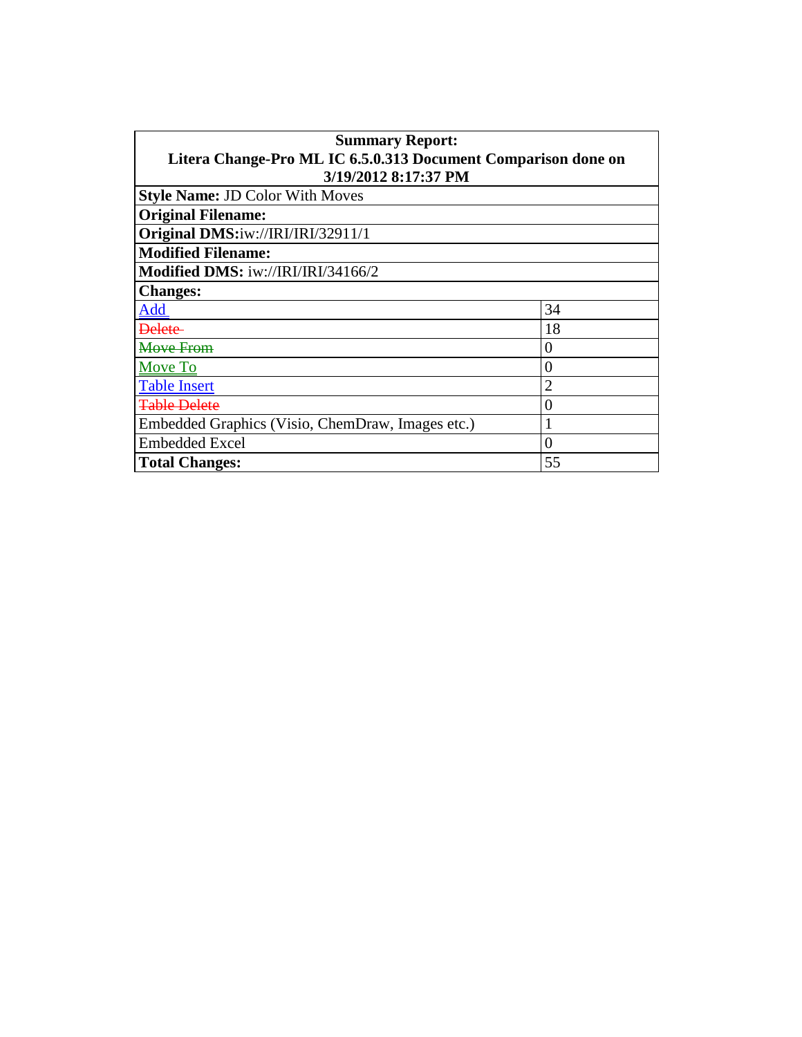**Summary Report:**
**Litera Change-Pro ML IC 6.5.0.313 Document Comparison done on 3/19/2012 8:17:37 PM**

| | |
|---|---|
| **Style Name:** JD Color With Moves | |
| **Original Filename:** | |
| **Original DMS:** iw://IRI/IRI/32911/1 | |
| **Modified Filename:** | |
| **Modified DMS:** iw://IRI/IRI/34166/2 | |
| **Changes:** | |
| Add | 34 |
| ~~Delete~~ | 18 |
| ~~Move From~~ | 0 |
| Move To | 0 |
| Table Insert | 2 |
| ~~Table Delete~~ | 0 |
| Embedded Graphics (Visio, ChemDraw, Images etc.) | 1 |
| Embedded Excel | 0 |
| **Total Changes:** | 55 |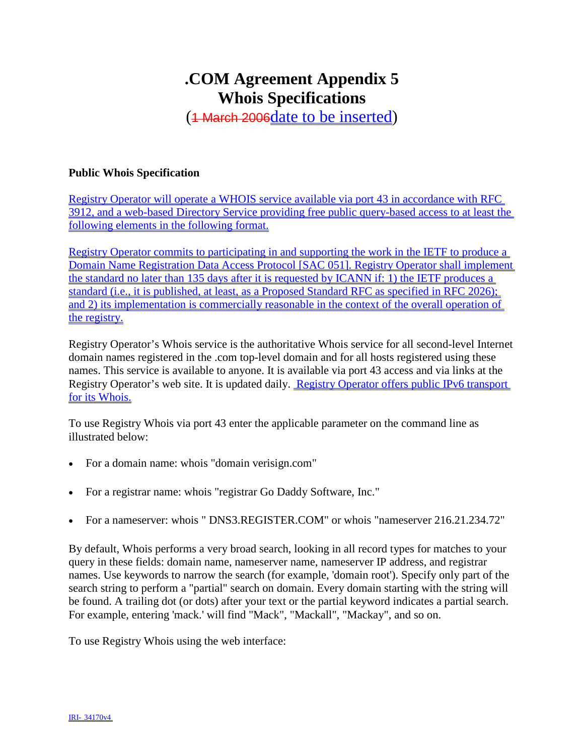# .COM Agreement Appendix 5
# Whois Specifications

(~~1 March 2006~~date to be inserted)

**Public Whois Specification**

Registry Operator will operate a WHOIS service available via port 43 in accordance with RFC 3912, and a web-based Directory Service providing free public query-based access to at least the following elements in the following format.

Registry Operator commits to participating in and supporting the work in the IETF to produce a Domain Name Registration Data Access Protocol [SAC 051]. Registry Operator shall implement the standard no later than 135 days after it is requested by ICANN if: 1) the IETF produces a standard (i.e., it is published, at least, as a Proposed Standard RFC as specified in RFC 2026); and 2) its implementation is commercially reasonable in the context of the overall operation of the registry.

Registry Operator's Whois service is the authoritative Whois service for all second-level Internet domain names registered in the .com top-level domain and for all hosts registered using these names. This service is available to anyone. It is available via port 43 access and via links at the Registry Operator's web site. It is updated daily. Registry Operator offers public IPv6 transport for its Whois.

To use Registry Whois via port 43 enter the applicable parameter on the command line as illustrated below:

- For a domain name: whois "domain verisign.com"
- For a registrar name: whois "registrar Go Daddy Software, Inc."
- For a nameserver: whois " DNS3.REGISTER.COM" or whois "nameserver 216.21.234.72"

By default, Whois performs a very broad search, looking in all record types for matches to your query in these fields: domain name, nameserver name, nameserver IP address, and registrar names. Use keywords to narrow the search (for example, 'domain root'). Specify only part of the search string to perform a "partial" search on domain. Every domain starting with the string will be found. A trailing dot (or dots) after your text or the partial keyword indicates a partial search. For example, entering 'mack.' will find "Mack", "Mackall", "Mackay", and so on.

To use Registry Whois using the web interface: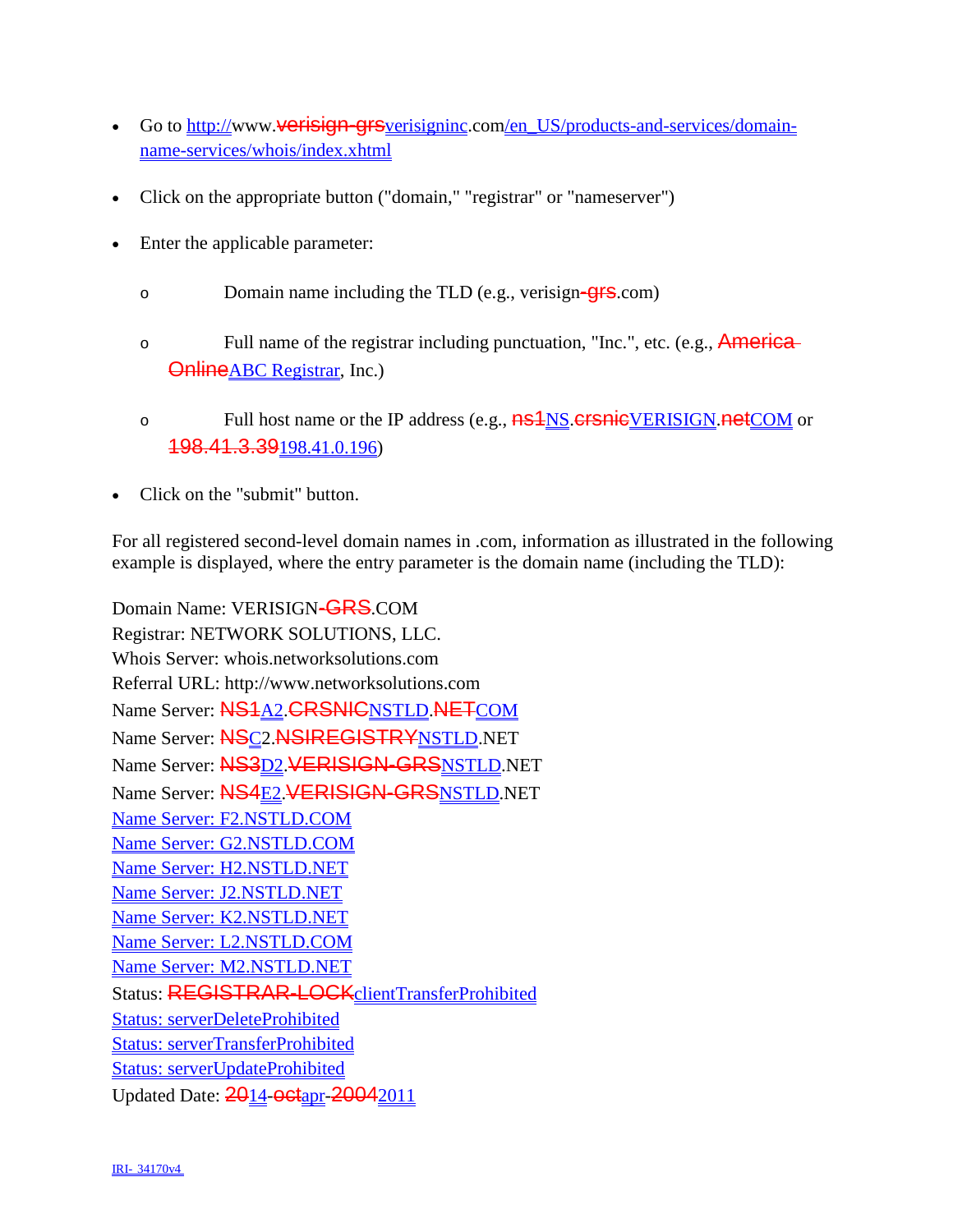- Go to http://www.~~verisign-grs~~verisigninc.com/en_US/products-and-services/domain-name-services/whois/index.xhtml
- Click on the appropriate button ("domain," "registrar" or "nameserver")
- Enter the applicable parameter:
  - o Domain name including the TLD (e.g., verisign~~-grs~~.com)
  - o Full name of the registrar including punctuation, "Inc.", etc. (e.g., ~~America Online~~ABC Registrar, Inc.)
  - o Full host name or the IP address (e.g., ~~ns1~~NS.~~crsnic~~VERISIGN.~~net~~COM or ~~198.41.3.39~~198.41.0.196)
- Click on the "submit" button.

For all registered second-level domain names in .com, information as illustrated in the following example is displayed, where the entry parameter is the domain name (including the TLD):

Domain Name: VERISIGN~~-GRS~~.COM
Registrar: NETWORK SOLUTIONS, LLC.
Whois Server: whois.networksolutions.com
Referral URL: http://www.networksolutions.com
Name Server: ~~NS1~~A2.~~CRSNIC~~NSTLD.~~NET~~COM
Name Server: ~~NS~~C2.~~NSIREGISTRY~~NSTLD.NET
Name Server: ~~NS3~~D2.~~VERISIGN-GRS~~NSTLD.NET
Name Server: ~~NS4~~E2.~~VERISIGN-GRS~~NSTLD.NET
Name Server: F2.NSTLD.COM
Name Server: G2.NSTLD.COM
Name Server: H2.NSTLD.NET
Name Server: J2.NSTLD.NET
Name Server: K2.NSTLD.NET
Name Server: L2.NSTLD.COM
Name Server: M2.NSTLD.NET
Status: ~~REGISTRAR-LOCK~~clientTransferProhibited
Status: serverDeleteProhibited
Status: serverTransferProhibited
Status: serverUpdateProhibited
Updated Date: ~~20~~14-~~oct~~apr-~~2004~~2011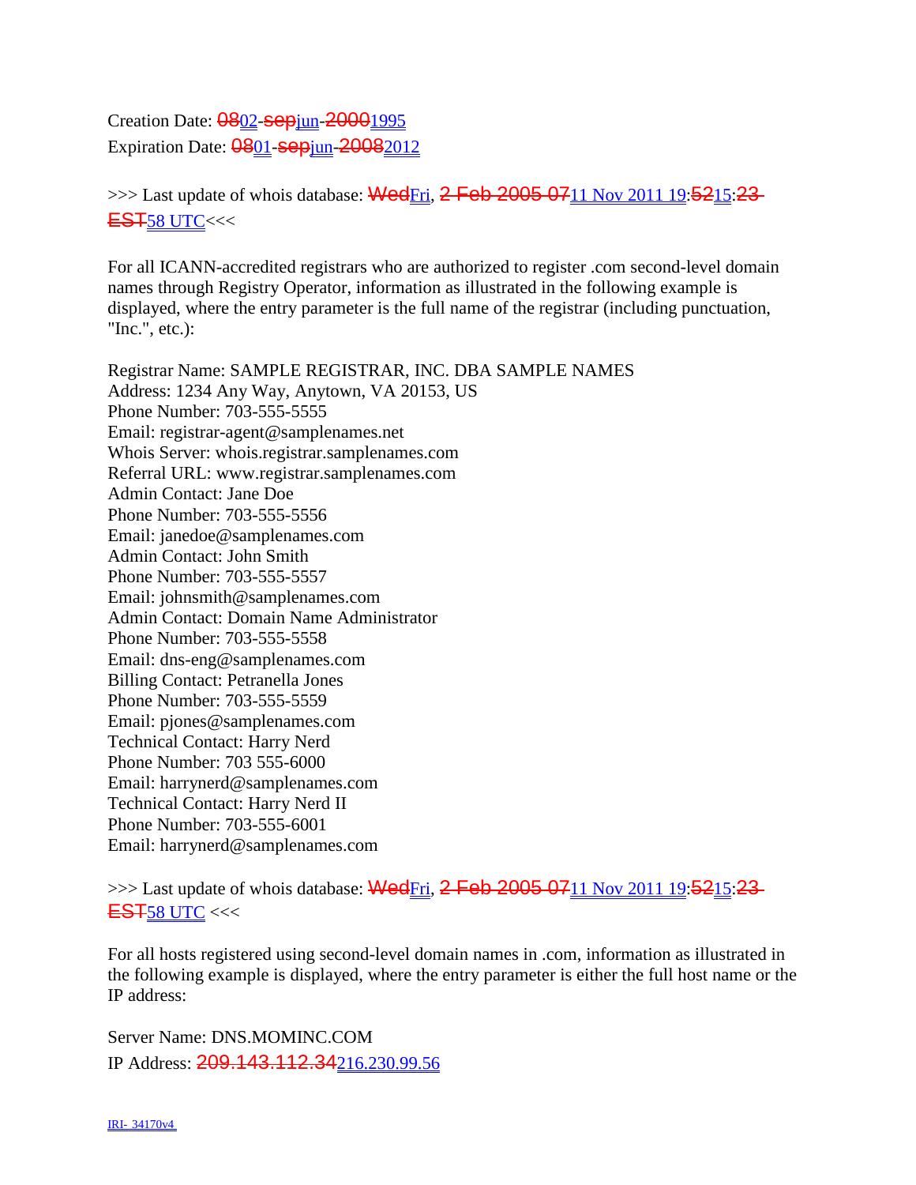Creation Date: ~~08~~02-~~sep~~jun-~~2000~~1995
Expiration Date: ~~08~~01-~~sep~~jun-~~2008~~2012

>>> Last update of whois database: ~~Wed~~Fri, ~~2 Feb 2005 07~~11 Nov 2011 19:~~52~~15:~~23 EST~~58 UTC<<<

For all ICANN-accredited registrars who are authorized to register .com second-level domain names through Registry Operator, information as illustrated in the following example is displayed, where the entry parameter is the full name of the registrar (including punctuation, "Inc.", etc.):

Registrar Name: SAMPLE REGISTRAR, INC. DBA SAMPLE NAMES
Address: 1234 Any Way, Anytown, VA 20153, US
Phone Number: 703-555-5555
Email: registrar-agent@samplenames.net
Whois Server: whois.registrar.samplenames.com
Referral URL: www.registrar.samplenames.com
Admin Contact: Jane Doe
Phone Number: 703-555-5556
Email: janedoe@samplenames.com
Admin Contact: John Smith
Phone Number: 703-555-5557
Email: johnsmith@samplenames.com
Admin Contact: Domain Name Administrator
Phone Number: 703-555-5558
Email: dns-eng@samplenames.com
Billing Contact: Petranella Jones
Phone Number: 703-555-5559
Email: pjones@samplenames.com
Technical Contact: Harry Nerd
Phone Number: 703 555-6000
Email: harrynerd@samplenames.com
Technical Contact: Harry Nerd II
Phone Number: 703-555-6001
Email: harrynerd@samplenames.com

>>> Last update of whois database: ~~Wed~~Fri, ~~2 Feb 2005 07~~11 Nov 2011 19:~~52~~15:~~23 EST~~58 UTC <<<

For all hosts registered using second-level domain names in .com, information as illustrated in the following example is displayed, where the entry parameter is either the full host name or the IP address:

Server Name: DNS.MOMINC.COM
IP Address: ~~209.143.112.34~~216.230.99.56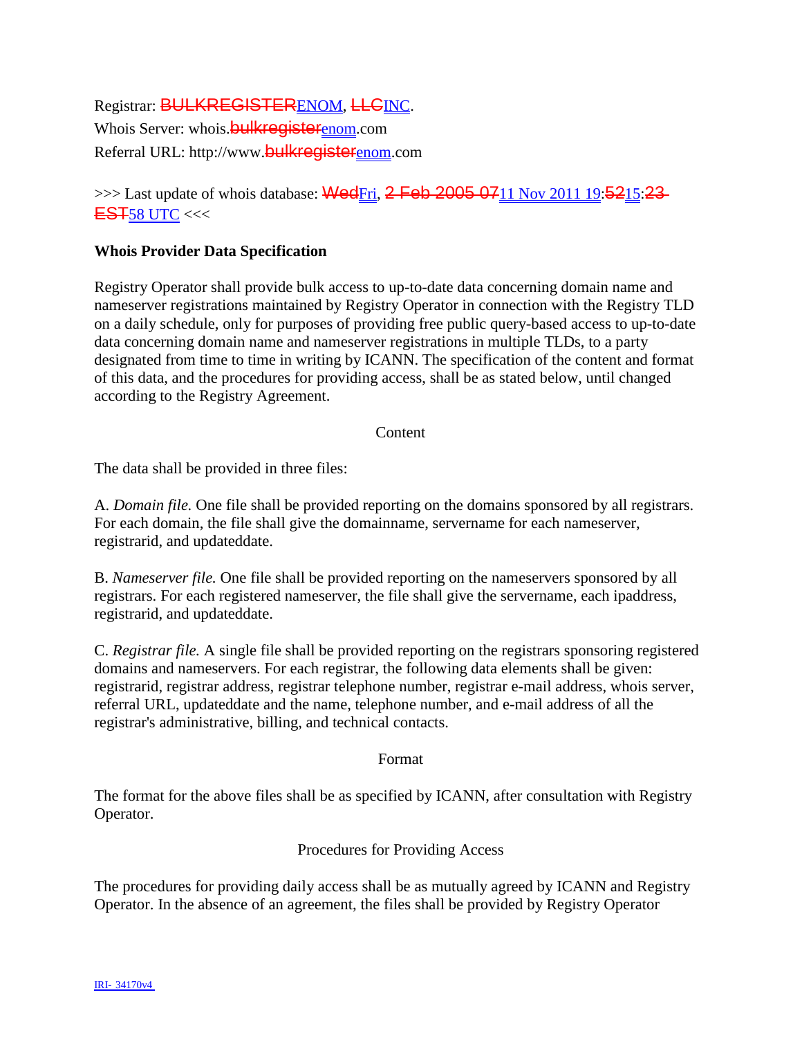Registrar: ~~BULKREGISTER~~ENOM, ~~LLC~~INC.
Whois Server: whois.~~bulkregister~~enom.com
Referral URL: http://www.~~bulkregister~~enom.com

>>> Last update of whois database: ~~Wed~~Fri, ~~2 Feb 2005 07~~11 Nov 2011 19:~~52~~15:~~23 EST~~58 UTC <<<

**Whois Provider Data Specification**

Registry Operator shall provide bulk access to up-to-date data concerning domain name and nameserver registrations maintained by Registry Operator in connection with the Registry TLD on a daily schedule, only for purposes of providing free public query-based access to up-to-date data concerning domain name and nameserver registrations in multiple TLDs, to a party designated from time to time in writing by ICANN. The specification of the content and format of this data, and the procedures for providing access, shall be as stated below, until changed according to the Registry Agreement.

Content

The data shall be provided in three files:

A. *Domain file.* One file shall be provided reporting on the domains sponsored by all registrars. For each domain, the file shall give the domainname, servername for each nameserver, registrarid, and updateddate.

B. *Nameserver file.* One file shall be provided reporting on the nameservers sponsored by all registrars. For each registered nameserver, the file shall give the servername, each ipaddress, registrarid, and updateddate.

C. *Registrar file.* A single file shall be provided reporting on the registrars sponsoring registered domains and nameservers. For each registrar, the following data elements shall be given: registrarid, registrar address, registrar telephone number, registrar e-mail address, whois server, referral URL, updateddate and the name, telephone number, and e-mail address of all the registrar's administrative, billing, and technical contacts.

Format

The format for the above files shall be as specified by ICANN, after consultation with Registry Operator.

Procedures for Providing Access

The procedures for providing daily access shall be as mutually agreed by ICANN and Registry Operator. In the absence of an agreement, the files shall be provided by Registry Operator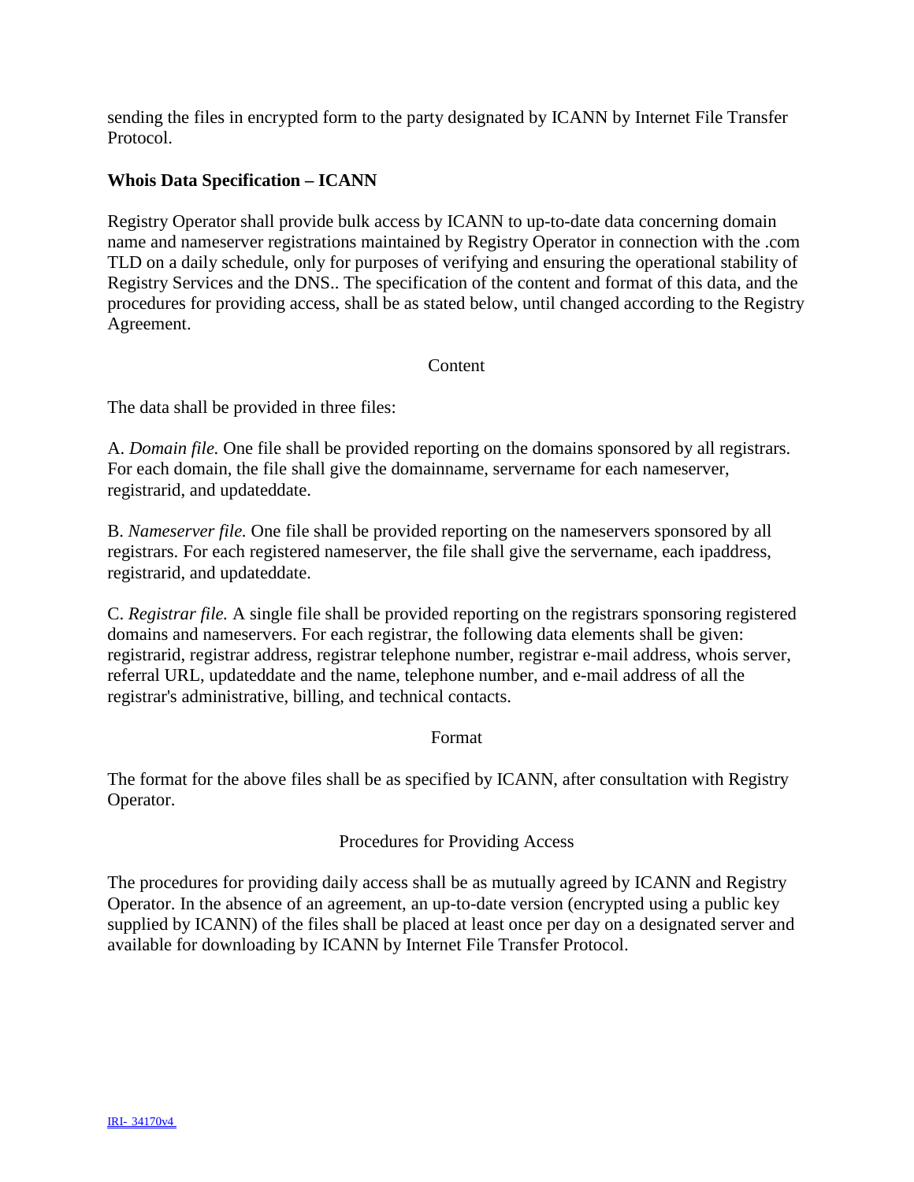sending the files in encrypted form to the party designated by ICANN by Internet File Transfer Protocol.

**Whois Data Specification – ICANN**

Registry Operator shall provide bulk access by ICANN to up-to-date data concerning domain name and nameserver registrations maintained by Registry Operator in connection with the .com TLD on a daily schedule, only for purposes of verifying and ensuring the operational stability of Registry Services and the DNS.. The specification of the content and format of this data, and the procedures for providing access, shall be as stated below, until changed according to the Registry Agreement.

Content

The data shall be provided in three files:

A. *Domain file.* One file shall be provided reporting on the domains sponsored by all registrars. For each domain, the file shall give the domainname, servername for each nameserver, registrarid, and updateddate.

B. *Nameserver file.* One file shall be provided reporting on the nameservers sponsored by all registrars. For each registered nameserver, the file shall give the servername, each ipaddress, registrarid, and updateddate.

C. *Registrar file.* A single file shall be provided reporting on the registrars sponsoring registered domains and nameservers. For each registrar, the following data elements shall be given: registrarid, registrar address, registrar telephone number, registrar e-mail address, whois server, referral URL, updateddate and the name, telephone number, and e-mail address of all the registrar's administrative, billing, and technical contacts.

Format

The format for the above files shall be as specified by ICANN, after consultation with Registry Operator.

Procedures for Providing Access

The procedures for providing daily access shall be as mutually agreed by ICANN and Registry Operator. In the absence of an agreement, an up-to-date version (encrypted using a public key supplied by ICANN) of the files shall be placed at least once per day on a designated server and available for downloading by ICANN by Internet File Transfer Protocol.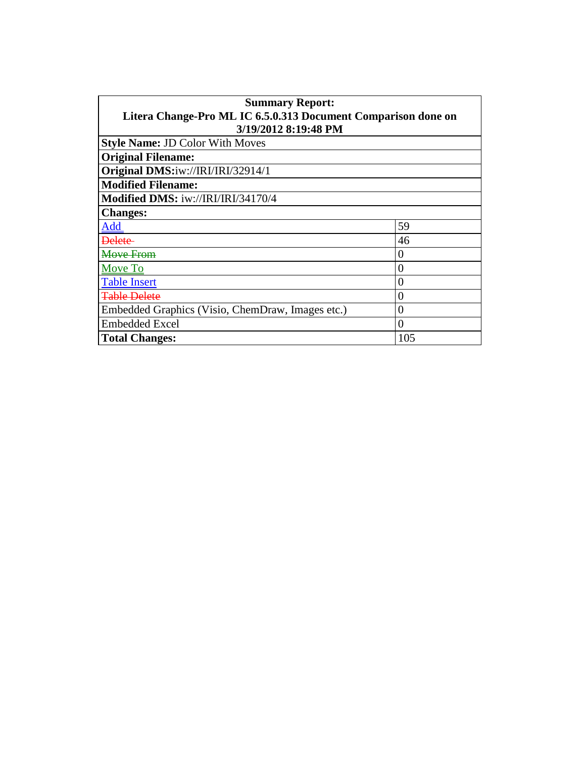| **Summary Report:** **Litera Change-Pro ML IC 6.5.0.313 Document Comparison done on 3/19/2012 8:19:48 PM** | |
|---|---|
| **Style Name:** JD Color With Moves | |
| **Original Filename:** | |
| **Original DMS:**iw://IRI/IRI/32914/1 | |
| **Modified Filename:** | |
| **Modified DMS:** iw://IRI/IRI/34170/4 | |
| **Changes:** | |
| Add | 59 |
| ~~Delete~~ | 46 |
| ~~Move From~~ | 0 |
| Move To | 0 |
| Table Insert | 0 |
| ~~Table Delete~~ | 0 |
| Embedded Graphics (Visio, ChemDraw, Images etc.) | 0 |
| Embedded Excel | 0 |
| **Total Changes:** | 105 |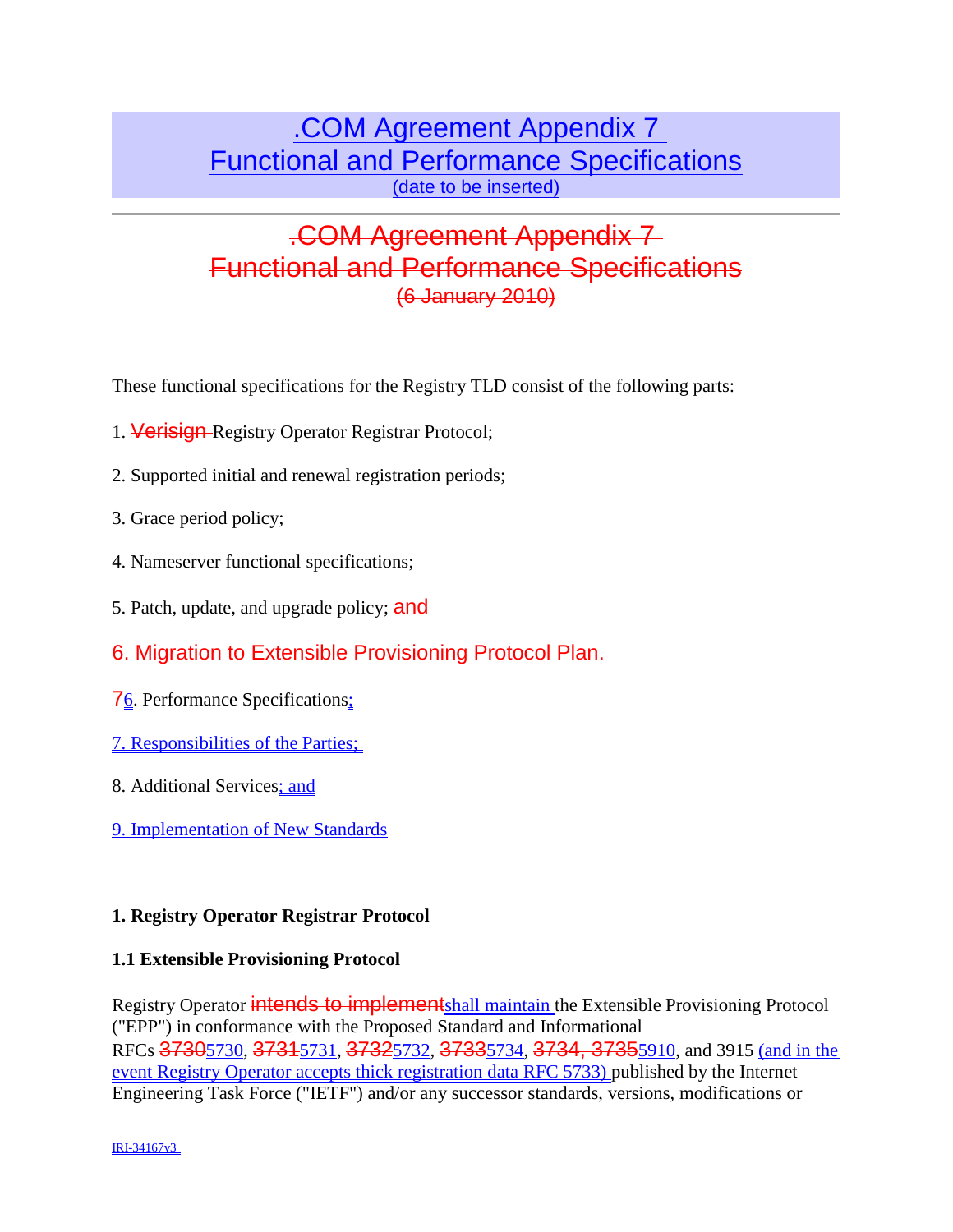# .COM Agreement Appendix 7
# Functional and Performance Specifications
(date to be inserted)

---

# ~~.COM Agreement Appendix 7~~
# ~~Functional and Performance Specifications~~
~~(6 January 2010)~~

These functional specifications for the Registry TLD consist of the following parts:

1. ~~Verisign~~ Registry Operator Registrar Protocol;

2. Supported initial and renewal registration periods;

3. Grace period policy;

4. Nameserver functional specifications;

5. Patch, update, and upgrade policy; ~~and~~

~~6. Migration to Extensible Provisioning Protocol Plan.~~

~~7~~6. Performance Specifications;

7. Responsibilities of the Parties;

8. Additional Services; and

9. Implementation of New Standards

**1. Registry Operator Registrar Protocol**

**1.1 Extensible Provisioning Protocol**

Registry Operator ~~intends to implement~~shall maintain the Extensible Provisioning Protocol ("EPP") in conformance with the Proposed Standard and Informational RFCs ~~3730~~5730, ~~3731~~5731, ~~3732~~5732, ~~3733~~5734, ~~3734, 3735~~5910, and 3915 (and in the event Registry Operator accepts thick registration data RFC 5733) published by the Internet Engineering Task Force ("IETF") and/or any successor standards, versions, modifications or

IRI-34167v3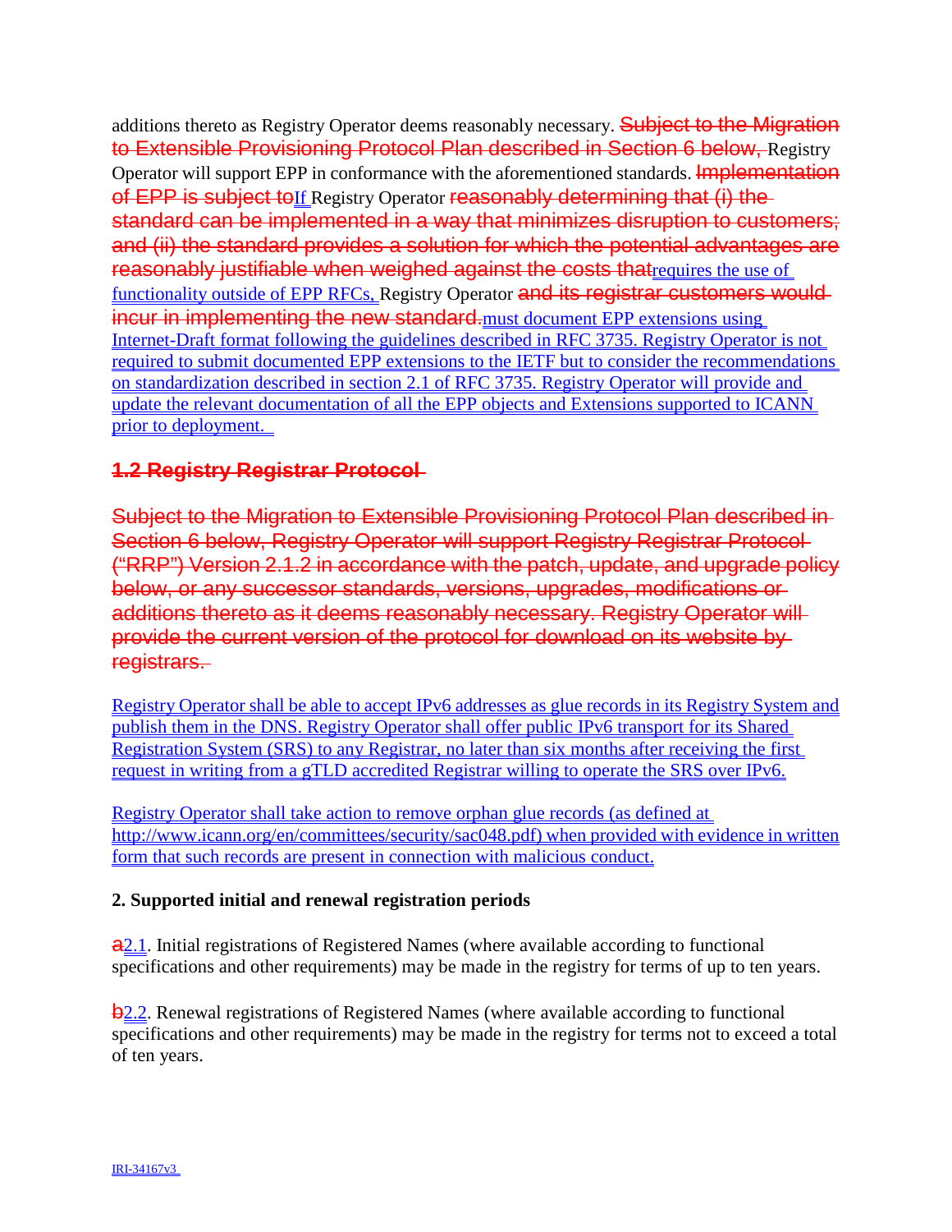additions thereto as Registry Operator deems reasonably necessary. ~~Subject to the Migration to Extensible Provisioning Protocol Plan described in Section 6 below,~~ Registry Operator will support EPP in conformance with the aforementioned standards. ~~Implementation of EPP is subject to~~If Registry Operator ~~reasonably determining that (i) the standard can be implemented in a way that minimizes disruption to customers; and (ii) the standard provides a solution for which the potential advantages are reasonably justifiable when weighed against the costs that~~requires the use of functionality outside of EPP RFCs, Registry Operator ~~and its registrar customers would incur in implementing the new standard.~~must document EPP extensions using Internet-Draft format following the guidelines described in RFC 3735. Registry Operator is not required to submit documented EPP extensions to the IETF but to consider the recommendations on standardization described in section 2.1 of RFC 3735. Registry Operator will provide and update the relevant documentation of all the EPP objects and Extensions supported to ICANN prior to deployment.

### ~~1.2 Registry Registrar Protocol~~

~~Subject to the Migration to Extensible Provisioning Protocol Plan described in Section 6 below, Registry Operator will support Registry Registrar Protocol ("RRP") Version 2.1.2 in accordance with the patch, update, and upgrade policy below, or any successor standards, versions, upgrades, modifications or additions thereto as it deems reasonably necessary. Registry Operator will provide the current version of the protocol for download on its website by registrars.~~

Registry Operator shall be able to accept IPv6 addresses as glue records in its Registry System and publish them in the DNS. Registry Operator shall offer public IPv6 transport for its Shared Registration System (SRS) to any Registrar, no later than six months after receiving the first request in writing from a gTLD accredited Registrar willing to operate the SRS over IPv6.

Registry Operator shall take action to remove orphan glue records (as defined at http://www.icann.org/en/committees/security/sac048.pdf) when provided with evidence in written form that such records are present in connection with malicious conduct.

**2. Supported initial and renewal registration periods**

~~a~~2.1. Initial registrations of Registered Names (where available according to functional specifications and other requirements) may be made in the registry for terms of up to ten years.

~~b~~2.2. Renewal registrations of Registered Names (where available according to functional specifications and other requirements) may be made in the registry for terms not to exceed a total of ten years.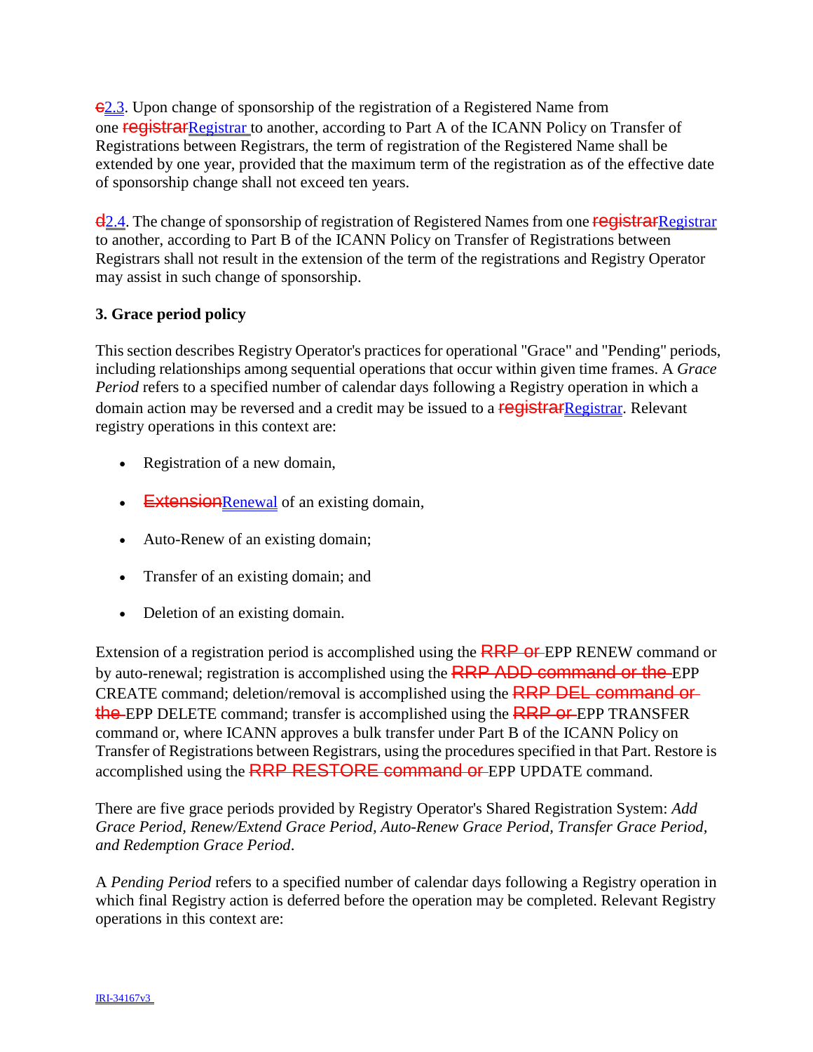~~c~~2.3. Upon change of sponsorship of the registration of a Registered Name from one ~~registrar~~Registrar to another, according to Part A of the ICANN Policy on Transfer of Registrations between Registrars, the term of registration of the Registered Name shall be extended by one year, provided that the maximum term of the registration as of the effective date of sponsorship change shall not exceed ten years.

~~d~~2.4. The change of sponsorship of registration of Registered Names from one ~~registrar~~Registrar to another, according to Part B of the ICANN Policy on Transfer of Registrations between Registrars shall not result in the extension of the term of the registrations and Registry Operator may assist in such change of sponsorship.

**3. Grace period policy**

This section describes Registry Operator's practices for operational "Grace" and "Pending" periods, including relationships among sequential operations that occur within given time frames. A *Grace Period* refers to a specified number of calendar days following a Registry operation in which a domain action may be reversed and a credit may be issued to a ~~registrar~~Registrar. Relevant registry operations in this context are:

- Registration of a new domain,
- ~~Extension~~Renewal of an existing domain,
- Auto-Renew of an existing domain;
- Transfer of an existing domain; and
- Deletion of an existing domain.

Extension of a registration period is accomplished using the ~~RRP or~~ EPP RENEW command or by auto-renewal; registration is accomplished using the ~~RRP ADD command or the~~ EPP CREATE command; deletion/removal is accomplished using the ~~RRP DEL command or the~~ EPP DELETE command; transfer is accomplished using the ~~RRP or~~ EPP TRANSFER command or, where ICANN approves a bulk transfer under Part B of the ICANN Policy on Transfer of Registrations between Registrars, using the procedures specified in that Part. Restore is accomplished using the ~~RRP RESTORE command or~~ EPP UPDATE command.

There are five grace periods provided by Registry Operator's Shared Registration System: *Add Grace Period, Renew/Extend Grace Period, Auto-Renew Grace Period, Transfer Grace Period, and Redemption Grace Period*.

A *Pending Period* refers to a specified number of calendar days following a Registry operation in which final Registry action is deferred before the operation may be completed. Relevant Registry operations in this context are: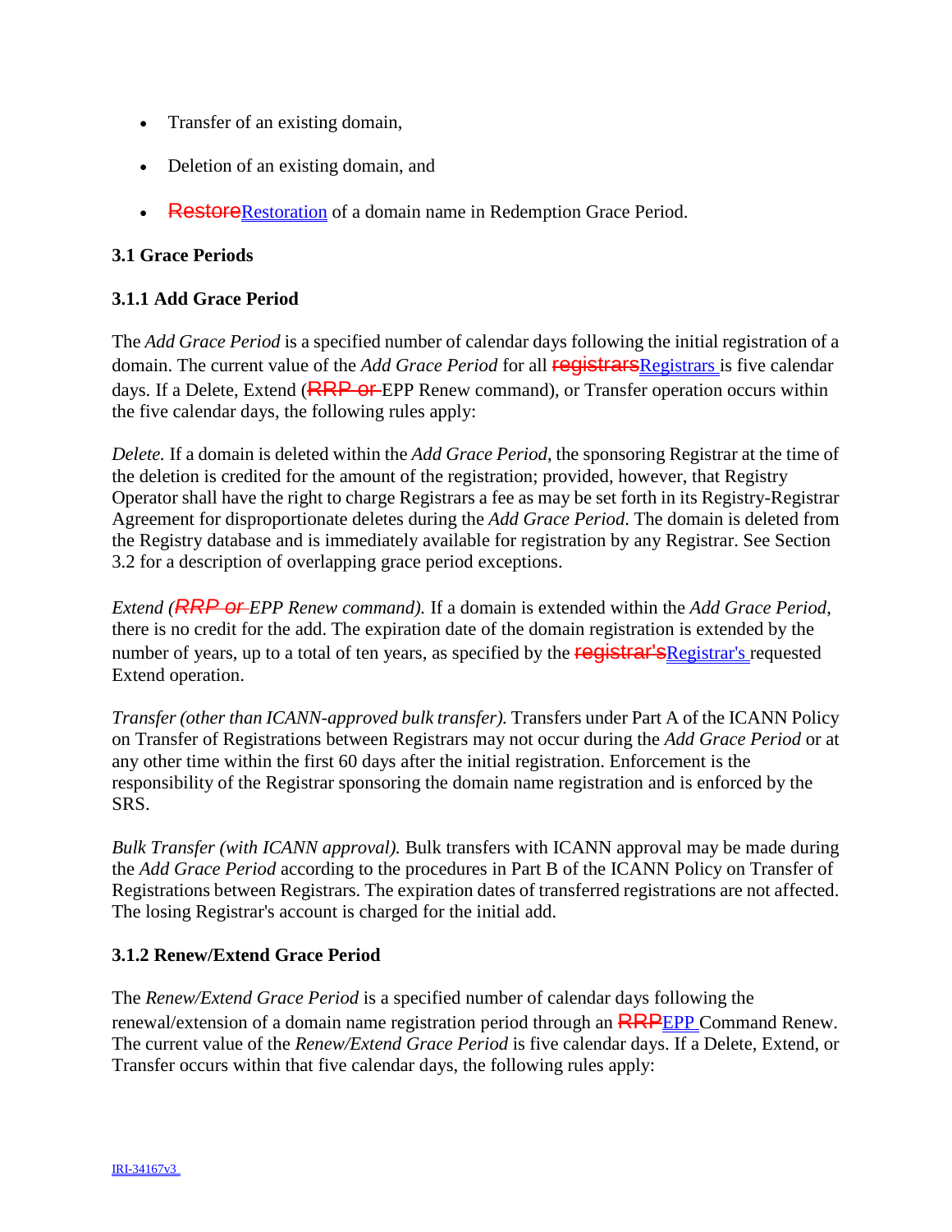- Transfer of an existing domain,
- Deletion of an existing domain, and
- ~~Restore~~Restoration of a domain name in Redemption Grace Period.

### 3.1 Grace Periods

### 3.1.1 Add Grace Period

The *Add Grace Period* is a specified number of calendar days following the initial registration of a domain. The current value of the *Add Grace Period* for all ~~registrars~~Registrars is five calendar days. If a Delete, Extend (~~RRP or~~ EPP Renew command), or Transfer operation occurs within the five calendar days, the following rules apply:

*Delete.* If a domain is deleted within the *Add Grace Period*, the sponsoring Registrar at the time of the deletion is credited for the amount of the registration; provided, however, that Registry Operator shall have the right to charge Registrars a fee as may be set forth in its Registry-Registrar Agreement for disproportionate deletes during the *Add Grace Period*. The domain is deleted from the Registry database and is immediately available for registration by any Registrar. See Section 3.2 for a description of overlapping grace period exceptions.

*Extend (~~RRP or~~ EPP Renew command).* If a domain is extended within the *Add Grace Period*, there is no credit for the add. The expiration date of the domain registration is extended by the number of years, up to a total of ten years, as specified by the ~~registrar's~~Registrar's requested Extend operation.

*Transfer (other than ICANN-approved bulk transfer).* Transfers under Part A of the ICANN Policy on Transfer of Registrations between Registrars may not occur during the *Add Grace Period* or at any other time within the first 60 days after the initial registration. Enforcement is the responsibility of the Registrar sponsoring the domain name registration and is enforced by the SRS.

*Bulk Transfer (with ICANN approval).* Bulk transfers with ICANN approval may be made during the *Add Grace Period* according to the procedures in Part B of the ICANN Policy on Transfer of Registrations between Registrars. The expiration dates of transferred registrations are not affected. The losing Registrar's account is charged for the initial add.

### 3.1.2 Renew/Extend Grace Period

The *Renew/Extend Grace Period* is a specified number of calendar days following the renewal/extension of a domain name registration period through an ~~RRP~~EPP Command Renew. The current value of the *Renew/Extend Grace Period* is five calendar days. If a Delete, Extend, or Transfer occurs within that five calendar days, the following rules apply: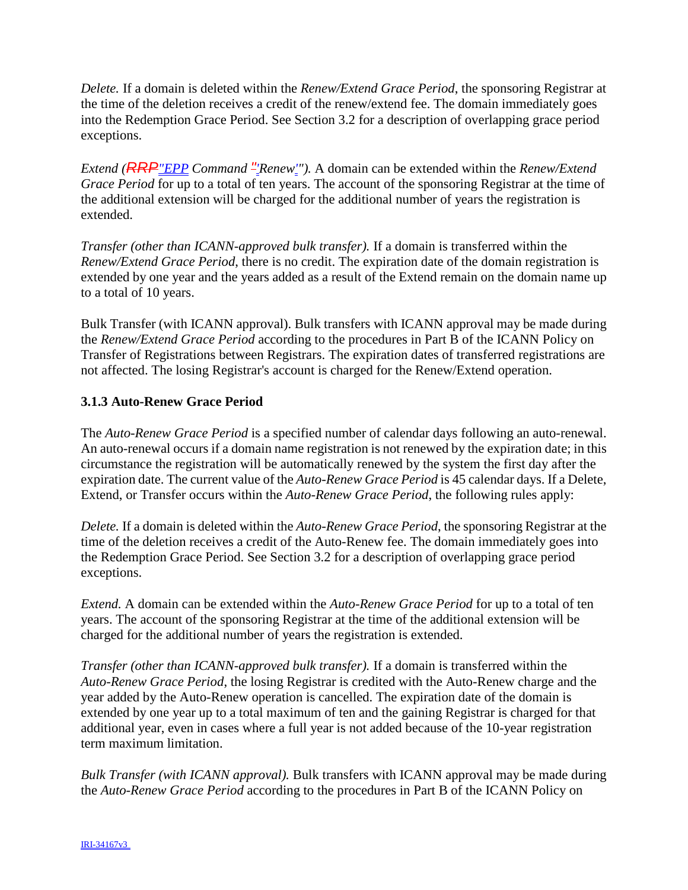*Delete.* If a domain is deleted within the *Renew/Extend Grace Period*, the sponsoring Registrar at the time of the deletion receives a credit of the renew/extend fee. The domain immediately goes into the Redemption Grace Period. See Section 3.2 for a description of overlapping grace period exceptions.

*Extend (~~RRP~~"EPP Command ~~"~~'Renew'").* A domain can be extended within the *Renew/Extend Grace Period* for up to a total of ten years. The account of the sponsoring Registrar at the time of the additional extension will be charged for the additional number of years the registration is extended.

*Transfer (other than ICANN-approved bulk transfer).* If a domain is transferred within the *Renew/Extend Grace Period*, there is no credit. The expiration date of the domain registration is extended by one year and the years added as a result of the Extend remain on the domain name up to a total of 10 years.

Bulk Transfer (with ICANN approval). Bulk transfers with ICANN approval may be made during the *Renew/Extend Grace Period* according to the procedures in Part B of the ICANN Policy on Transfer of Registrations between Registrars. The expiration dates of transferred registrations are not affected. The losing Registrar's account is charged for the Renew/Extend operation.

### 3.1.3 Auto-Renew Grace Period

The *Auto-Renew Grace Period* is a specified number of calendar days following an auto-renewal. An auto-renewal occurs if a domain name registration is not renewed by the expiration date; in this circumstance the registration will be automatically renewed by the system the first day after the expiration date. The current value of the *Auto-Renew Grace Period* is 45 calendar days. If a Delete, Extend, or Transfer occurs within the *Auto-Renew Grace Period*, the following rules apply:

*Delete.* If a domain is deleted within the *Auto-Renew Grace Period*, the sponsoring Registrar at the time of the deletion receives a credit of the Auto-Renew fee. The domain immediately goes into the Redemption Grace Period. See Section 3.2 for a description of overlapping grace period exceptions.

*Extend.* A domain can be extended within the *Auto-Renew Grace Period* for up to a total of ten years. The account of the sponsoring Registrar at the time of the additional extension will be charged for the additional number of years the registration is extended.

*Transfer (other than ICANN-approved bulk transfer).* If a domain is transferred within the *Auto-Renew Grace Period*, the losing Registrar is credited with the Auto-Renew charge and the year added by the Auto-Renew operation is cancelled. The expiration date of the domain is extended by one year up to a total maximum of ten and the gaining Registrar is charged for that additional year, even in cases where a full year is not added because of the 10-year registration term maximum limitation.

*Bulk Transfer (with ICANN approval).* Bulk transfers with ICANN approval may be made during the *Auto-Renew Grace Period* according to the procedures in Part B of the ICANN Policy on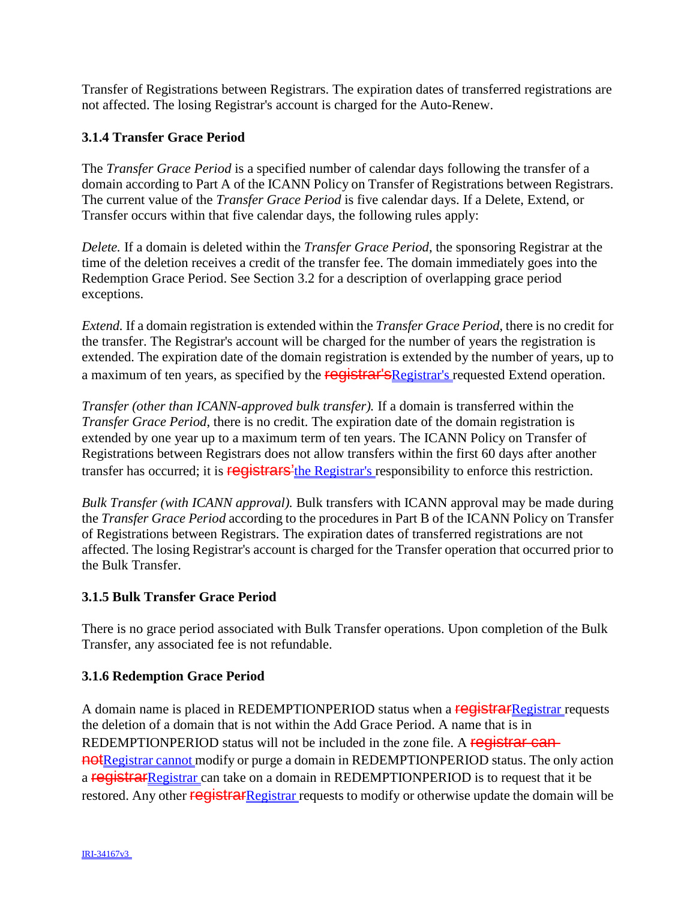Transfer of Registrations between Registrars. The expiration dates of transferred registrations are not affected. The losing Registrar's account is charged for the Auto-Renew.

### 3.1.4 Transfer Grace Period

The *Transfer Grace Period* is a specified number of calendar days following the transfer of a domain according to Part A of the ICANN Policy on Transfer of Registrations between Registrars. The current value of the *Transfer Grace Period* is five calendar days. If a Delete, Extend, or Transfer occurs within that five calendar days, the following rules apply:

*Delete.* If a domain is deleted within the *Transfer Grace Period*, the sponsoring Registrar at the time of the deletion receives a credit of the transfer fee. The domain immediately goes into the Redemption Grace Period. See Section 3.2 for a description of overlapping grace period exceptions.

*Extend.* If a domain registration is extended within the *Transfer Grace Period*, there is no credit for the transfer. The Registrar's account will be charged for the number of years the registration is extended. The expiration date of the domain registration is extended by the number of years, up to a maximum of ten years, as specified by the ~~registrar's~~Registrar's requested Extend operation.

*Transfer (other than ICANN-approved bulk transfer).* If a domain is transferred within the *Transfer Grace Period*, there is no credit. The expiration date of the domain registration is extended by one year up to a maximum term of ten years. The ICANN Policy on Transfer of Registrations between Registrars does not allow transfers within the first 60 days after another transfer has occurred; it is ~~registrars'~~the Registrar's responsibility to enforce this restriction.

*Bulk Transfer (with ICANN approval).* Bulk transfers with ICANN approval may be made during the *Transfer Grace Period* according to the procedures in Part B of the ICANN Policy on Transfer of Registrations between Registrars. The expiration dates of transferred registrations are not affected. The losing Registrar's account is charged for the Transfer operation that occurred prior to the Bulk Transfer.

### 3.1.5 Bulk Transfer Grace Period

There is no grace period associated with Bulk Transfer operations. Upon completion of the Bulk Transfer, any associated fee is not refundable.

### 3.1.6 Redemption Grace Period

A domain name is placed in REDEMPTIONPERIOD status when a ~~registrar~~Registrar requests the deletion of a domain that is not within the Add Grace Period. A name that is in REDEMPTIONPERIOD status will not be included in the zone file. A ~~registrar can not~~Registrar cannot modify or purge a domain in REDEMPTIONPERIOD status. The only action a ~~registrar~~Registrar can take on a domain in REDEMPTIONPERIOD is to request that it be restored. Any other ~~registrar~~Registrar requests to modify or otherwise update the domain will be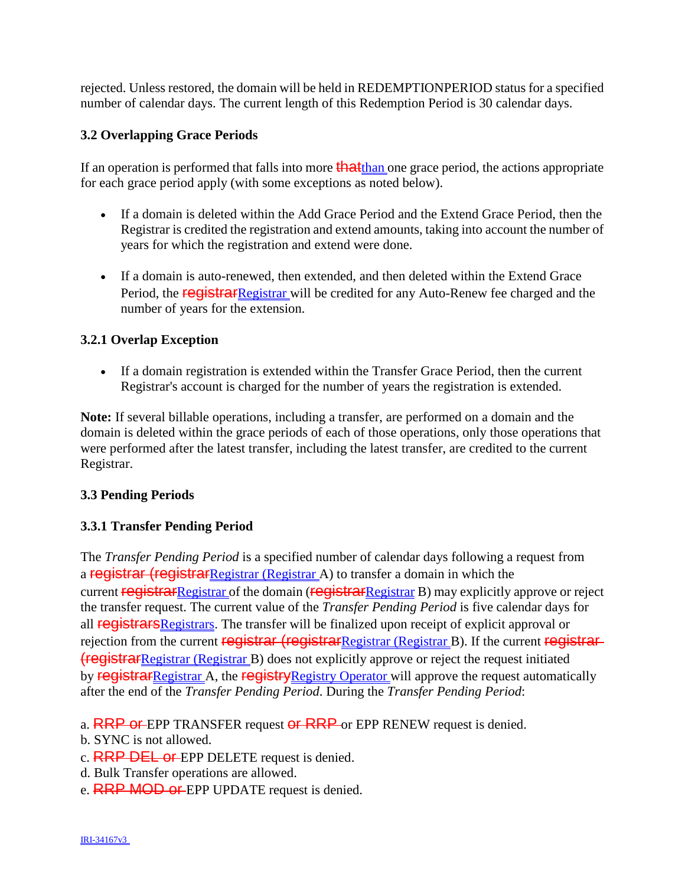rejected. Unless restored, the domain will be held in REDEMPTIONPERIOD status for a specified number of calendar days. The current length of this Redemption Period is 30 calendar days.

### 3.2 Overlapping Grace Periods

If an operation is performed that falls into more ~~that~~than one grace period, the actions appropriate for each grace period apply (with some exceptions as noted below).

- If a domain is deleted within the Add Grace Period and the Extend Grace Period, then the Registrar is credited the registration and extend amounts, taking into account the number of years for which the registration and extend were done.
- If a domain is auto-renewed, then extended, and then deleted within the Extend Grace Period, the ~~registrar~~Registrar will be credited for any Auto-Renew fee charged and the number of years for the extension.

### 3.2.1 Overlap Exception

- If a domain registration is extended within the Transfer Grace Period, then the current Registrar's account is charged for the number of years the registration is extended.

**Note:** If several billable operations, including a transfer, are performed on a domain and the domain is deleted within the grace periods of each of those operations, only those operations that were performed after the latest transfer, including the latest transfer, are credited to the current Registrar.

### 3.3 Pending Periods

### 3.3.1 Transfer Pending Period

The *Transfer Pending Period* is a specified number of calendar days following a request from a ~~registrar (registrar~~Registrar (Registrar A) to transfer a domain in which the current ~~registrar~~Registrar of the domain (~~registrar~~Registrar B) may explicitly approve or reject the transfer request. The current value of the *Transfer Pending Period* is five calendar days for all ~~registrars~~Registrars. The transfer will be finalized upon receipt of explicit approval or rejection from the current ~~registrar (registrar~~Registrar (Registrar B). If the current ~~registrar (registrar~~Registrar (Registrar B) does not explicitly approve or reject the request initiated by ~~registrar~~Registrar A, the ~~registry~~Registry Operator will approve the request automatically after the end of the *Transfer Pending Period*. During the *Transfer Pending Period*:

a. ~~RRP or~~ EPP TRANSFER request ~~or RRP~~ or EPP RENEW request is denied.
b. SYNC is not allowed.
c. ~~RRP DEL or~~ EPP DELETE request is denied.
d. Bulk Transfer operations are allowed.
e. ~~RRP MOD or~~ EPP UPDATE request is denied.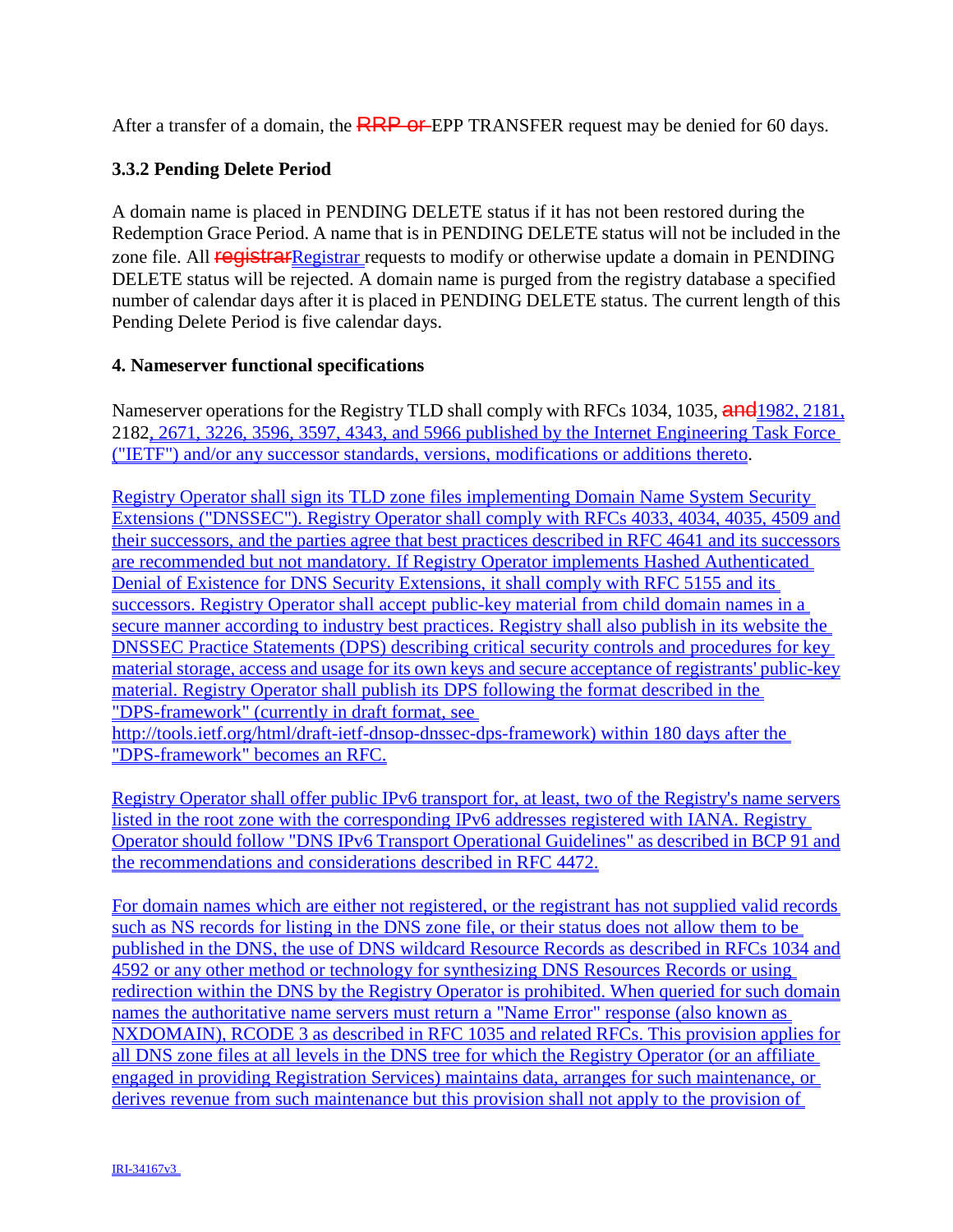After a transfer of a domain, the ~~RRP or~~ EPP TRANSFER request may be denied for 60 days.

### 3.3.2 Pending Delete Period

A domain name is placed in PENDING DELETE status if it has not been restored during the Redemption Grace Period. A name that is in PENDING DELETE status will not be included in the zone file. All ~~registrar~~Registrar requests to modify or otherwise update a domain in PENDING DELETE status will be rejected. A domain name is purged from the registry database a specified number of calendar days after it is placed in PENDING DELETE status. The current length of this Pending Delete Period is five calendar days.

## 4. Nameserver functional specifications

Nameserver operations for the Registry TLD shall comply with RFCs 1034, 1035, ~~and~~1982, 2181, 2182, 2671, 3226, 3596, 3597, 4343, and 5966 published by the Internet Engineering Task Force ("IETF") and/or any successor standards, versions, modifications or additions thereto.

Registry Operator shall sign its TLD zone files implementing Domain Name System Security Extensions ("DNSSEC"). Registry Operator shall comply with RFCs 4033, 4034, 4035, 4509 and their successors, and the parties agree that best practices described in RFC 4641 and its successors are recommended but not mandatory. If Registry Operator implements Hashed Authenticated Denial of Existence for DNS Security Extensions, it shall comply with RFC 5155 and its successors. Registry Operator shall accept public-key material from child domain names in a secure manner according to industry best practices. Registry shall also publish in its website the DNSSEC Practice Statements (DPS) describing critical security controls and procedures for key material storage, access and usage for its own keys and secure acceptance of registrants' public-key material. Registry Operator shall publish its DPS following the format described in the "DPS-framework" (currently in draft format, see http://tools.ietf.org/html/draft-ietf-dnsop-dnssec-dps-framework) within 180 days after the "DPS-framework" becomes an RFC.

Registry Operator shall offer public IPv6 transport for, at least, two of the Registry's name servers listed in the root zone with the corresponding IPv6 addresses registered with IANA. Registry Operator should follow "DNS IPv6 Transport Operational Guidelines" as described in BCP 91 and the recommendations and considerations described in RFC 4472.

For domain names which are either not registered, or the registrant has not supplied valid records such as NS records for listing in the DNS zone file, or their status does not allow them to be published in the DNS, the use of DNS wildcard Resource Records as described in RFCs 1034 and 4592 or any other method or technology for synthesizing DNS Resources Records or using redirection within the DNS by the Registry Operator is prohibited. When queried for such domain names the authoritative name servers must return a "Name Error" response (also known as NXDOMAIN), RCODE 3 as described in RFC 1035 and related RFCs. This provision applies for all DNS zone files at all levels in the DNS tree for which the Registry Operator (or an affiliate engaged in providing Registration Services) maintains data, arranges for such maintenance, or derives revenue from such maintenance but this provision shall not apply to the provision of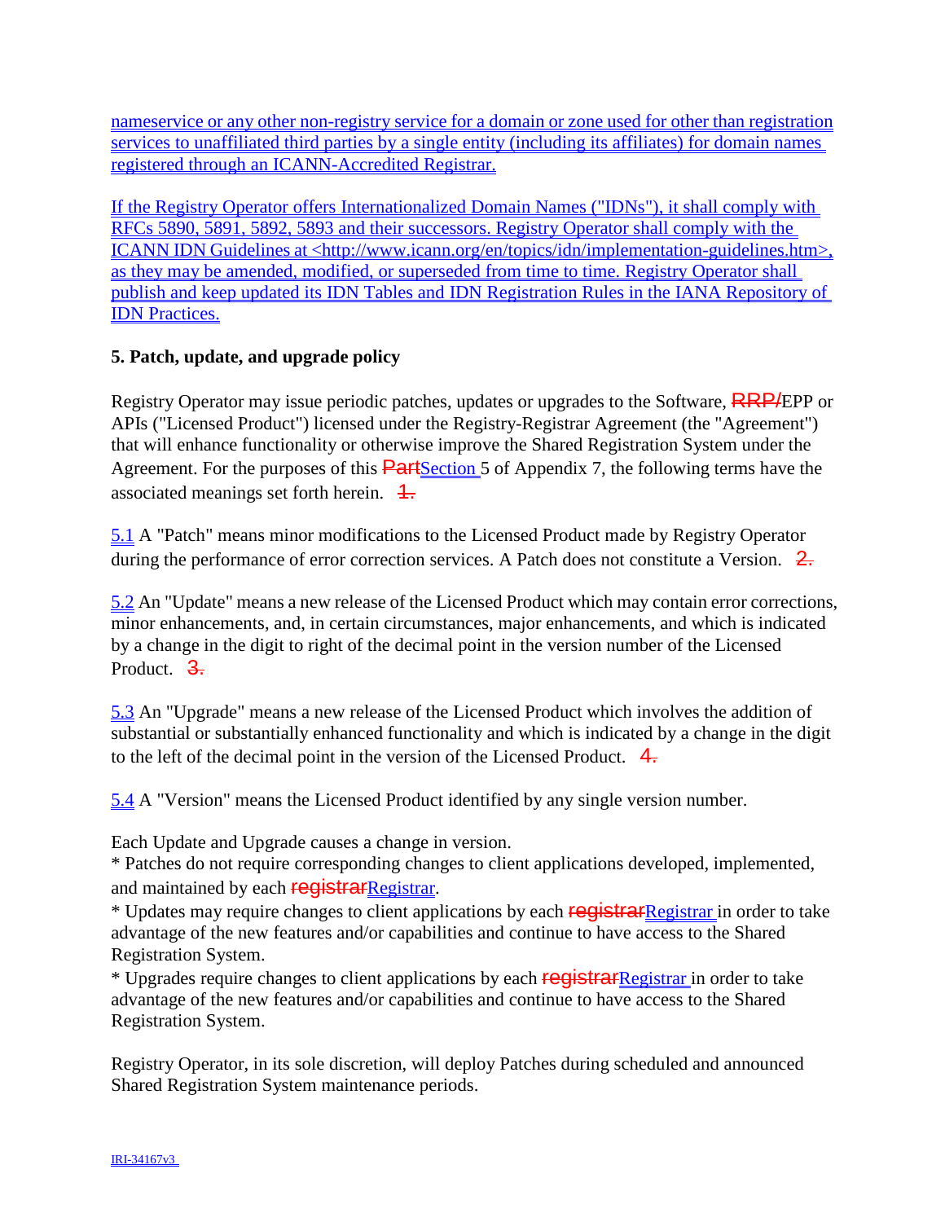nameservice or any other non-registry service for a domain or zone used for other than registration services to unaffiliated third parties by a single entity (including its affiliates) for domain names registered through an ICANN-Accredited Registrar.

If the Registry Operator offers Internationalized Domain Names ("IDNs"), it shall comply with RFCs 5890, 5891, 5892, 5893 and their successors. Registry Operator shall comply with the ICANN IDN Guidelines at <http://www.icann.org/en/topics/idn/implementation-guidelines.htm>, as they may be amended, modified, or superseded from time to time. Registry Operator shall publish and keep updated its IDN Tables and IDN Registration Rules in the IANA Repository of IDN Practices.

**5. Patch, update, and upgrade policy**

Registry Operator may issue periodic patches, updates or upgrades to the Software, ~~RRP/~~EPP or APIs ("Licensed Product") licensed under the Registry-Registrar Agreement (the "Agreement") that will enhance functionality or otherwise improve the Shared Registration System under the Agreement. For the purposes of this ~~Part~~Section 5 of Appendix 7, the following terms have the associated meanings set forth herein. ~~1.~~

5.1 A "Patch" means minor modifications to the Licensed Product made by Registry Operator during the performance of error correction services. A Patch does not constitute a Version. ~~2.~~

5.2 An "Update" means a new release of the Licensed Product which may contain error corrections, minor enhancements, and, in certain circumstances, major enhancements, and which is indicated by a change in the digit to right of the decimal point in the version number of the Licensed Product. ~~3.~~

5.3 An "Upgrade" means a new release of the Licensed Product which involves the addition of substantial or substantially enhanced functionality and which is indicated by a change in the digit to the left of the decimal point in the version of the Licensed Product. ~~4.~~

5.4 A "Version" means the Licensed Product identified by any single version number.

Each Update and Upgrade causes a change in version.
* Patches do not require corresponding changes to client applications developed, implemented, and maintained by each ~~registrar~~Registrar.
* Updates may require changes to client applications by each ~~registrar~~Registrar in order to take advantage of the new features and/or capabilities and continue to have access to the Shared Registration System.
* Upgrades require changes to client applications by each ~~registrar~~Registrar in order to take advantage of the new features and/or capabilities and continue to have access to the Shared Registration System.

Registry Operator, in its sole discretion, will deploy Patches during scheduled and announced Shared Registration System maintenance periods.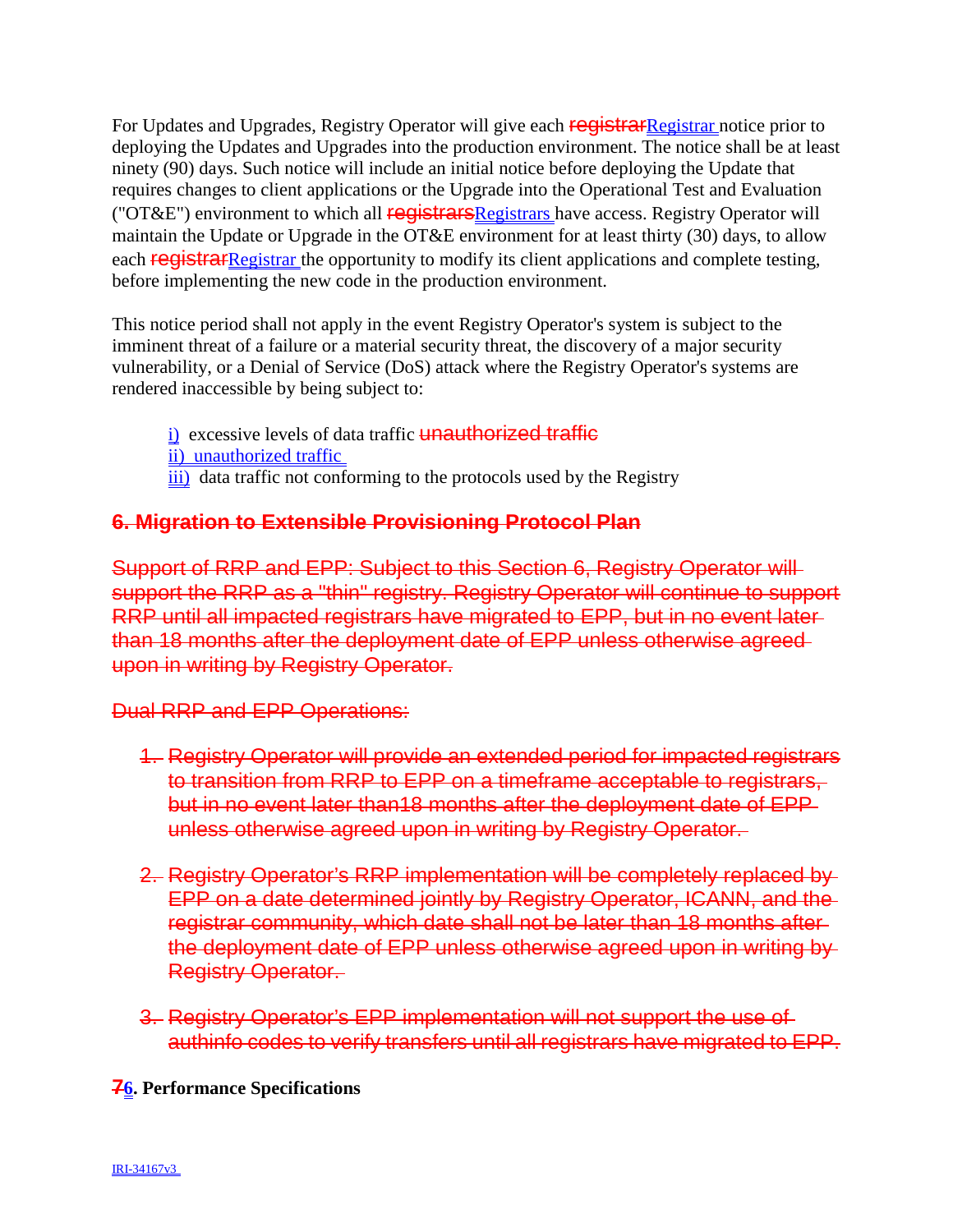For Updates and Upgrades, Registry Operator will give each ~~registrar~~Registrar notice prior to deploying the Updates and Upgrades into the production environment. The notice shall be at least ninety (90) days. Such notice will include an initial notice before deploying the Update that requires changes to client applications or the Upgrade into the Operational Test and Evaluation ("OT&E") environment to which all ~~registrars~~Registrars have access. Registry Operator will maintain the Update or Upgrade in the OT&E environment for at least thirty (30) days, to allow each ~~registrar~~Registrar the opportunity to modify its client applications and complete testing, before implementing the new code in the production environment.

This notice period shall not apply in the event Registry Operator's system is subject to the imminent threat of a failure or a material security threat, the discovery of a major security vulnerability, or a Denial of Service (DoS) attack where the Registry Operator's systems are rendered inaccessible by being subject to:

i) excessive levels of data traffic ~~unauthorized traffic~~
ii) unauthorized traffic
iii) data traffic not conforming to the protocols used by the Registry

## ~~6. Migration to Extensible Provisioning Protocol Plan~~

~~Support of RRP and EPP: Subject to this Section 6, Registry Operator will support the RRP as a "thin" registry. Registry Operator will continue to support RRP until all impacted registrars have migrated to EPP, but in no event later than 18 months after the deployment date of EPP unless otherwise agreed upon in writing by Registry Operator.~~

~~Dual RRP and EPP Operations:~~

1. ~~Registry Operator will provide an extended period for impacted registrars to transition from RRP to EPP on a timeframe acceptable to registrars, but in no event later than18 months after the deployment date of EPP unless otherwise agreed upon in writing by Registry Operator.~~

2. ~~Registry Operator's RRP implementation will be completely replaced by EPP on a date determined jointly by Registry Operator, ICANN, and the registrar community, which date shall not be later than 18 months after the deployment date of EPP unless otherwise agreed upon in writing by Registry Operator.~~

3. ~~Registry Operator's EPP implementation will not support the use of authinfo codes to verify transfers until all registrars have migrated to EPP.~~

**~~7~~6. Performance Specifications**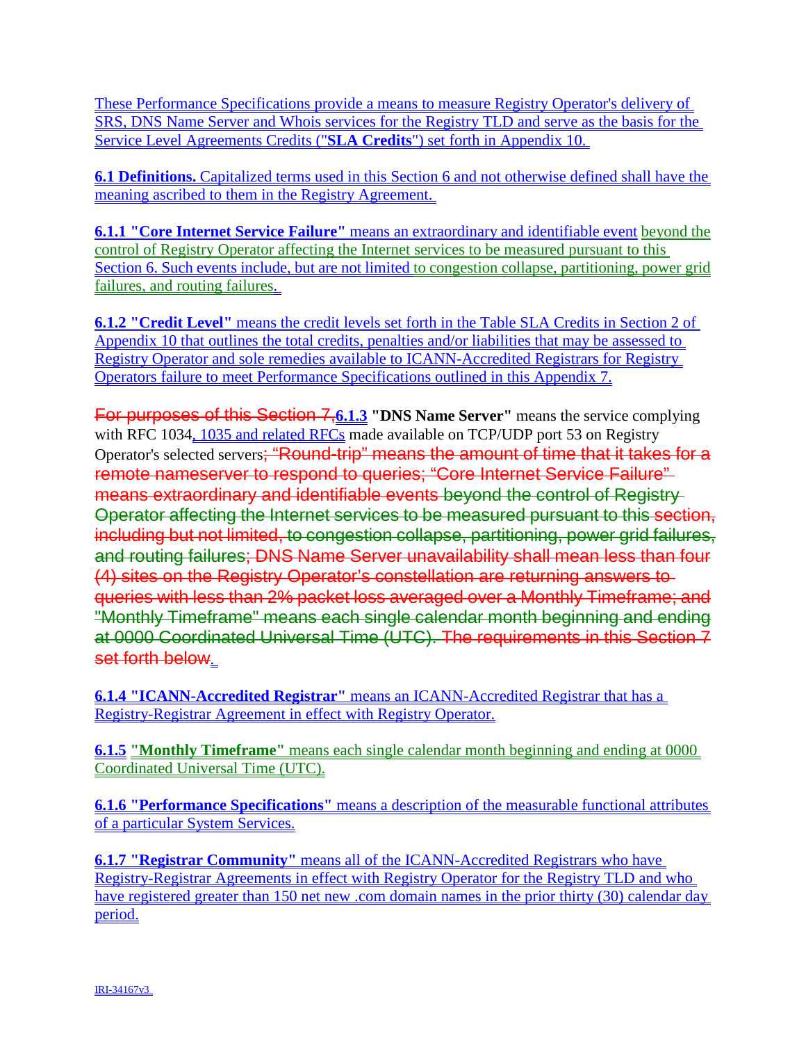These Performance Specifications provide a means to measure Registry Operator's delivery of SRS, DNS Name Server and Whois services for the Registry TLD and serve as the basis for the Service Level Agreements Credits ("**SLA Credits**") set forth in Appendix 10.

**6.1 Definitions.** Capitalized terms used in this Section 6 and not otherwise defined shall have the meaning ascribed to them in the Registry Agreement.

**6.1.1 "Core Internet Service Failure"** means an extraordinary and identifiable event beyond the control of Registry Operator affecting the Internet services to be measured pursuant to this Section 6. Such events include, but are not limited to congestion collapse, partitioning, power grid failures, and routing failures.

**6.1.2 "Credit Level"** means the credit levels set forth in the Table SLA Credits in Section 2 of Appendix 10 that outlines the total credits, penalties and/or liabilities that may be assessed to Registry Operator and sole remedies available to ICANN-Accredited Registrars for Registry Operators failure to meet Performance Specifications outlined in this Appendix 7.

~~For purposes of this Section 7,~~**6.1.3** **"DNS Name Server"** means the service complying with RFC 1034, 1035 and related RFCs made available on TCP/UDP port 53 on Registry Operator's selected servers~~; "Round-trip" means the amount of time that it takes for a remote nameserver to respond to queries; "Core Internet Service Failure" means extraordinary and identifiable events beyond the control of Registry Operator affecting the Internet services to be measured pursuant to this section, including but not limited, to congestion collapse, partitioning, power grid failures, and routing failures; DNS Name Server unavailability shall mean less than four (4) sites on the Registry Operator's constellation are returning answers to queries with less than 2% packet loss averaged over a Monthly Timeframe; and "Monthly Timeframe" means each single calendar month beginning and ending at 0000 Coordinated Universal Time (UTC). The requirements in this Section 7 set forth below~~.

**6.1.4 "ICANN-Accredited Registrar"** means an ICANN-Accredited Registrar that has a Registry-Registrar Agreement in effect with Registry Operator.

**6.1.5** **"Monthly Timeframe"** means each single calendar month beginning and ending at 0000 Coordinated Universal Time (UTC).

**6.1.6 "Performance Specifications"** means a description of the measurable functional attributes of a particular System Services.

**6.1.7 "Registrar Community"** means all of the ICANN-Accredited Registrars who have Registry-Registrar Agreements in effect with Registry Operator for the Registry TLD and who have registered greater than 150 net new .com domain names in the prior thirty (30) calendar day period.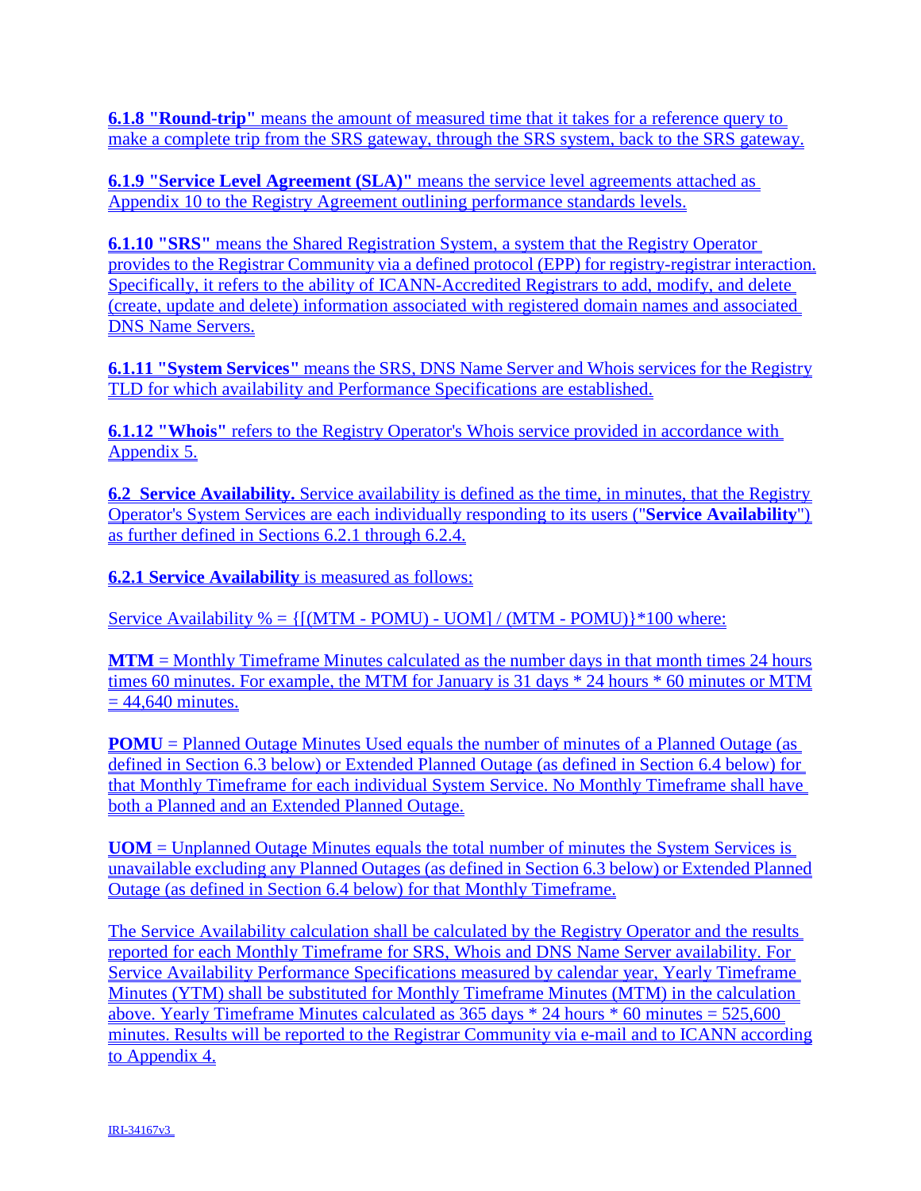**6.1.8 "Round-trip"** means the amount of measured time that it takes for a reference query to make a complete trip from the SRS gateway, through the SRS system, back to the SRS gateway.

**6.1.9 "Service Level Agreement (SLA)"** means the service level agreements attached as Appendix 10 to the Registry Agreement outlining performance standards levels.

**6.1.10 "SRS"** means the Shared Registration System, a system that the Registry Operator provides to the Registrar Community via a defined protocol (EPP) for registry-registrar interaction. Specifically, it refers to the ability of ICANN-Accredited Registrars to add, modify, and delete (create, update and delete) information associated with registered domain names and associated DNS Name Servers.

**6.1.11 "System Services"** means the SRS, DNS Name Server and Whois services for the Registry TLD for which availability and Performance Specifications are established.

**6.1.12 "Whois"** refers to the Registry Operator's Whois service provided in accordance with Appendix 5.

**6.2 Service Availability.** Service availability is defined as the time, in minutes, that the Registry Operator's System Services are each individually responding to its users ("**Service Availability**") as further defined in Sections 6.2.1 through 6.2.4.

**6.2.1 Service Availability** is measured as follows:

Service Availability % = {[(MTM - POMU) - UOM] / (MTM - POMU)}*100 where:

**MTM** = Monthly Timeframe Minutes calculated as the number days in that month times 24 hours times 60 minutes. For example, the MTM for January is 31 days * 24 hours * 60 minutes or MTM = 44,640 minutes.

**POMU** = Planned Outage Minutes Used equals the number of minutes of a Planned Outage (as defined in Section 6.3 below) or Extended Planned Outage (as defined in Section 6.4 below) for that Monthly Timeframe for each individual System Service. No Monthly Timeframe shall have both a Planned and an Extended Planned Outage.

**UOM** = Unplanned Outage Minutes equals the total number of minutes the System Services is unavailable excluding any Planned Outages (as defined in Section 6.3 below) or Extended Planned Outage (as defined in Section 6.4 below) for that Monthly Timeframe.

The Service Availability calculation shall be calculated by the Registry Operator and the results reported for each Monthly Timeframe for SRS, Whois and DNS Name Server availability. For Service Availability Performance Specifications measured by calendar year, Yearly Timeframe Minutes (YTM) shall be substituted for Monthly Timeframe Minutes (MTM) in the calculation above. Yearly Timeframe Minutes calculated as 365 days * 24 hours * 60 minutes = 525,600 minutes. Results will be reported to the Registrar Community via e-mail and to ICANN according to Appendix 4.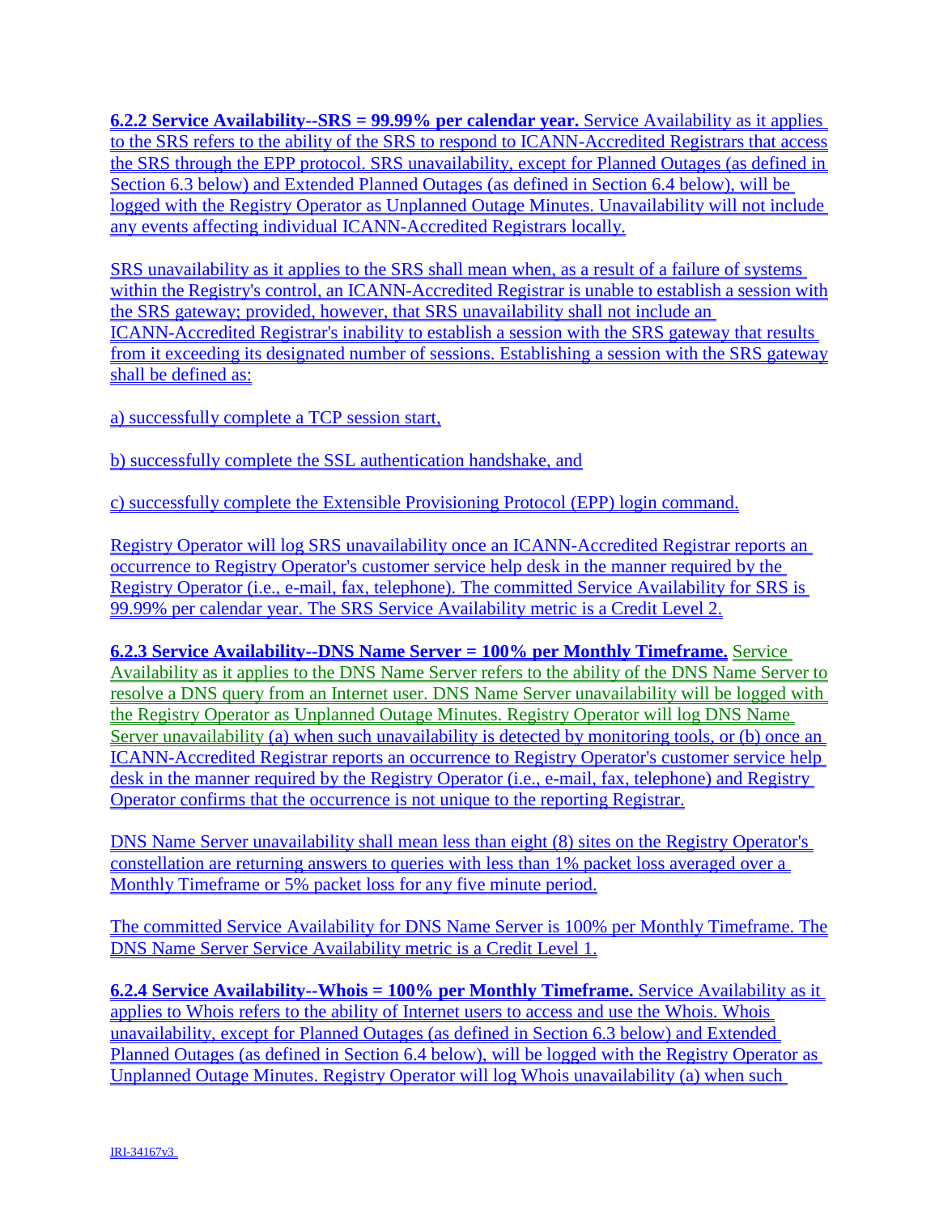**6.2.2 Service Availability--SRS = 99.99% per calendar year.** Service Availability as it applies to the SRS refers to the ability of the SRS to respond to ICANN-Accredited Registrars that access the SRS through the EPP protocol. SRS unavailability, except for Planned Outages (as defined in Section 6.3 below) and Extended Planned Outages (as defined in Section 6.4 below), will be logged with the Registry Operator as Unplanned Outage Minutes. Unavailability will not include any events affecting individual ICANN-Accredited Registrars locally.

SRS unavailability as it applies to the SRS shall mean when, as a result of a failure of systems within the Registry's control, an ICANN-Accredited Registrar is unable to establish a session with the SRS gateway; provided, however, that SRS unavailability shall not include an ICANN-Accredited Registrar's inability to establish a session with the SRS gateway that results from it exceeding its designated number of sessions. Establishing a session with the SRS gateway shall be defined as:

a) successfully complete a TCP session start,

b) successfully complete the SSL authentication handshake, and

c) successfully complete the Extensible Provisioning Protocol (EPP) login command.

Registry Operator will log SRS unavailability once an ICANN-Accredited Registrar reports an occurrence to Registry Operator's customer service help desk in the manner required by the Registry Operator (i.e., e-mail, fax, telephone). The committed Service Availability for SRS is 99.99% per calendar year. The SRS Service Availability metric is a Credit Level 2.

**6.2.3 Service Availability--DNS Name Server = 100% per Monthly Timeframe.** Service Availability as it applies to the DNS Name Server refers to the ability of the DNS Name Server to resolve a DNS query from an Internet user. DNS Name Server unavailability will be logged with the Registry Operator as Unplanned Outage Minutes. Registry Operator will log DNS Name Server unavailability (a) when such unavailability is detected by monitoring tools, or (b) once an ICANN-Accredited Registrar reports an occurrence to Registry Operator's customer service help desk in the manner required by the Registry Operator (i.e., e-mail, fax, telephone) and Registry Operator confirms that the occurrence is not unique to the reporting Registrar.

DNS Name Server unavailability shall mean less than eight (8) sites on the Registry Operator's constellation are returning answers to queries with less than 1% packet loss averaged over a Monthly Timeframe or 5% packet loss for any five minute period.

The committed Service Availability for DNS Name Server is 100% per Monthly Timeframe. The DNS Name Server Service Availability metric is a Credit Level 1.

**6.2.4 Service Availability--Whois = 100% per Monthly Timeframe.** Service Availability as it applies to Whois refers to the ability of Internet users to access and use the Whois. Whois unavailability, except for Planned Outages (as defined in Section 6.3 below) and Extended Planned Outages (as defined in Section 6.4 below), will be logged with the Registry Operator as Unplanned Outage Minutes. Registry Operator will log Whois unavailability (a) when such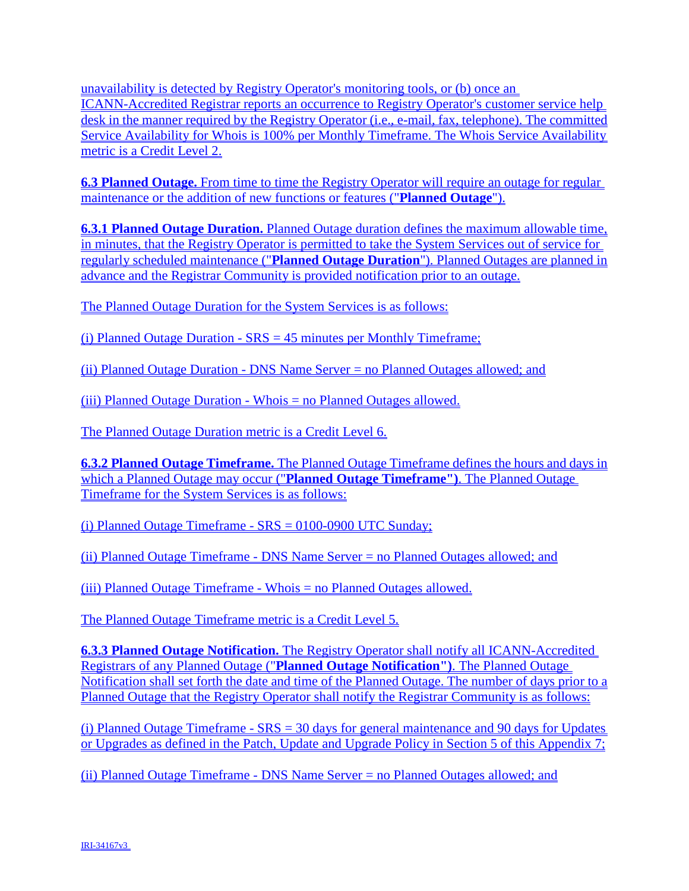unavailability is detected by Registry Operator's monitoring tools, or (b) once an ICANN-Accredited Registrar reports an occurrence to Registry Operator's customer service help desk in the manner required by the Registry Operator (i.e., e-mail, fax, telephone). The committed Service Availability for Whois is 100% per Monthly Timeframe. The Whois Service Availability metric is a Credit Level 2.

**6.3 Planned Outage.** From time to time the Registry Operator will require an outage for regular maintenance or the addition of new functions or features ("**Planned Outage**").

**6.3.1 Planned Outage Duration.** Planned Outage duration defines the maximum allowable time, in minutes, that the Registry Operator is permitted to take the System Services out of service for regularly scheduled maintenance ("**Planned Outage Duration**"). Planned Outages are planned in advance and the Registrar Community is provided notification prior to an outage.

The Planned Outage Duration for the System Services is as follows:

(i) Planned Outage Duration - SRS = 45 minutes per Monthly Timeframe;

(ii) Planned Outage Duration - DNS Name Server = no Planned Outages allowed; and

(iii) Planned Outage Duration - Whois = no Planned Outages allowed.

The Planned Outage Duration metric is a Credit Level 6.

**6.3.2 Planned Outage Timeframe.** The Planned Outage Timeframe defines the hours and days in which a Planned Outage may occur ("**Planned Outage Timeframe")**. The Planned Outage Timeframe for the System Services is as follows:

(i) Planned Outage Timeframe - SRS = 0100-0900 UTC Sunday;

(ii) Planned Outage Timeframe - DNS Name Server = no Planned Outages allowed; and

(iii) Planned Outage Timeframe - Whois = no Planned Outages allowed.

The Planned Outage Timeframe metric is a Credit Level 5.

**6.3.3 Planned Outage Notification.** The Registry Operator shall notify all ICANN-Accredited Registrars of any Planned Outage ("**Planned Outage Notification")**. The Planned Outage Notification shall set forth the date and time of the Planned Outage. The number of days prior to a Planned Outage that the Registry Operator shall notify the Registrar Community is as follows:

(i) Planned Outage Timeframe - SRS = 30 days for general maintenance and 90 days for Updates or Upgrades as defined in the Patch, Update and Upgrade Policy in Section 5 of this Appendix 7;

(ii) Planned Outage Timeframe - DNS Name Server = no Planned Outages allowed; and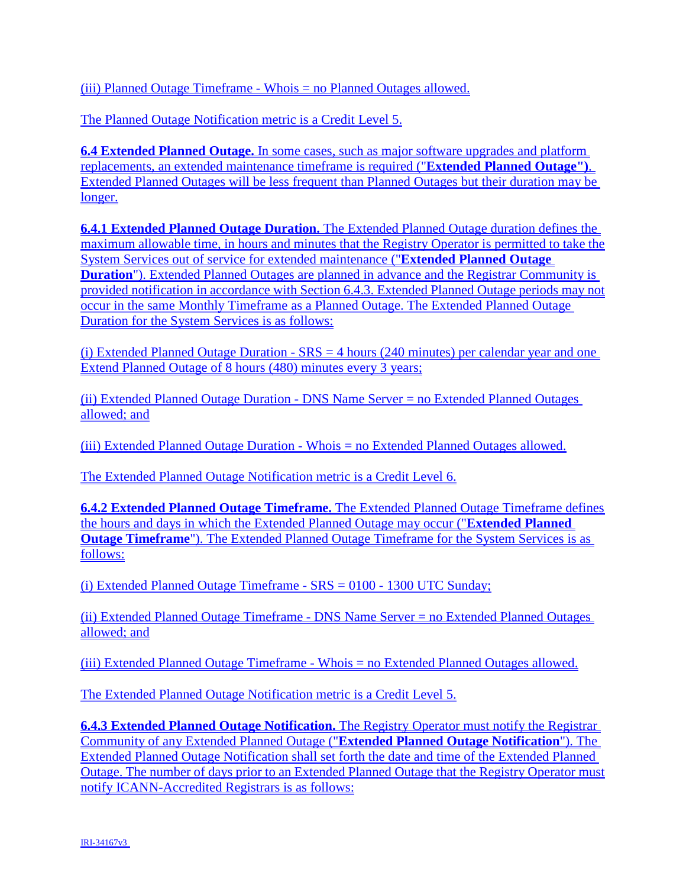(iii) Planned Outage Timeframe - Whois = no Planned Outages allowed.

The Planned Outage Notification metric is a Credit Level 5.

**6.4 Extended Planned Outage.** In some cases, such as major software upgrades and platform replacements, an extended maintenance timeframe is required ("**Extended Planned Outage**"). Extended Planned Outages will be less frequent than Planned Outages but their duration may be longer.

**6.4.1 Extended Planned Outage Duration.** The Extended Planned Outage duration defines the maximum allowable time, in hours and minutes that the Registry Operator is permitted to take the System Services out of service for extended maintenance ("**Extended Planned Outage Duration**"). Extended Planned Outages are planned in advance and the Registrar Community is provided notification in accordance with Section 6.4.3. Extended Planned Outage periods may not occur in the same Monthly Timeframe as a Planned Outage. The Extended Planned Outage Duration for the System Services is as follows:

(i) Extended Planned Outage Duration - SRS = 4 hours (240 minutes) per calendar year and one Extend Planned Outage of 8 hours (480) minutes every 3 years;

(ii) Extended Planned Outage Duration - DNS Name Server = no Extended Planned Outages allowed; and

(iii) Extended Planned Outage Duration - Whois = no Extended Planned Outages allowed.

The Extended Planned Outage Notification metric is a Credit Level 6.

**6.4.2 Extended Planned Outage Timeframe.** The Extended Planned Outage Timeframe defines the hours and days in which the Extended Planned Outage may occur ("**Extended Planned Outage Timeframe**"). The Extended Planned Outage Timeframe for the System Services is as follows:

(i) Extended Planned Outage Timeframe - SRS = 0100 - 1300 UTC Sunday;

(ii) Extended Planned Outage Timeframe - DNS Name Server = no Extended Planned Outages allowed; and

(iii) Extended Planned Outage Timeframe - Whois = no Extended Planned Outages allowed.

The Extended Planned Outage Notification metric is a Credit Level 5.

**6.4.3 Extended Planned Outage Notification.** The Registry Operator must notify the Registrar Community of any Extended Planned Outage ("**Extended Planned Outage Notification**"). The Extended Planned Outage Notification shall set forth the date and time of the Extended Planned Outage. The number of days prior to an Extended Planned Outage that the Registry Operator must notify ICANN-Accredited Registrars is as follows: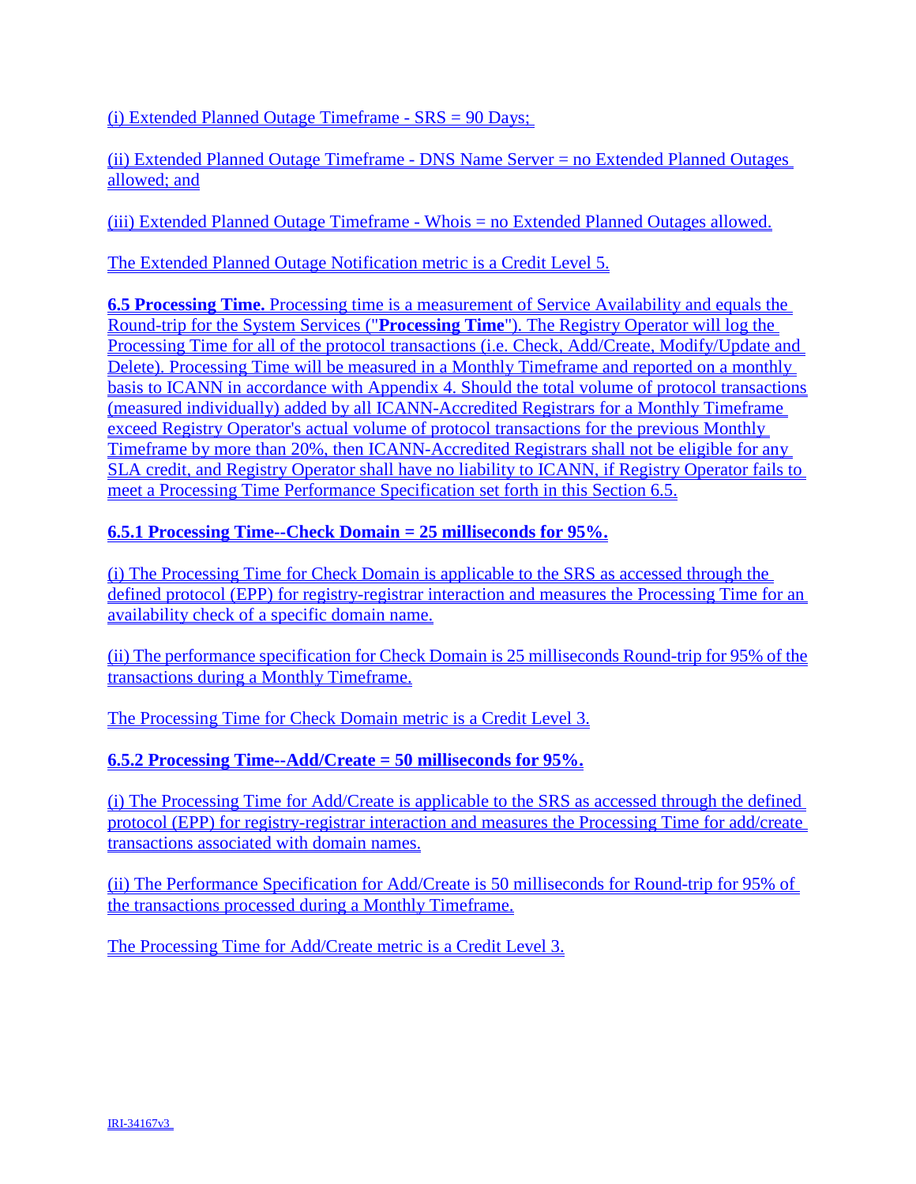(i) Extended Planned Outage Timeframe - SRS = 90 Days;

(ii) Extended Planned Outage Timeframe - DNS Name Server = no Extended Planned Outages allowed; and

(iii) Extended Planned Outage Timeframe - Whois = no Extended Planned Outages allowed.

The Extended Planned Outage Notification metric is a Credit Level 5.

**6.5 Processing Time.** Processing time is a measurement of Service Availability and equals the Round-trip for the System Services ("**Processing Time**"). The Registry Operator will log the Processing Time for all of the protocol transactions (i.e. Check, Add/Create, Modify/Update and Delete). Processing Time will be measured in a Monthly Timeframe and reported on a monthly basis to ICANN in accordance with Appendix 4. Should the total volume of protocol transactions (measured individually) added by all ICANN-Accredited Registrars for a Monthly Timeframe exceed Registry Operator's actual volume of protocol transactions for the previous Monthly Timeframe by more than 20%, then ICANN-Accredited Registrars shall not be eligible for any SLA credit, and Registry Operator shall have no liability to ICANN, if Registry Operator fails to meet a Processing Time Performance Specification set forth in this Section 6.5.

**6.5.1 Processing Time--Check Domain = 25 milliseconds for 95%.**

(i) The Processing Time for Check Domain is applicable to the SRS as accessed through the defined protocol (EPP) for registry-registrar interaction and measures the Processing Time for an availability check of a specific domain name.

(ii) The performance specification for Check Domain is 25 milliseconds Round-trip for 95% of the transactions during a Monthly Timeframe.

The Processing Time for Check Domain metric is a Credit Level 3.

**6.5.2 Processing Time--Add/Create = 50 milliseconds for 95%.**

(i) The Processing Time for Add/Create is applicable to the SRS as accessed through the defined protocol (EPP) for registry-registrar interaction and measures the Processing Time for add/create transactions associated with domain names.

(ii) The Performance Specification for Add/Create is 50 milliseconds for Round-trip for 95% of the transactions processed during a Monthly Timeframe.

The Processing Time for Add/Create metric is a Credit Level 3.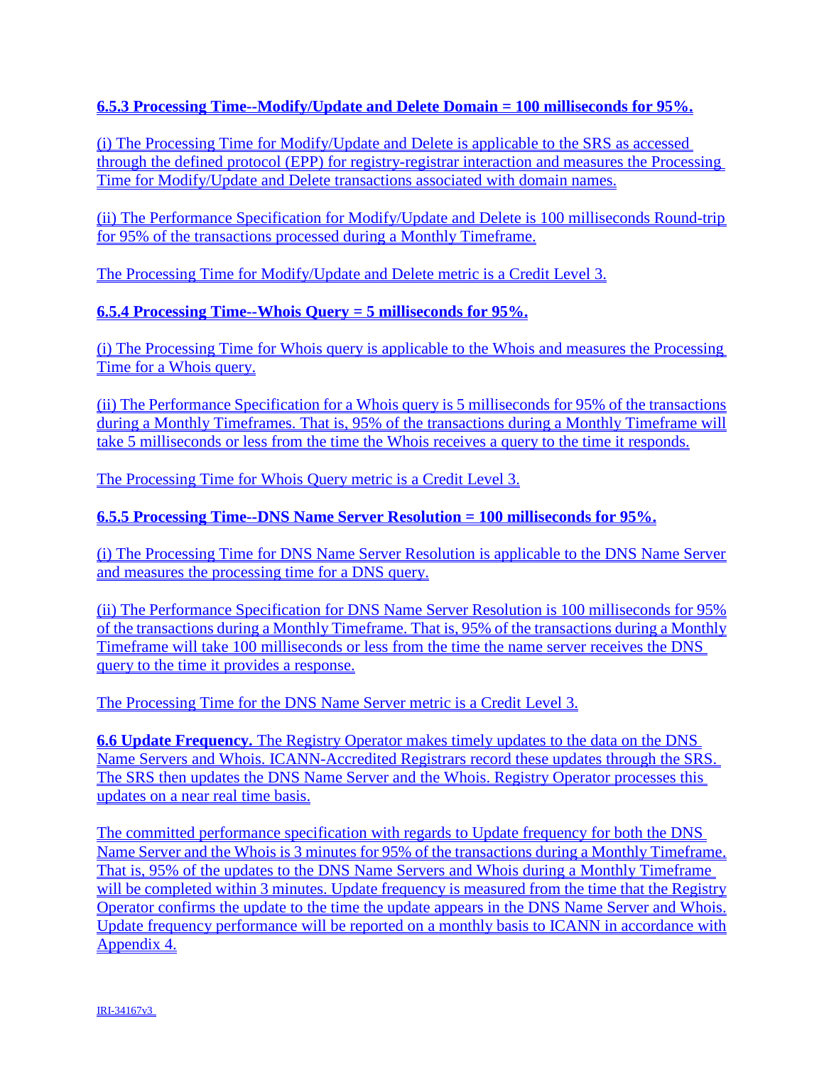**6.5.3 Processing Time--Modify/Update and Delete Domain = 100 milliseconds for 95%.**

(i) The Processing Time for Modify/Update and Delete is applicable to the SRS as accessed through the defined protocol (EPP) for registry-registrar interaction and measures the Processing Time for Modify/Update and Delete transactions associated with domain names.

(ii) The Performance Specification for Modify/Update and Delete is 100 milliseconds Round-trip for 95% of the transactions processed during a Monthly Timeframe.

The Processing Time for Modify/Update and Delete metric is a Credit Level 3.

**6.5.4 Processing Time--Whois Query = 5 milliseconds for 95%.**

(i) The Processing Time for Whois query is applicable to the Whois and measures the Processing Time for a Whois query.

(ii) The Performance Specification for a Whois query is 5 milliseconds for 95% of the transactions during a Monthly Timeframes. That is, 95% of the transactions during a Monthly Timeframe will take 5 milliseconds or less from the time the Whois receives a query to the time it responds.

The Processing Time for Whois Query metric is a Credit Level 3.

**6.5.5 Processing Time--DNS Name Server Resolution = 100 milliseconds for 95%.**

(i) The Processing Time for DNS Name Server Resolution is applicable to the DNS Name Server and measures the processing time for a DNS query.

(ii) The Performance Specification for DNS Name Server Resolution is 100 milliseconds for 95% of the transactions during a Monthly Timeframe. That is, 95% of the transactions during a Monthly Timeframe will take 100 milliseconds or less from the time the name server receives the DNS query to the time it provides a response.

The Processing Time for the DNS Name Server metric is a Credit Level 3.

**6.6 Update Frequency.** The Registry Operator makes timely updates to the data on the DNS Name Servers and Whois. ICANN-Accredited Registrars record these updates through the SRS. The SRS then updates the DNS Name Server and the Whois. Registry Operator processes this updates on a near real time basis.

The committed performance specification with regards to Update frequency for both the DNS Name Server and the Whois is 3 minutes for 95% of the transactions during a Monthly Timeframe. That is, 95% of the updates to the DNS Name Servers and Whois during a Monthly Timeframe will be completed within 3 minutes. Update frequency is measured from the time that the Registry Operator confirms the update to the time the update appears in the DNS Name Server and Whois. Update frequency performance will be reported on a monthly basis to ICANN in accordance with Appendix 4.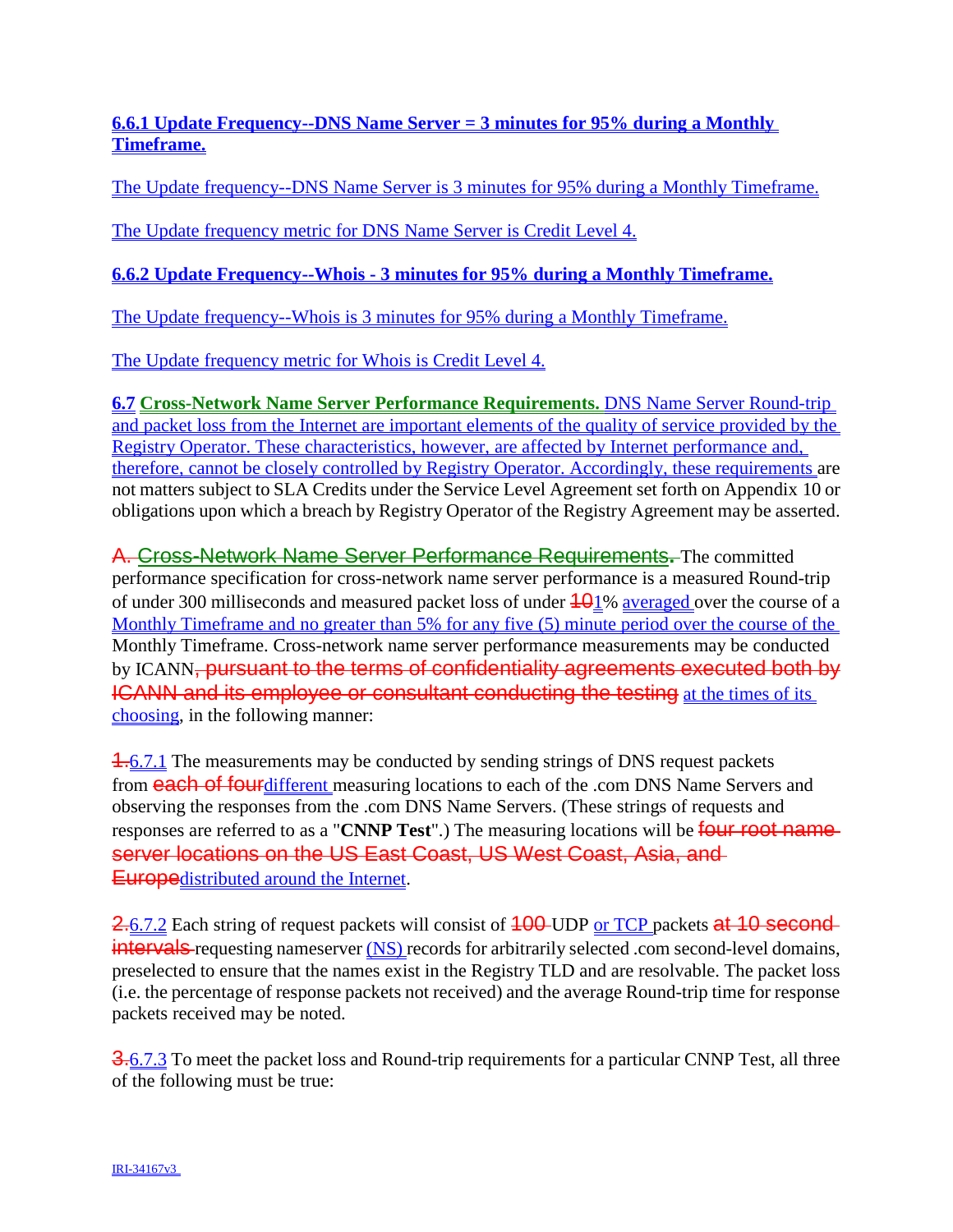**6.6.1 Update Frequency--DNS Name Server = 3 minutes for 95% during a Monthly Timeframe.**

The Update frequency--DNS Name Server is 3 minutes for 95% during a Monthly Timeframe.

The Update frequency metric for DNS Name Server is Credit Level 4.

**6.6.2 Update Frequency--Whois - 3 minutes for 95% during a Monthly Timeframe.**

The Update frequency--Whois is 3 minutes for 95% during a Monthly Timeframe.

The Update frequency metric for Whois is Credit Level 4.

**6.7** **Cross-Network Name Server Performance Requirements.** DNS Name Server Round-trip and packet loss from the Internet are important elements of the quality of service provided by the Registry Operator. These characteristics, however, are affected by Internet performance and, therefore, cannot be closely controlled by Registry Operator. Accordingly, these requirements are not matters subject to SLA Credits under the Service Level Agreement set forth on Appendix 10 or obligations upon which a breach by Registry Operator of the Registry Agreement may be asserted.

~~A. Cross-Network Name Server Performance Requirements.~~ The committed performance specification for cross-network name server performance is a measured Round-trip of under 300 milliseconds and measured packet loss of under ~~10~~1% averaged over the course of a Monthly Timeframe and no greater than 5% for any five (5) minute period over the course of the Monthly Timeframe. Cross-network name server performance measurements may be conducted by ICANN~~, pursuant to the terms of confidentiality agreements executed both by ICANN and its employee or consultant conducting the testing~~ at the times of its choosing, in the following manner:

~~1.~~6.7.1 The measurements may be conducted by sending strings of DNS request packets from ~~each of four~~different measuring locations to each of the .com DNS Name Servers and observing the responses from the .com DNS Name Servers. (These strings of requests and responses are referred to as a "**CNNP Test**".) The measuring locations will be ~~four root name server locations on the US East Coast, US West Coast, Asia, and Europe~~distributed around the Internet.

~~2.~~6.7.2 Each string of request packets will consist of ~~100~~ UDP or TCP packets ~~at 10 second intervals~~ requesting nameserver (NS) records for arbitrarily selected .com second-level domains, preselected to ensure that the names exist in the Registry TLD and are resolvable. The packet loss (i.e. the percentage of response packets not received) and the average Round-trip time for response packets received may be noted.

~~3.~~6.7.3 To meet the packet loss and Round-trip requirements for a particular CNNP Test, all three of the following must be true: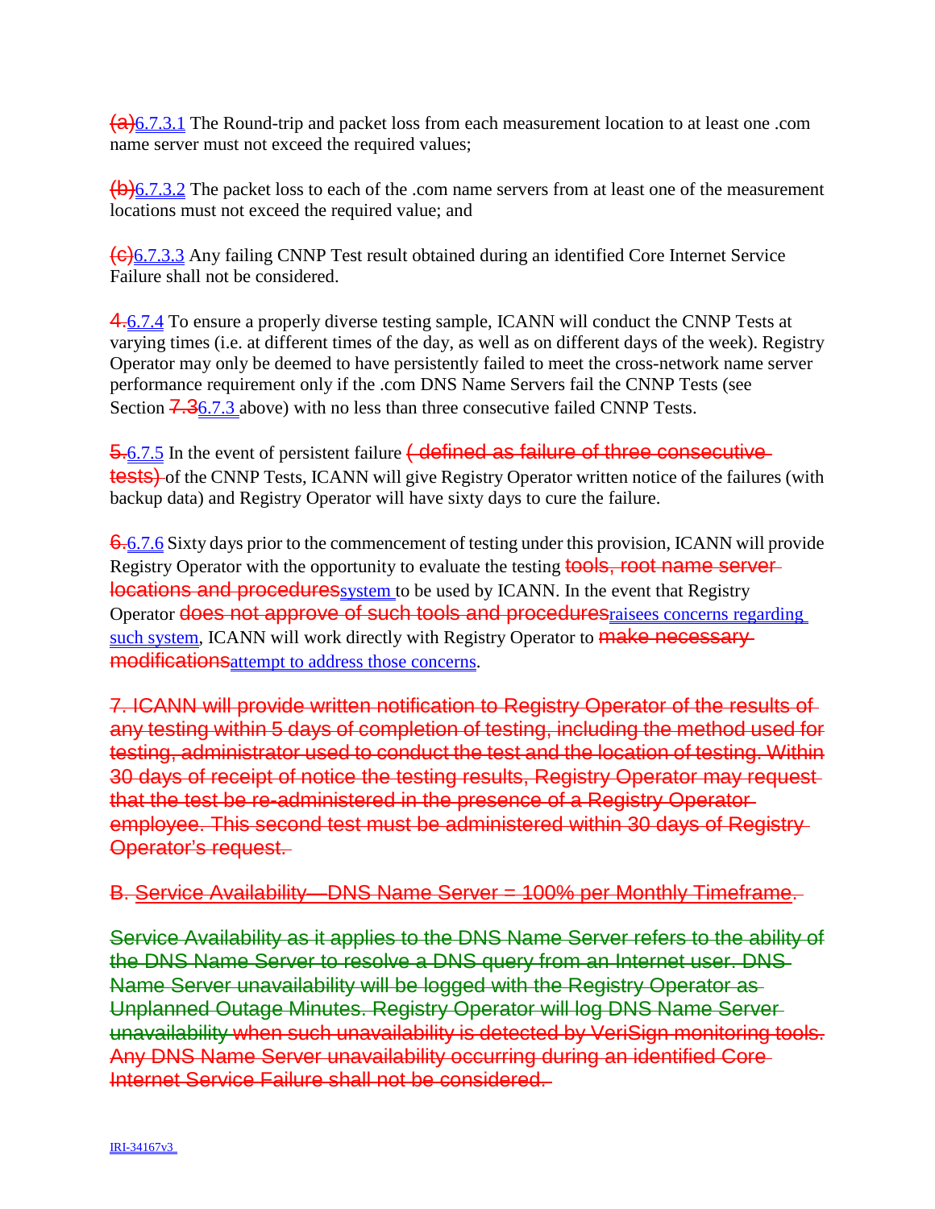~~(a)~~6.7.3.1 The Round-trip and packet loss from each measurement location to at least one .com name server must not exceed the required values;

~~(b)~~6.7.3.2 The packet loss to each of the .com name servers from at least one of the measurement locations must not exceed the required value; and

~~(c)~~6.7.3.3 Any failing CNNP Test result obtained during an identified Core Internet Service Failure shall not be considered.

~~4.~~6.7.4 To ensure a properly diverse testing sample, ICANN will conduct the CNNP Tests at varying times (i.e. at different times of the day, as well as on different days of the week). Registry Operator may only be deemed to have persistently failed to meet the cross-network name server performance requirement only if the .com DNS Name Servers fail the CNNP Tests (see Section ~~7.3~~6.7.3 above) with no less than three consecutive failed CNNP Tests.

~~5.~~6.7.5 In the event of persistent failure ~~( defined as failure of three consecutive tests)~~ of the CNNP Tests, ICANN will give Registry Operator written notice of the failures (with backup data) and Registry Operator will have sixty days to cure the failure.

~~6.~~6.7.6 Sixty days prior to the commencement of testing under this provision, ICANN will provide Registry Operator with the opportunity to evaluate the testing ~~tools, root name server locations and procedures~~system to be used by ICANN. In the event that Registry Operator ~~does not approve of such tools and procedures~~raisees concerns regarding such system, ICANN will work directly with Registry Operator to ~~make necessary modifications~~attempt to address those concerns.

~~7. ICANN will provide written notification to Registry Operator of the results of any testing within 5 days of completion of testing, including the method used for testing, administrator used to conduct the test and the location of testing. Within 30 days of receipt of notice the testing results, Registry Operator may request that the test be re-administered in the presence of a Registry Operator employee. This second test must be administered within 30 days of Registry Operator's request.~~

~~B. Service Availability—DNS Name Server = 100% per Monthly Timeframe.~~

~~Service Availability as it applies to the DNS Name Server refers to the ability of the DNS Name Server to resolve a DNS query from an Internet user. DNS Name Server unavailability will be logged with the Registry Operator as Unplanned Outage Minutes. Registry Operator will log DNS Name Server unavailability when such unavailability is detected by VeriSign monitoring tools. Any DNS Name Server unavailability occurring during an identified Core Internet Service Failure shall not be considered.~~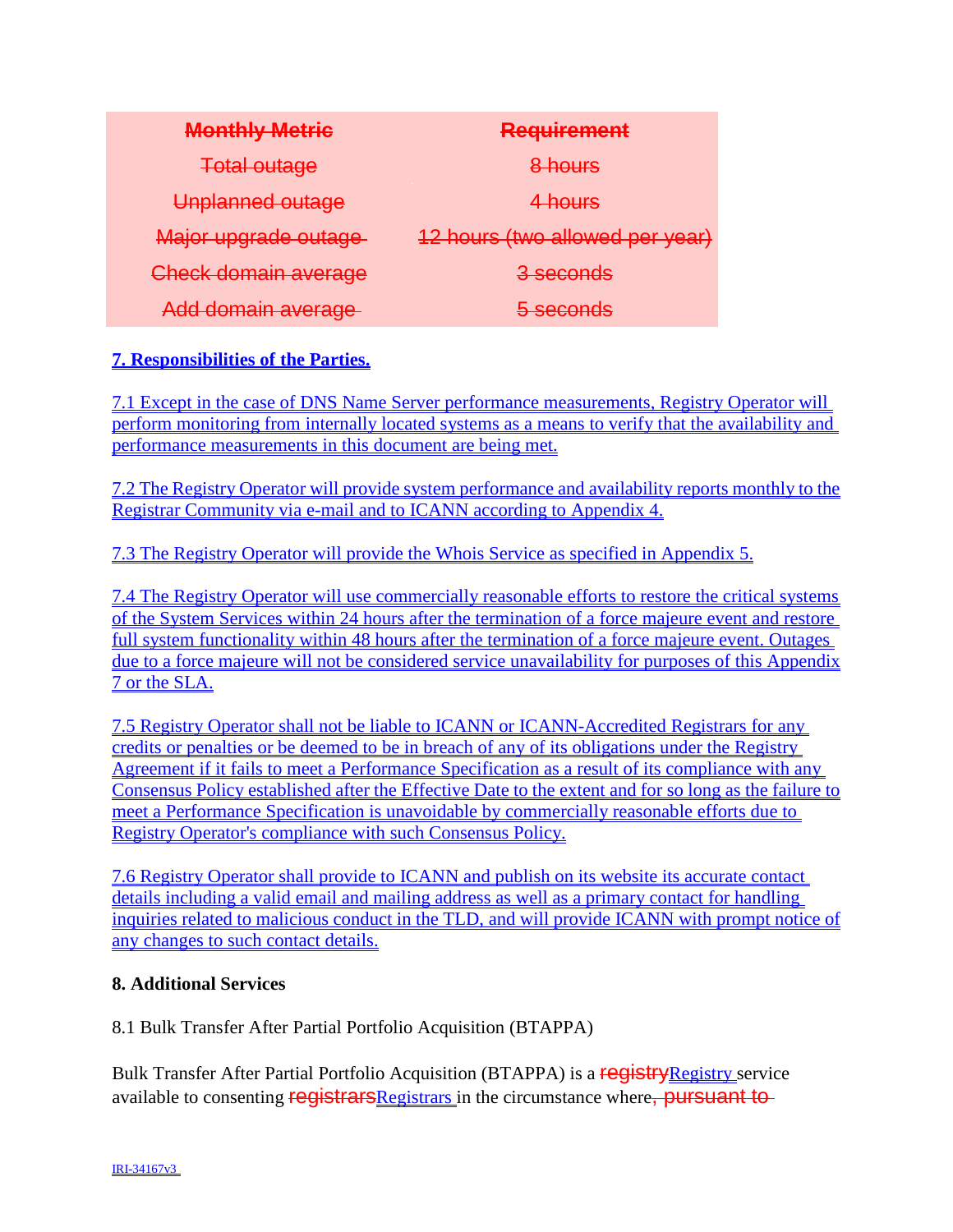| ~~Monthly Metric~~ | ~~Requirement~~ |
|---|---|
| ~~Total outage~~ | ~~8 hours~~ |
| ~~Unplanned outage~~ | ~~4 hours~~ |
| ~~Major upgrade outage~~ | ~~12 hours (two allowed per year)~~ |
| ~~Check domain average~~ | ~~3 seconds~~ |
| ~~Add domain average~~ | ~~5 seconds~~ |

**7. Responsibilities of the Parties.**

7.1 Except in the case of DNS Name Server performance measurements, Registry Operator will perform monitoring from internally located systems as a means to verify that the availability and performance measurements in this document are being met.

7.2 The Registry Operator will provide system performance and availability reports monthly to the Registrar Community via e-mail and to ICANN according to Appendix 4.

7.3 The Registry Operator will provide the Whois Service as specified in Appendix 5.

7.4 The Registry Operator will use commercially reasonable efforts to restore the critical systems of the System Services within 24 hours after the termination of a force majeure event and restore full system functionality within 48 hours after the termination of a force majeure event. Outages due to a force majeure will not be considered service unavailability for purposes of this Appendix 7 or the SLA.

7.5 Registry Operator shall not be liable to ICANN or ICANN-Accredited Registrars for any credits or penalties or be deemed to be in breach of any of its obligations under the Registry Agreement if it fails to meet a Performance Specification as a result of its compliance with any Consensus Policy established after the Effective Date to the extent and for so long as the failure to meet a Performance Specification is unavoidable by commercially reasonable efforts due to Registry Operator's compliance with such Consensus Policy.

7.6 Registry Operator shall provide to ICANN and publish on its website its accurate contact details including a valid email and mailing address as well as a primary contact for handling inquiries related to malicious conduct in the TLD, and will provide ICANN with prompt notice of any changes to such contact details.

**8. Additional Services**

8.1 Bulk Transfer After Partial Portfolio Acquisition (BTAPPA)

Bulk Transfer After Partial Portfolio Acquisition (BTAPPA) is a ~~registry~~Registry service available to consenting ~~registrars~~Registrars in the circumstance where~~, pursuant to~~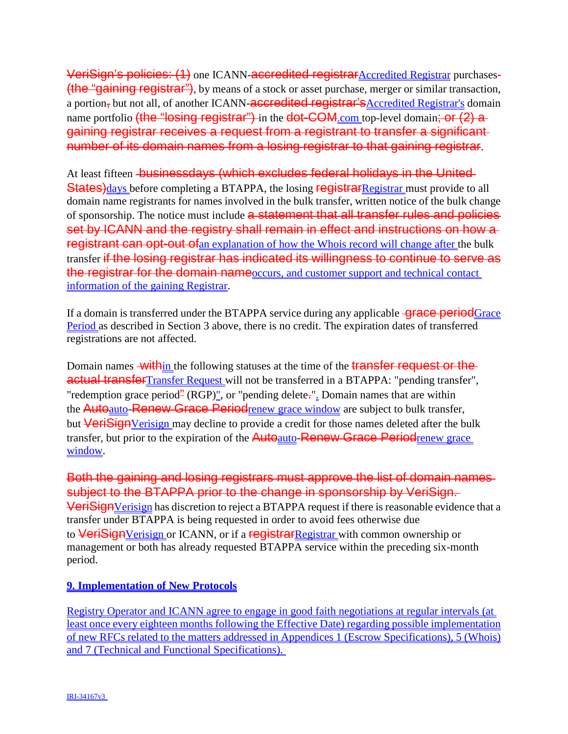~~VeriSign's policies: (1)~~ one ICANN-~~accredited registrar~~Accredited Registrar purchases ~~(the "gaining registrar")~~, by means of a stock or asset purchase, merger or similar transaction, a portion~~,~~ but not all, of another ICANN-~~accredited registrar's~~Accredited Registrar's domain name portfolio ~~(the "losing registrar")~~ in the ~~dot-COM~~.com top-level domain~~; or (2) a gaining registrar receives a request from a registrant to transfer a significant number of its domain names from a losing registrar to that gaining registrar~~.

At least fifteen ~~businessdays (which excludes federal holidays in the United States)~~days before completing a BTAPPA, the losing ~~registrar~~Registrar must provide to all domain name registrants for names involved in the bulk transfer, written notice of the bulk change of sponsorship. The notice must include ~~a statement that all transfer rules and policies set by ICANN and the registry shall remain in effect and instructions on how a registrant can opt-out of~~an explanation of how the Whois record will change after the bulk transfer ~~if the losing registrar has indicated its willingness to continue to serve as the registrar for the domain name~~occurs, and customer support and technical contact information of the gaining Registrar.

If a domain is transferred under the BTAPPA service during any applicable ~~grace period~~Grace Period as described in Section 3 above, there is no credit. The expiration dates of transferred registrations are not affected.

Domain names ~~with~~in the following statuses at the time of the ~~transfer request or the actual transfer~~Transfer Request will not be transferred in a BTAPPA: "pending transfer", "redemption grace period~~"~~ (RGP)", or "pending delete~~.~~".. Domain names that are within the ~~Auto~~auto-~~Renew Grace Period~~renew grace window are subject to bulk transfer, but ~~VeriSign~~Verisign may decline to provide a credit for those names deleted after the bulk transfer, but prior to the expiration of the ~~Auto~~auto-~~Renew Grace Period~~renew grace window.

~~Both the gaining and losing registrars must approve the list of domain names subject to the BTAPPA prior to the change in sponsorship by VeriSign.~~ ~~VeriSign~~Verisign has discretion to reject a BTAPPA request if there is reasonable evidence that a transfer under BTAPPA is being requested in order to avoid fees otherwise due to ~~VeriSign~~Verisign or ICANN, or if a ~~registrar~~Registrar with common ownership or management or both has already requested BTAPPA service within the preceding six-month period.

**9. Implementation of New Protocols**

Registry Operator and ICANN agree to engage in good faith negotiations at regular intervals (at least once every eighteen months following the Effective Date) regarding possible implementation of new RFCs related to the matters addressed in Appendices 1 (Escrow Specifications), 5 (Whois) and 7 (Technical and Functional Specifications).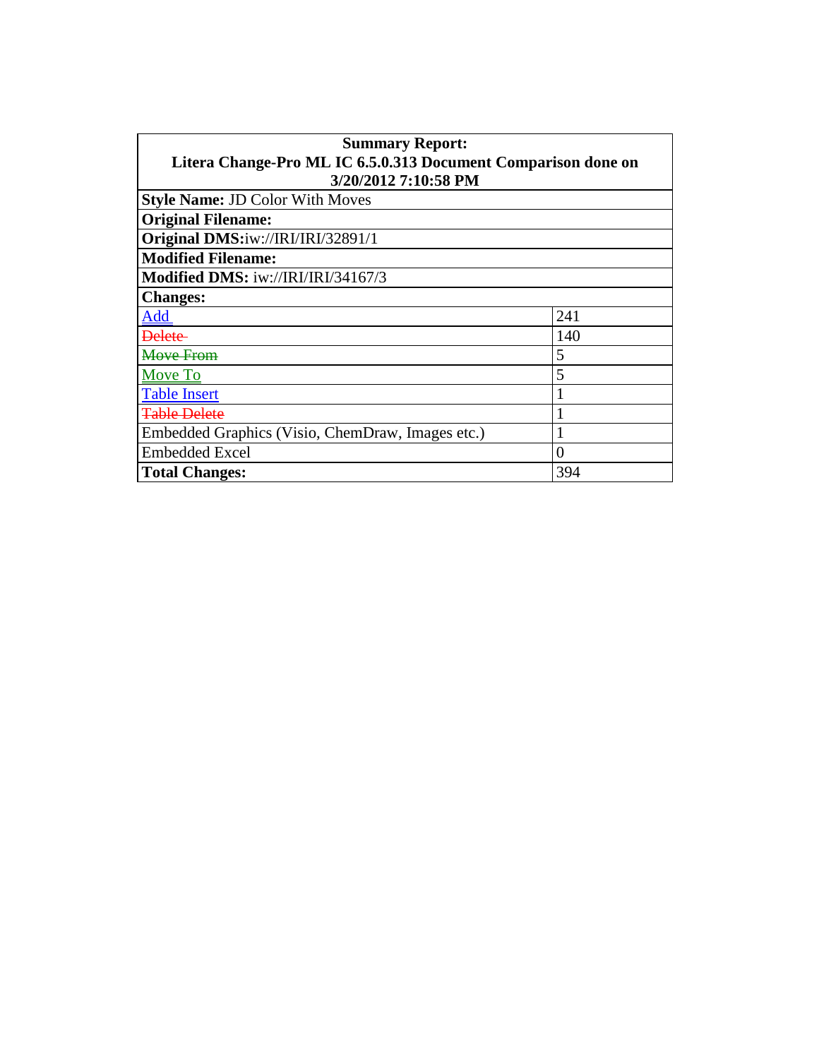| **Summary Report:** **Litera Change-Pro ML IC 6.5.0.313 Document Comparison done on 3/20/2012 7:10:58 PM** | |
|---|---|
| **Style Name:** JD Color With Moves | |
| **Original Filename:** | |
| **Original DMS:**iw://IRI/IRI/32891/1 | |
| **Modified Filename:** | |
| **Modified DMS:** iw://IRI/IRI/34167/3 | |
| **Changes:** | |
| Add | 241 |
| ~~Delete~~ | 140 |
| ~~Move From~~ | 5 |
| Move To | 5 |
| Table Insert | 1 |
| ~~Table Delete~~ | 1 |
| Embedded Graphics (Visio, ChemDraw, Images etc.) | 1 |
| Embedded Excel | 0 |
| **Total Changes:** | 394 |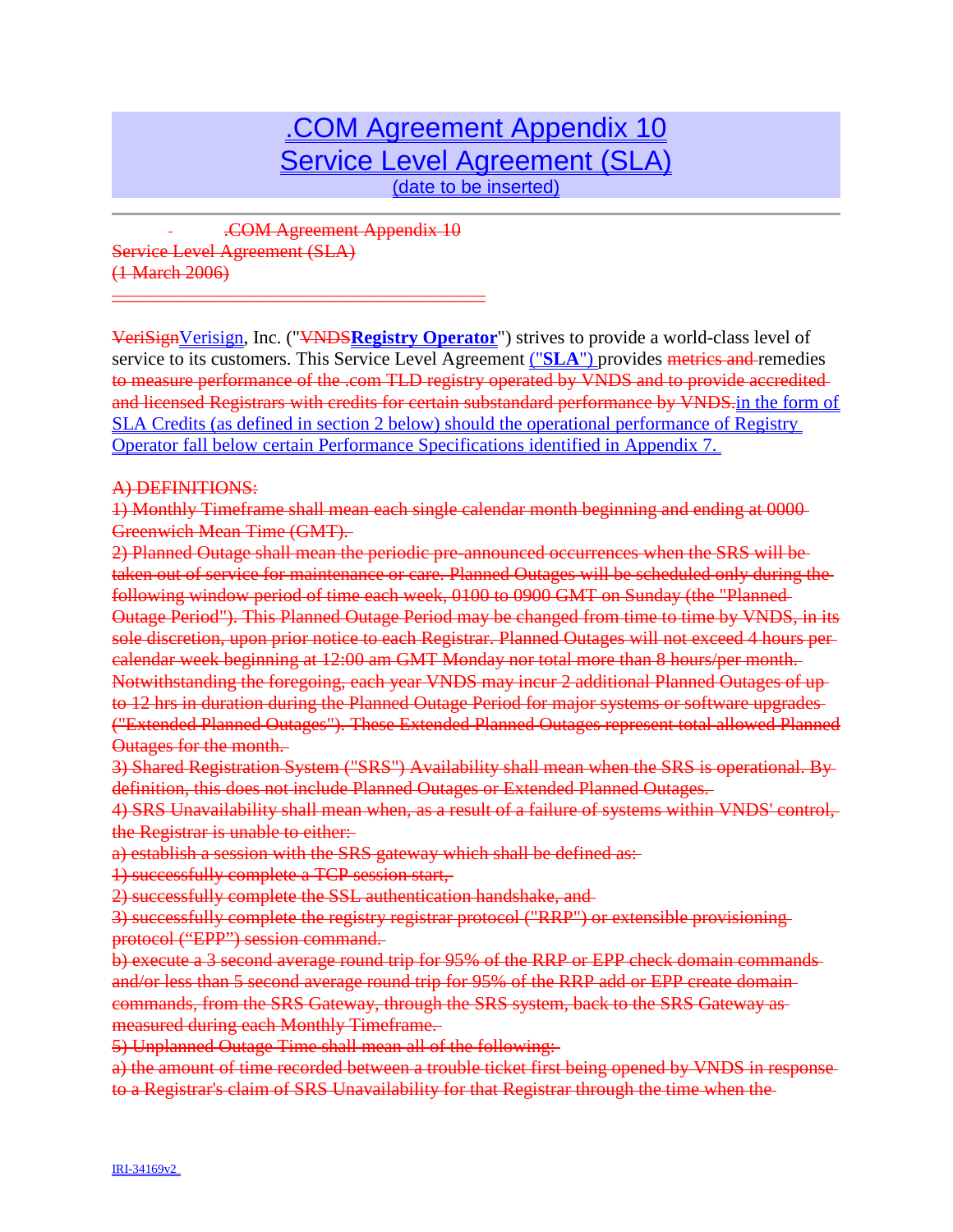# .COM Agreement Appendix 10
# Service Level Agreement (SLA)
(date to be inserted)

~~.COM Agreement Appendix 10~~
~~Service Level Agreement (SLA)~~
~~(1 March 2006)~~

~~VeriSign~~Verisign, Inc. ("~~VNDS~~**Registry Operator**") strives to provide a world-class level of service to its customers. This Service Level Agreement ("**SLA**") provides ~~metrics and~~ remedies ~~to measure performance of the .com TLD registry operated by VNDS and to provide accredited and licensed Registrars with credits for certain substandard performance by VNDS.~~in the form of SLA Credits (as defined in section 2 below) should the operational performance of Registry Operator fall below certain Performance Specifications identified in Appendix 7.

~~A) DEFINITIONS:~~

~~1) Monthly Timeframe shall mean each single calendar month beginning and ending at 0000 Greenwich Mean Time (GMT).~~

~~2) Planned Outage shall mean the periodic pre-announced occurrences when the SRS will be taken out of service for maintenance or care. Planned Outages will be scheduled only during the following window period of time each week, 0100 to 0900 GMT on Sunday (the "Planned Outage Period"). This Planned Outage Period may be changed from time to time by VNDS, in its sole discretion, upon prior notice to each Registrar. Planned Outages will not exceed 4 hours per calendar week beginning at 12:00 am GMT Monday nor total more than 8 hours/per month. Notwithstanding the foregoing, each year VNDS may incur 2 additional Planned Outages of up to 12 hrs in duration during the Planned Outage Period for major systems or software upgrades ("Extended Planned Outages"). These Extended Planned Outages represent total allowed Planned Outages for the month.~~

~~3) Shared Registration System ("SRS") Availability shall mean when the SRS is operational. By definition, this does not include Planned Outages or Extended Planned Outages.~~

~~4) SRS Unavailability shall mean when, as a result of a failure of systems within VNDS' control, the Registrar is unable to either:~~

~~a) establish a session with the SRS gateway which shall be defined as:~~

~~1) successfully complete a TCP session start,~~

~~2) successfully complete the SSL authentication handshake, and~~

~~3) successfully complete the registry registrar protocol ("RRP") or extensible provisioning protocol ("EPP") session command.~~

~~b) execute a 3 second average round trip for 95% of the RRP or EPP check domain commands and/or less than 5 second average round trip for 95% of the RRP add or EPP create domain commands, from the SRS Gateway, through the SRS system, back to the SRS Gateway as measured during each Monthly Timeframe.~~

~~5) Unplanned Outage Time shall mean all of the following:~~

~~a) the amount of time recorded between a trouble ticket first being opened by VNDS in response to a Registrar's claim of SRS Unavailability for that Registrar through the time when the~~

IRI-34169v2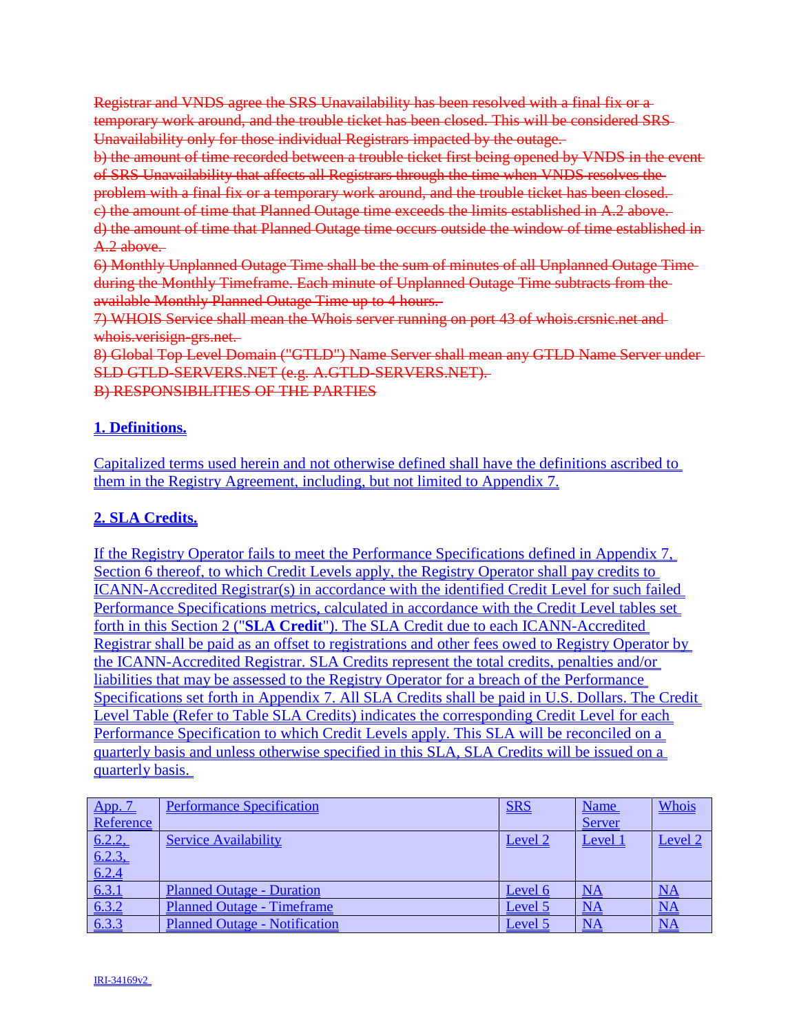~~Registrar and VNDS agree the SRS Unavailability has been resolved with a final fix or a temporary work around, and the trouble ticket has been closed. This will be considered SRS Unavailability only for those individual Registrars impacted by the outage.~~
~~b) the amount of time recorded between a trouble ticket first being opened by VNDS in the event of SRS Unavailability that affects all Registrars through the time when VNDS resolves the problem with a final fix or a temporary work around, and the trouble ticket has been closed.~~
~~c) the amount of time that Planned Outage time exceeds the limits established in A.2 above.~~
~~d) the amount of time that Planned Outage time occurs outside the window of time established in A.2 above.~~
~~6) Monthly Unplanned Outage Time shall be the sum of minutes of all Unplanned Outage Time during the Monthly Timeframe. Each minute of Unplanned Outage Time subtracts from the available Monthly Planned Outage Time up to 4 hours.~~
~~7) WHOIS Service shall mean the Whois server running on port 43 of whois.crsnic.net and whois.verisign-grs.net.~~
~~8) Global Top Level Domain ("GTLD") Name Server shall mean any GTLD Name Server under SLD GTLD-SERVERS.NET (e.g. A.GTLD-SERVERS.NET).~~
~~B) RESPONSIBILITIES OF THE PARTIES~~

**1. Definitions.**

Capitalized terms used herein and not otherwise defined shall have the definitions ascribed to them in the Registry Agreement, including, but not limited to Appendix 7.

**2. SLA Credits.**

If the Registry Operator fails to meet the Performance Specifications defined in Appendix 7, Section 6 thereof, to which Credit Levels apply, the Registry Operator shall pay credits to ICANN-Accredited Registrar(s) in accordance with the identified Credit Level for such failed Performance Specifications metrics, calculated in accordance with the Credit Level tables set forth in this Section 2 ("**SLA Credit**"). The SLA Credit due to each ICANN-Accredited Registrar shall be paid as an offset to registrations and other fees owed to Registry Operator by the ICANN-Accredited Registrar. SLA Credits represent the total credits, penalties and/or liabilities that may be assessed to the Registry Operator for a breach of the Performance Specifications set forth in Appendix 7. All SLA Credits shall be paid in U.S. Dollars. The Credit Level Table (Refer to Table SLA Credits) indicates the corresponding Credit Level for each Performance Specification to which Credit Levels apply. This SLA will be reconciled on a quarterly basis and unless otherwise specified in this SLA, SLA Credits will be issued on a quarterly basis.

| App. 7 Reference | Performance Specification | SRS | Name Server | Whois |
|---|---|---|---|---|
| 6.2.2, 6.2.3, 6.2.4 | Service Availability | Level 2 | Level 1 | Level 2 |
| 6.3.1 | Planned Outage - Duration | Level 6 | NA | NA |
| 6.3.2 | Planned Outage - Timeframe | Level 5 | NA | NA |
| 6.3.3 | Planned Outage - Notification | Level 5 | NA | NA |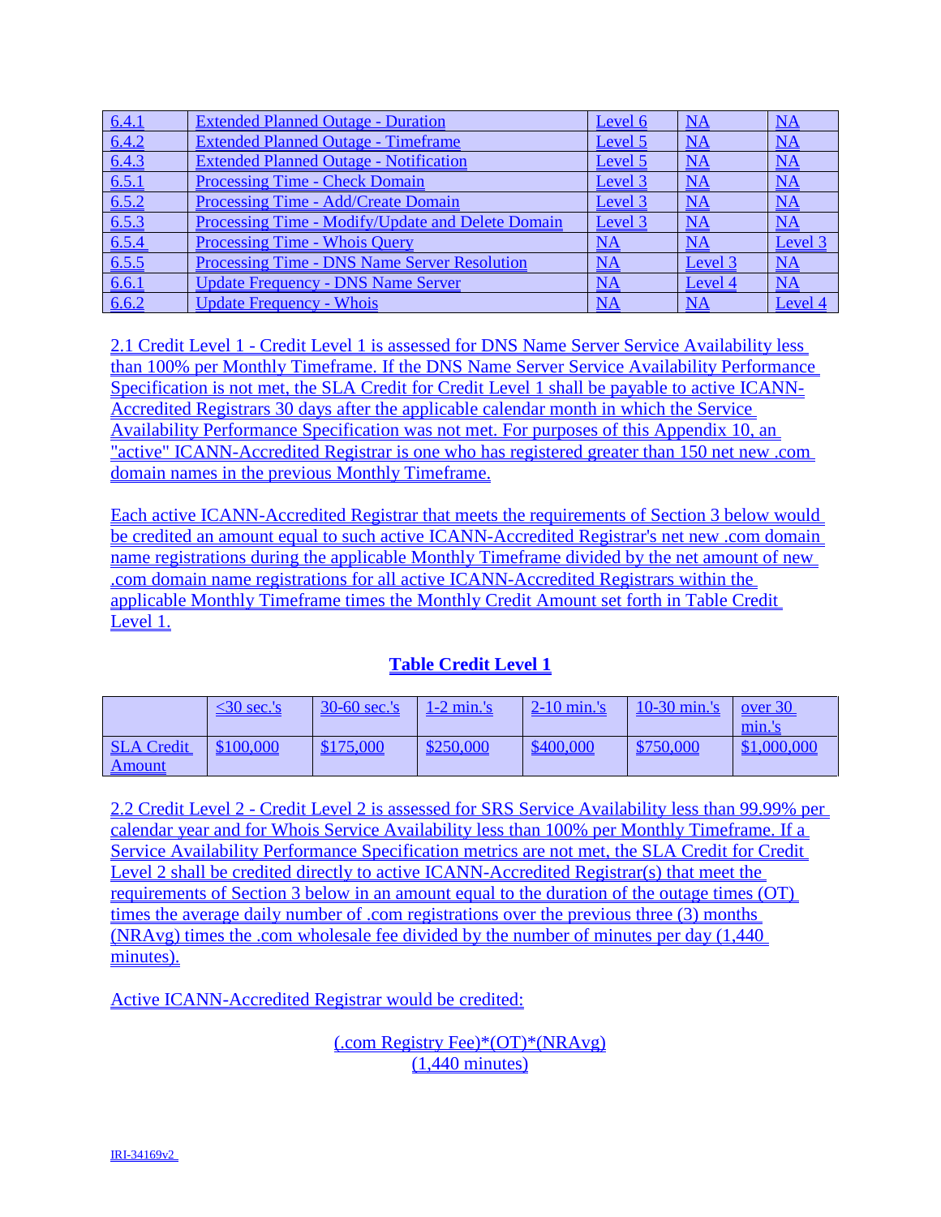| 6.4.1 | Extended Planned Outage - Duration | Level 6 | NA | NA |
|---|---|---|---|---|
| 6.4.2 | Extended Planned Outage - Timeframe | Level 5 | NA | NA |
| 6.4.3 | Extended Planned Outage - Notification | Level 5 | NA | NA |
| 6.5.1 | Processing Time - Check Domain | Level 3 | NA | NA |
| 6.5.2 | Processing Time - Add/Create Domain | Level 3 | NA | NA |
| 6.5.3 | Processing Time - Modify/Update and Delete Domain | Level 3 | NA | NA |
| 6.5.4 | Processing Time - Whois Query | NA | NA | Level 3 |
| 6.5.5 | Processing Time - DNS Name Server Resolution | NA | Level 3 | NA |
| 6.6.1 | Update Frequency - DNS Name Server | NA | Level 4 | NA |
| 6.6.2 | Update Frequency - Whois | NA | NA | Level 4 |

2.1 Credit Level 1 - Credit Level 1 is assessed for DNS Name Server Service Availability less than 100% per Monthly Timeframe. If the DNS Name Server Service Availability Performance Specification is not met, the SLA Credit for Credit Level 1 shall be payable to active ICANN-Accredited Registrars 30 days after the applicable calendar month in which the Service Availability Performance Specification was not met. For purposes of this Appendix 10, an "active" ICANN-Accredited Registrar is one who has registered greater than 150 net new .com domain names in the previous Monthly Timeframe.

Each active ICANN-Accredited Registrar that meets the requirements of Section 3 below would be credited an amount equal to such active ICANN-Accredited Registrar's net new .com domain name registrations during the applicable Monthly Timeframe divided by the net amount of new .com domain name registrations for all active ICANN-Accredited Registrars within the applicable Monthly Timeframe times the Monthly Credit Amount set forth in Table Credit Level 1.

**Table Credit Level 1**

| | <30 sec.'s | 30-60 sec.'s | 1-2 min.'s | 2-10 min.'s | 10-30 min.'s | over 30 min.'s |
|---|---|---|---|---|---|---|
| SLA Credit Amount | $100,000 | $175,000 | $250,000 | $400,000 | $750,000 | $1,000,000 |

2.2 Credit Level 2 - Credit Level 2 is assessed for SRS Service Availability less than 99.99% per calendar year and for Whois Service Availability less than 100% per Monthly Timeframe. If a Service Availability Performance Specification metrics are not met, the SLA Credit for Credit Level 2 shall be credited directly to active ICANN-Accredited Registrar(s) that meet the requirements of Section 3 below in an amount equal to the duration of the outage times (OT) times the average daily number of .com registrations over the previous three (3) months (NRAvg) times the .com wholesale fee divided by the number of minutes per day (1,440 minutes).

Active ICANN-Accredited Registrar would be credited:

$$\frac{(\text{.com Registry Fee})*(OT)*(NRAvg)}{(1{,}440 \text{ minutes})}$$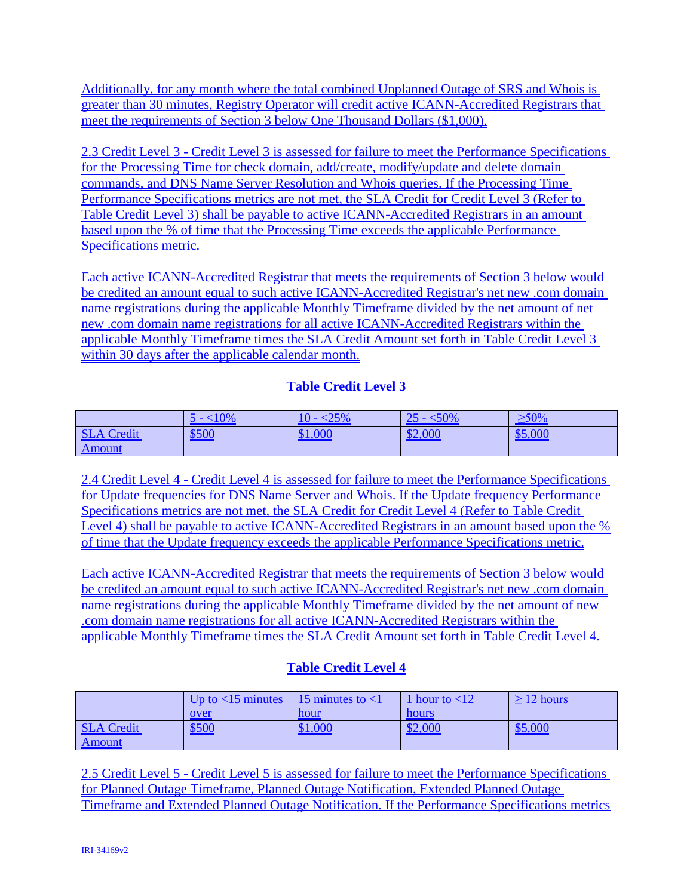Additionally, for any month where the total combined Unplanned Outage of SRS and Whois is greater than 30 minutes, Registry Operator will credit active ICANN-Accredited Registrars that meet the requirements of Section 3 below One Thousand Dollars ($1,000).

2.3 Credit Level 3 - Credit Level 3 is assessed for failure to meet the Performance Specifications for the Processing Time for check domain, add/create, modify/update and delete domain commands, and DNS Name Server Resolution and Whois queries. If the Processing Time Performance Specifications metrics are not met, the SLA Credit for Credit Level 3 (Refer to Table Credit Level 3) shall be payable to active ICANN-Accredited Registrars in an amount based upon the % of time that the Processing Time exceeds the applicable Performance Specifications metric.

Each active ICANN-Accredited Registrar that meets the requirements of Section 3 below would be credited an amount equal to such active ICANN-Accredited Registrar's net new .com domain name registrations during the applicable Monthly Timeframe divided by the net amount of net new .com domain name registrations for all active ICANN-Accredited Registrars within the applicable Monthly Timeframe times the SLA Credit Amount set forth in Table Credit Level 3 within 30 days after the applicable calendar month.

**Table Credit Level 3**

| | 5 - <10% | 10 - <25% | 25 - <50% | ≥50% |
|---|---|---|---|---|
| SLA Credit Amount | $500 | $1,000 | $2,000 | $5,000 |

2.4 Credit Level 4 - Credit Level 4 is assessed for failure to meet the Performance Specifications for Update frequencies for DNS Name Server and Whois. If the Update frequency Performance Specifications metrics are not met, the SLA Credit for Credit Level 4 (Refer to Table Credit Level 4) shall be payable to active ICANN-Accredited Registrars in an amount based upon the % of time that the Update frequency exceeds the applicable Performance Specifications metric.

Each active ICANN-Accredited Registrar that meets the requirements of Section 3 below would be credited an amount equal to such active ICANN-Accredited Registrar's net new .com domain name registrations during the applicable Monthly Timeframe divided by the net amount of new .com domain name registrations for all active ICANN-Accredited Registrars within the applicable Monthly Timeframe times the SLA Credit Amount set forth in Table Credit Level 4.

**Table Credit Level 4**

| | Up to <15 minutes over | 15 minutes to <1 hour | 1 hour to <12 hours | ≥ 12 hours |
|---|---|---|---|---|
| SLA Credit Amount | $500 | $1,000 | $2,000 | $5,000 |

2.5 Credit Level 5 - Credit Level 5 is assessed for failure to meet the Performance Specifications for Planned Outage Timeframe, Planned Outage Notification, Extended Planned Outage Timeframe and Extended Planned Outage Notification. If the Performance Specifications metrics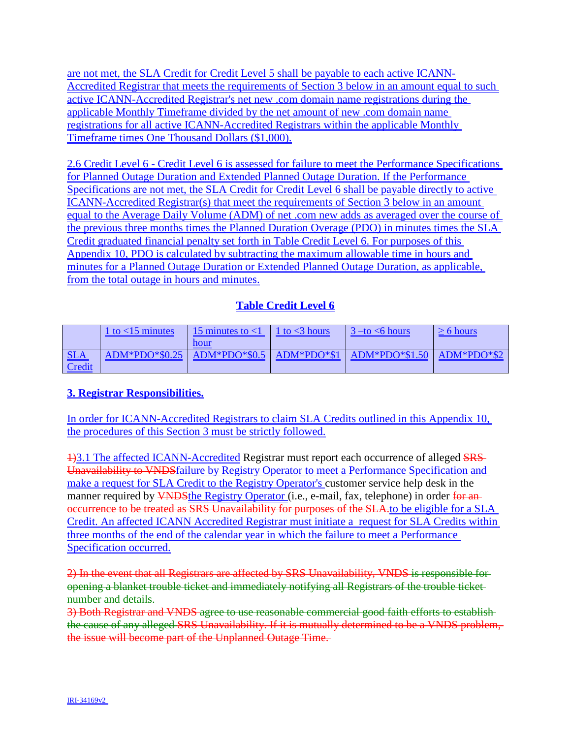are not met, the SLA Credit for Credit Level 5 shall be payable to each active ICANN-Accredited Registrar that meets the requirements of Section 3 below in an amount equal to such active ICANN-Accredited Registrar's net new .com domain name registrations during the applicable Monthly Timeframe divided by the net amount of new .com domain name registrations for all active ICANN-Accredited Registrars within the applicable Monthly Timeframe times One Thousand Dollars ($1,000).

2.6 Credit Level 6 - Credit Level 6 is assessed for failure to meet the Performance Specifications for Planned Outage Duration and Extended Planned Outage Duration. If the Performance Specifications are not met, the SLA Credit for Credit Level 6 shall be payable directly to active ICANN-Accredited Registrar(s) that meet the requirements of Section 3 below in an amount equal to the Average Daily Volume (ADM) of net .com new adds as averaged over the course of the previous three months times the Planned Duration Overage (PDO) in minutes times the SLA Credit graduated financial penalty set forth in Table Credit Level 6. For purposes of this Appendix 10, PDO is calculated by subtracting the maximum allowable time in hours and minutes for a Planned Outage Duration or Extended Planned Outage Duration, as applicable, from the total outage in hours and minutes.

**Table Credit Level 6**

| | 1 to <15 minutes | 15 minutes to <1 hour | 1 to <3 hours | 3 –to <6 hours | ≥ 6 hours |
|---|---|---|---|---|---|
| SLA Credit | ADM*PDO*$0.25 | ADM*PDO*$0.5 | ADM*PDO*$1 | ADM*PDO*$1.50 | ADM*PDO*$2 |

**3. Registrar Responsibilities.**

In order for ICANN-Accredited Registrars to claim SLA Credits outlined in this Appendix 10, the procedures of this Section 3 must be strictly followed.

~~1)~~3.1 The affected ICANN-Accredited Registrar must report each occurrence of alleged ~~SRS Unavailability to VNDS~~failure by Registry Operator to meet a Performance Specification and make a request for SLA Credit to the Registry Operator's customer service help desk in the manner required by ~~VNDS~~the Registry Operator (i.e., e-mail, fax, telephone) in order ~~for an occurrence to be treated as SRS Unavailability for purposes of the SLA.~~to be eligible for a SLA Credit. An affected ICANN Accredited Registrar must initiate a request for SLA Credits within three months of the end of the calendar year in which the failure to meet a Performance Specification occurred.

~~2) In the event that all Registrars are affected by SRS Unavailability, VNDS is responsible for opening a blanket trouble ticket and immediately notifying all Registrars of the trouble ticket number and details.~~
~~3) Both Registrar and VNDS agree to use reasonable commercial good faith efforts to establish the cause of any alleged SRS Unavailability. If it is mutually determined to be a VNDS problem, the issue will become part of the Unplanned Outage Time.~~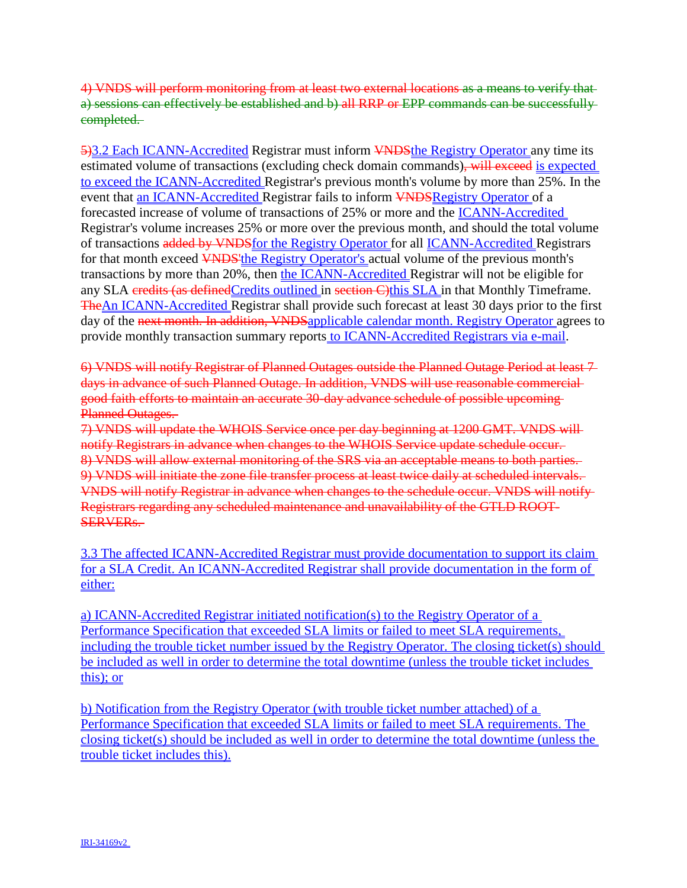~~4) VNDS will perform monitoring from at least two external locations as a means to verify that a) sessions can effectively be established and b) all RRP or EPP commands can be successfully completed.~~

~~5)~~3.2 Each ICANN-Accredited Registrar must inform ~~VNDS~~the Registry Operator any time its estimated volume of transactions (excluding check domain commands)~~, will exceed~~ is expected to exceed the ICANN-Accredited Registrar's previous month's volume by more than 25%. In the event that an ICANN-Accredited Registrar fails to inform ~~VNDS~~Registry Operator of a forecasted increase of volume of transactions of 25% or more and the ICANN-Accredited Registrar's volume increases 25% or more over the previous month, and should the total volume of transactions ~~added by VNDS~~for the Registry Operator for all ICANN-Accredited Registrars for that month exceed ~~VNDS'~~the Registry Operator's actual volume of the previous month's transactions by more than 20%, then the ICANN-Accredited Registrar will not be eligible for any SLA ~~credits (as defined~~Credits outlined in ~~section C)~~this SLA in that Monthly Timeframe. ~~The~~An ICANN-Accredited Registrar shall provide such forecast at least 30 days prior to the first day of the ~~next month. In addition, VNDS~~applicable calendar month. Registry Operator agrees to provide monthly transaction summary reports to ICANN-Accredited Registrars via e-mail.

~~6) VNDS will notify Registrar of Planned Outages outside the Planned Outage Period at least 7 days in advance of such Planned Outage. In addition, VNDS will use reasonable commercial good faith efforts to maintain an accurate 30-day advance schedule of possible upcoming Planned Outages.~~
~~7) VNDS will update the WHOIS Service once per day beginning at 1200 GMT. VNDS will notify Registrars in advance when changes to the WHOIS Service update schedule occur.~~
~~8) VNDS will allow external monitoring of the SRS via an acceptable means to both parties.~~
~~9) VNDS will initiate the zone file transfer process at least twice daily at scheduled intervals. VNDS will notify Registrar in advance when changes to the schedule occur. VNDS will notify Registrars regarding any scheduled maintenance and unavailability of the GTLD ROOT-SERVERs.~~

3.3 The affected ICANN-Accredited Registrar must provide documentation to support its claim for a SLA Credit. An ICANN-Accredited Registrar shall provide documentation in the form of either:

a) ICANN-Accredited Registrar initiated notification(s) to the Registry Operator of a Performance Specification that exceeded SLA limits or failed to meet SLA requirements, including the trouble ticket number issued by the Registry Operator. The closing ticket(s) should be included as well in order to determine the total downtime (unless the trouble ticket includes this); or

b) Notification from the Registry Operator (with trouble ticket number attached) of a Performance Specification that exceeded SLA limits or failed to meet SLA requirements. The closing ticket(s) should be included as well in order to determine the total downtime (unless the trouble ticket includes this).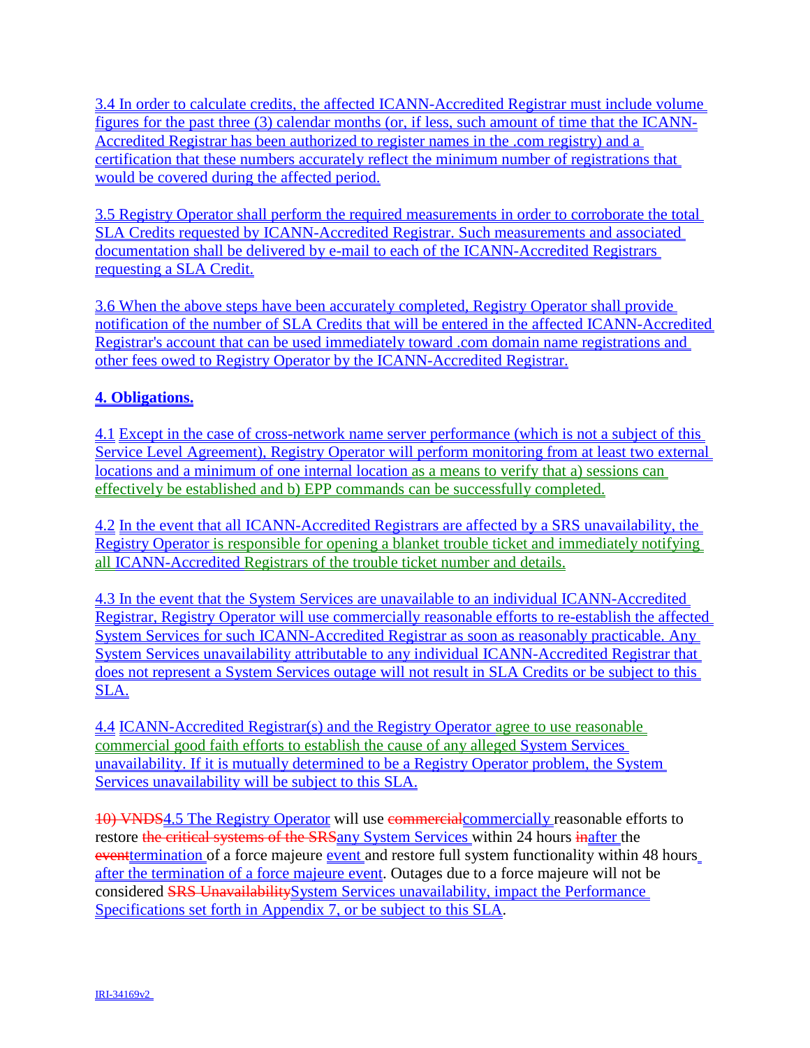3.4 In order to calculate credits, the affected ICANN-Accredited Registrar must include volume figures for the past three (3) calendar months (or, if less, such amount of time that the ICANN-Accredited Registrar has been authorized to register names in the .com registry) and a certification that these numbers accurately reflect the minimum number of registrations that would be covered during the affected period.

3.5 Registry Operator shall perform the required measurements in order to corroborate the total SLA Credits requested by ICANN-Accredited Registrar. Such measurements and associated documentation shall be delivered by e-mail to each of the ICANN-Accredited Registrars requesting a SLA Credit.

3.6 When the above steps have been accurately completed, Registry Operator shall provide notification of the number of SLA Credits that will be entered in the affected ICANN-Accredited Registrar's account that can be used immediately toward .com domain name registrations and other fees owed to Registry Operator by the ICANN-Accredited Registrar.

**4. Obligations.**

4.1 Except in the case of cross-network name server performance (which is not a subject of this Service Level Agreement), Registry Operator will perform monitoring from at least two external locations and a minimum of one internal location as a means to verify that a) sessions can effectively be established and b) EPP commands can be successfully completed.

4.2 In the event that all ICANN-Accredited Registrars are affected by a SRS unavailability, the Registry Operator is responsible for opening a blanket trouble ticket and immediately notifying all ICANN-Accredited Registrars of the trouble ticket number and details.

4.3 In the event that the System Services are unavailable to an individual ICANN-Accredited Registrar, Registry Operator will use commercially reasonable efforts to re-establish the affected System Services for such ICANN-Accredited Registrar as soon as reasonably practicable. Any System Services unavailability attributable to any individual ICANN-Accredited Registrar that does not represent a System Services outage will not result in SLA Credits or be subject to this SLA.

4.4 ICANN-Accredited Registrar(s) and the Registry Operator agree to use reasonable commercial good faith efforts to establish the cause of any alleged System Services unavailability. If it is mutually determined to be a Registry Operator problem, the System Services unavailability will be subject to this SLA.

~~10) VNDS~~4.5 The Registry Operator will use ~~commercial~~commercially reasonable efforts to restore ~~the critical systems of the SRS~~any System Services within 24 hours ~~in~~after the ~~event~~termination of a force majeure event and restore full system functionality within 48 hours after the termination of a force majeure event. Outages due to a force majeure will not be considered ~~SRS Unavailability~~System Services unavailability, impact the Performance Specifications set forth in Appendix 7, or be subject to this SLA.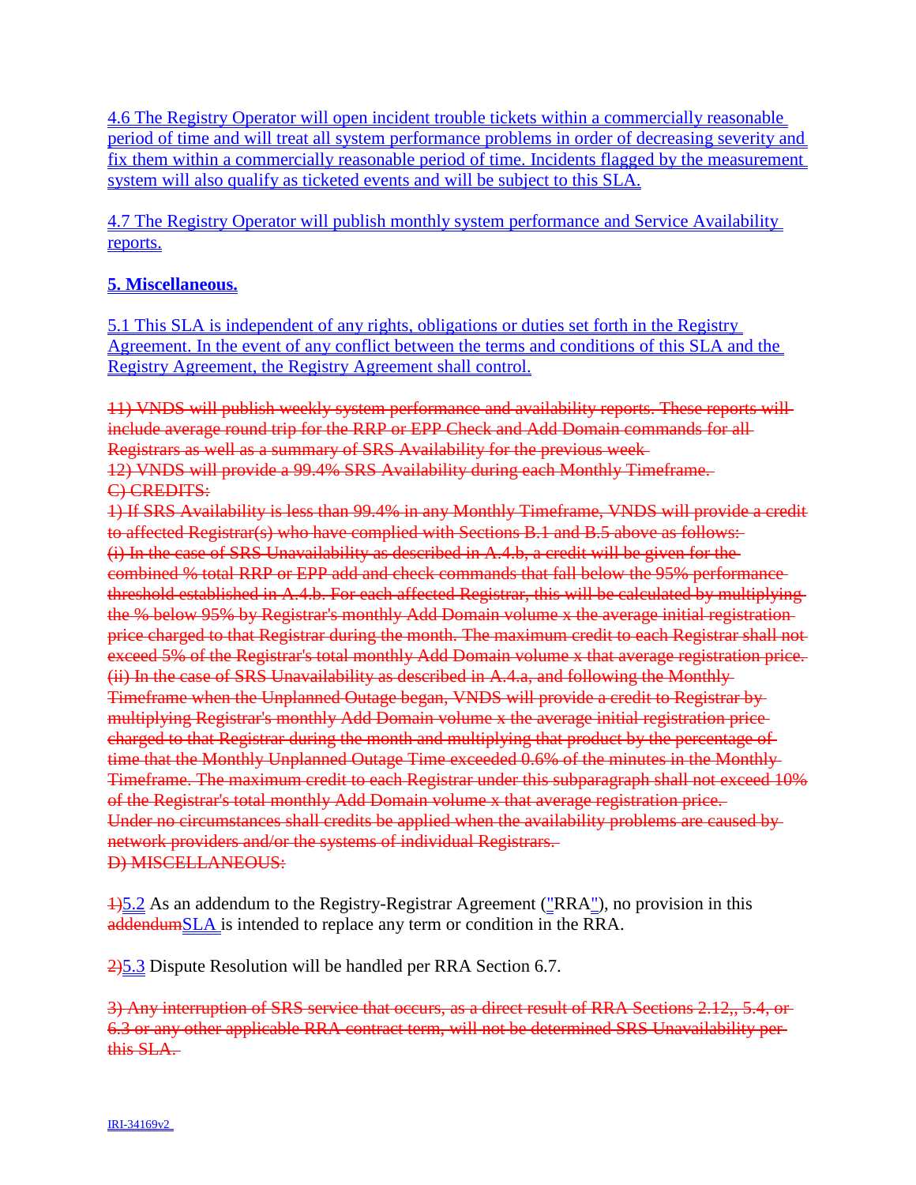4.6 The Registry Operator will open incident trouble tickets within a commercially reasonable period of time and will treat all system performance problems in order of decreasing severity and fix them within a commercially reasonable period of time. Incidents flagged by the measurement system will also qualify as ticketed events and will be subject to this SLA.

4.7 The Registry Operator will publish monthly system performance and Service Availability reports.

**5. Miscellaneous.**

5.1 This SLA is independent of any rights, obligations or duties set forth in the Registry Agreement. In the event of any conflict between the terms and conditions of this SLA and the Registry Agreement, the Registry Agreement shall control.

~~11) VNDS will publish weekly system performance and availability reports. These reports will include average round trip for the RRP or EPP Check and Add Domain commands for all Registrars as well as a summary of SRS Availability for the previous week~~
~~12) VNDS will provide a 99.4% SRS Availability during each Monthly Timeframe.~~
~~C) CREDITS:~~
~~1) If SRS Availability is less than 99.4% in any Monthly Timeframe, VNDS will provide a credit to affected Registrar(s) who have complied with Sections B.1 and B.5 above as follows:~~
~~(i) In the case of SRS Unavailability as described in A.4.b, a credit will be given for the combined % total RRP or EPP add and check commands that fall below the 95% performance threshold established in A.4.b. For each affected Registrar, this will be calculated by multiplying the % below 95% by Registrar's monthly Add Domain volume x the average initial registration price charged to that Registrar during the month. The maximum credit to each Registrar shall not exceed 5% of the Registrar's total monthly Add Domain volume x that average registration price.~~
~~(ii) In the case of SRS Unavailability as described in A.4.a, and following the Monthly Timeframe when the Unplanned Outage began, VNDS will provide a credit to Registrar by multiplying Registrar's monthly Add Domain volume x the average initial registration price charged to that Registrar during the month and multiplying that product by the percentage of time that the Monthly Unplanned Outage Time exceeded 0.6% of the minutes in the Monthly Timeframe. The maximum credit to each Registrar under this subparagraph shall not exceed 10% of the Registrar's total monthly Add Domain volume x that average registration price.~~
~~Under no circumstances shall credits be applied when the availability problems are caused by network providers and/or the systems of individual Registrars.~~
~~D) MISCELLANEOUS:~~

~~1)~~5.2 As an addendum to the Registry-Registrar Agreement ("RRA"), no provision in this ~~addendum~~SLA is intended to replace any term or condition in the RRA.

~~2)~~5.3 Dispute Resolution will be handled per RRA Section 6.7.

~~3) Any interruption of SRS service that occurs, as a direct result of RRA Sections 2.12,, 5.4, or 6.3 or any other applicable RRA contract term, will not be determined SRS Unavailability per this SLA.~~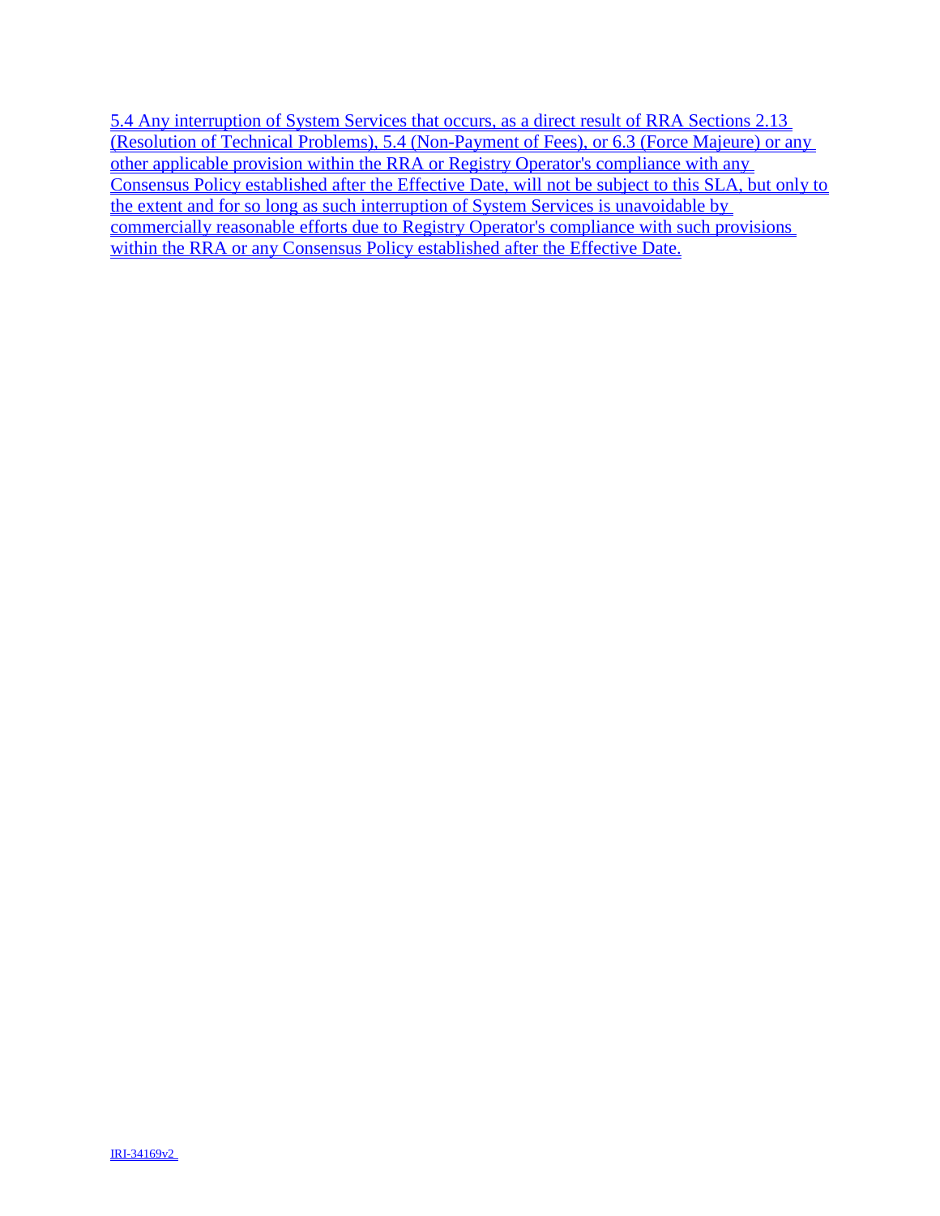5.4 Any interruption of System Services that occurs, as a direct result of RRA Sections 2.13 (Resolution of Technical Problems), 5.4 (Non-Payment of Fees), or 6.3 (Force Majeure) or any other applicable provision within the RRA or Registry Operator's compliance with any Consensus Policy established after the Effective Date, will not be subject to this SLA, but only to the extent and for so long as such interruption of System Services is unavoidable by commercially reasonable efforts due to Registry Operator's compliance with such provisions within the RRA or any Consensus Policy established after the Effective Date.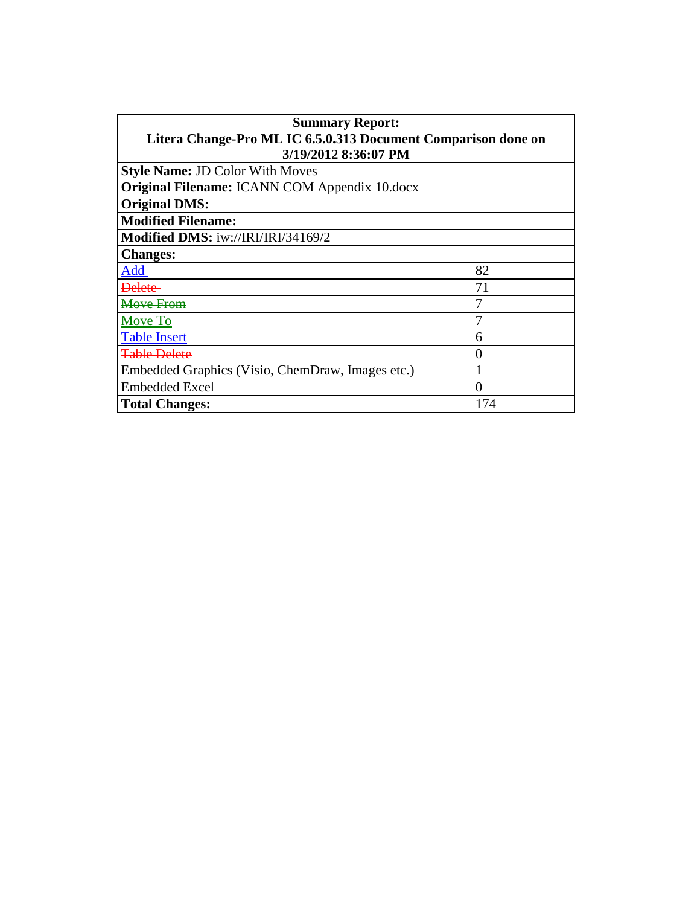| Summary Report: Litera Change-Pro ML IC 6.5.0.313 Document Comparison done on 3/19/2012 8:36:07 PM | |
|---|---|
| **Style Name:** JD Color With Moves | |
| **Original Filename:** ICANN COM Appendix 10.docx | |
| **Original DMS:** | |
| **Modified Filename:** | |
| **Modified DMS:** iw://IRI/IRI/34169/2 | |
| **Changes:** | |
| Add | 82 |
| Delete | 71 |
| Move From | 7 |
| Move To | 7 |
| Table Insert | 6 |
| Table Delete | 0 |
| Embedded Graphics (Visio, ChemDraw, Images etc.) | 1 |
| Embedded Excel | 0 |
| **Total Changes:** | 174 |